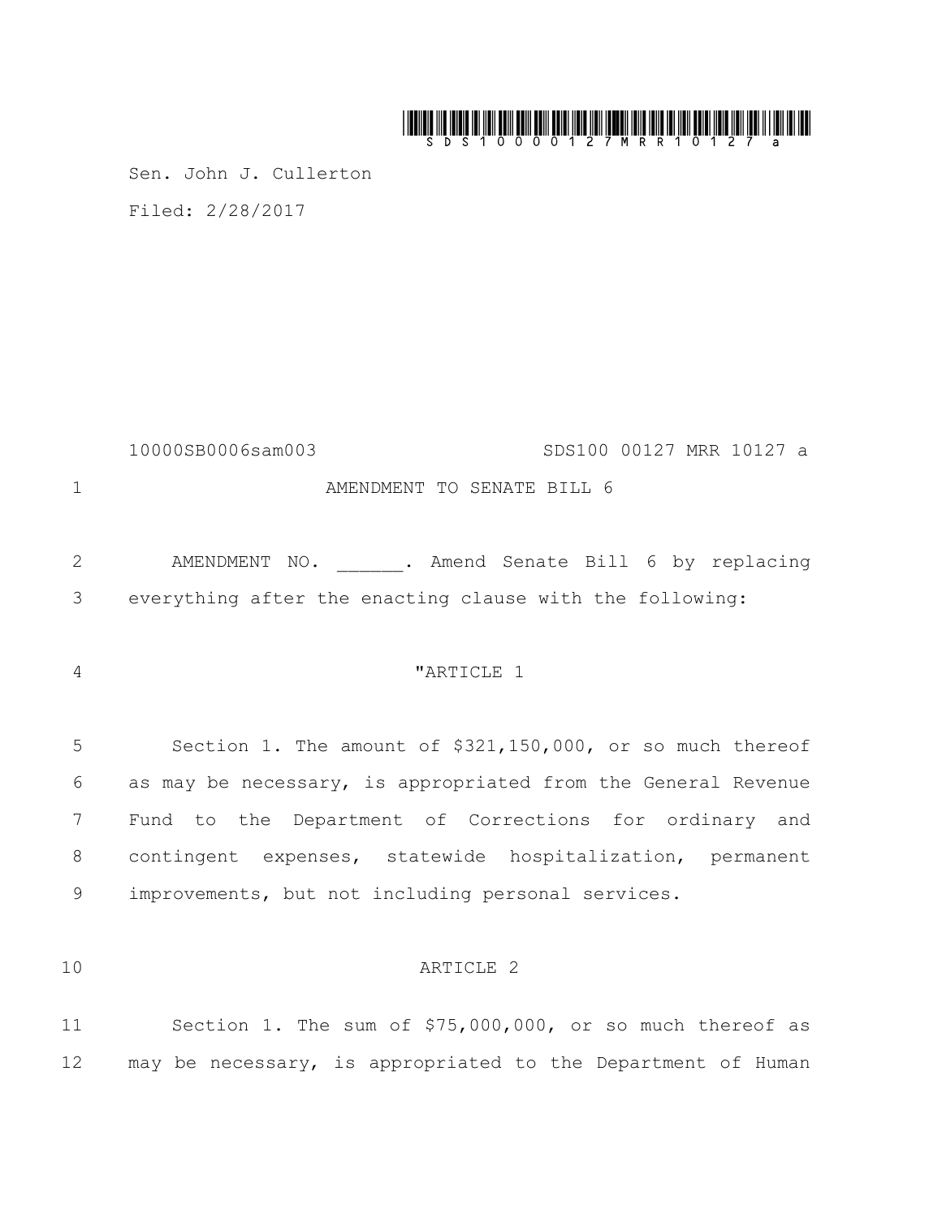Sen. John J. Cullerton

Filed: 2/28/2017

10000SB0006sam003 SDS100 00127 MRR 10127 a

AMENDMENT TO SENATE BILL 6

AMENDMENT NO. ______. Amend Senate Bill 6 by replacing everything after the enacting clause with the following:

"ARTICLE 1

Section 1. The amount of $321,150,000, or so much thereof as may be necessary, is appropriated from the General Revenue Fund to the Department of Corrections for ordinary and contingent expenses, statewide hospitalization, permanent improvements, but not including personal services.

ARTICLE 2

Section 1. The sum of $75,000,000, or so much thereof as may be necessary, is appropriated to the Department of Human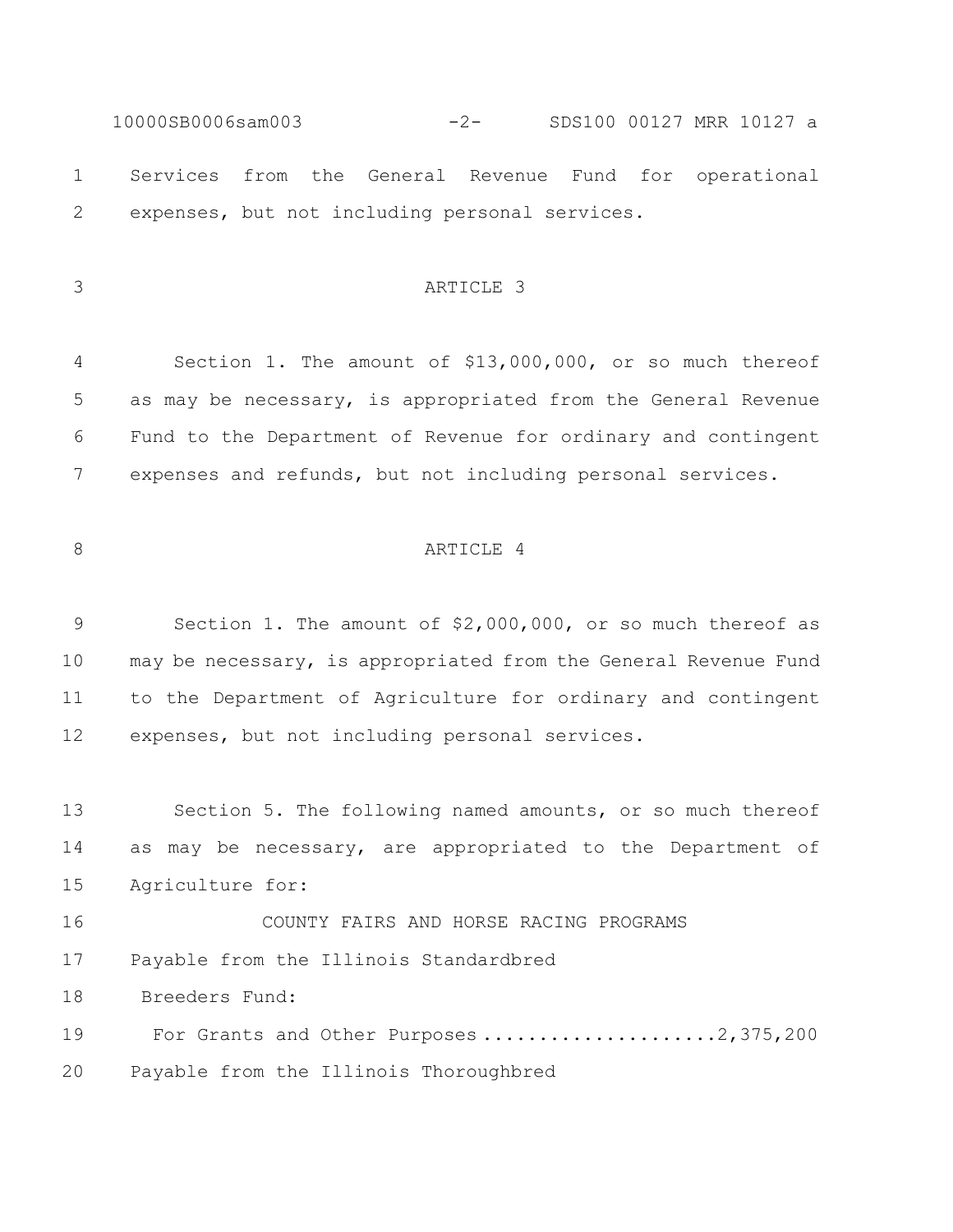Services from the General Revenue Fund for operational expenses, but not including personal services.

ARTICLE 3

Section 1. The amount of $13,000,000, or so much thereof as may be necessary, is appropriated from the General Revenue Fund to the Department of Revenue for ordinary and contingent expenses and refunds, but not including personal services.

ARTICLE 4

Section 1. The amount of $2,000,000, or so much thereof as may be necessary, is appropriated from the General Revenue Fund to the Department of Agriculture for ordinary and contingent expenses, but not including personal services.

Section 5. The following named amounts, or so much thereof as may be necessary, are appropriated to the Department of Agriculture for:

COUNTY FAIRS AND HORSE RACING PROGRAMS

Payable from the Illinois Standardbred Breeders Fund:

For Grants and Other Purposes .....................2,375,200

Payable from the Illinois Thoroughbred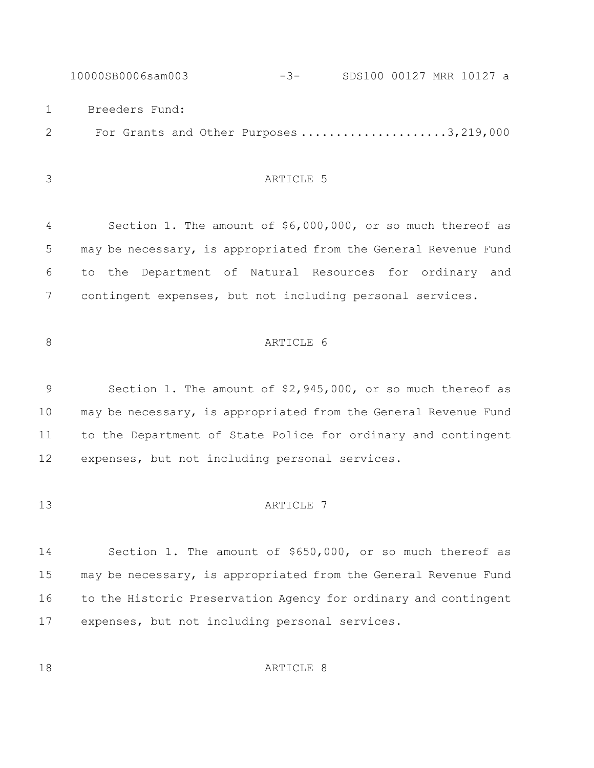Breeders Fund:

For Grants and Other Purposes ....................3,219,000

## ARTICLE 5

Section 1. The amount of $6,000,000, or so much thereof as may be necessary, is appropriated from the General Revenue Fund to the Department of Natural Resources for ordinary and contingent expenses, but not including personal services.

## ARTICLE 6

Section 1. The amount of $2,945,000, or so much thereof as may be necessary, is appropriated from the General Revenue Fund to the Department of State Police for ordinary and contingent expenses, but not including personal services.

## ARTICLE 7

Section 1. The amount of $650,000, or so much thereof as may be necessary, is appropriated from the General Revenue Fund to the Historic Preservation Agency for ordinary and contingent expenses, but not including personal services.

## ARTICLE 8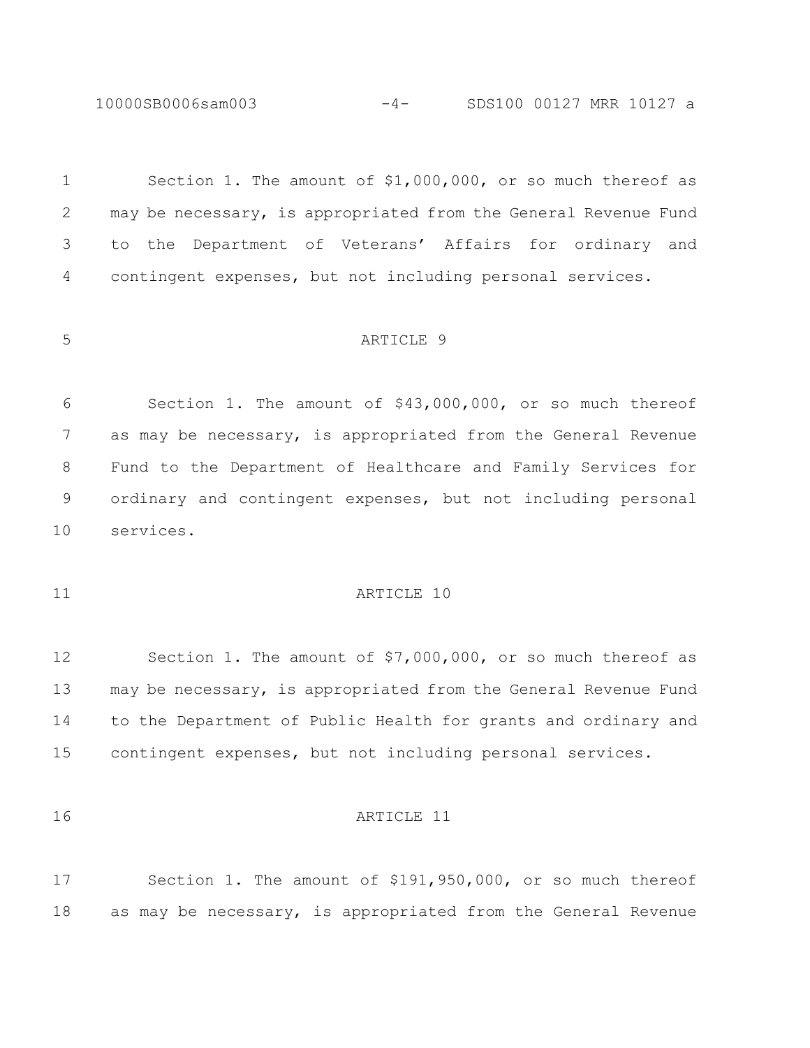Section 1. The amount of $1,000,000, or so much thereof as may be necessary, is appropriated from the General Revenue Fund to the Department of Veterans' Affairs for ordinary and contingent expenses, but not including personal services.

## ARTICLE 9

Section 1. The amount of $43,000,000, or so much thereof as may be necessary, is appropriated from the General Revenue Fund to the Department of Healthcare and Family Services for ordinary and contingent expenses, but not including personal services.

## ARTICLE 10

Section 1. The amount of $7,000,000, or so much thereof as may be necessary, is appropriated from the General Revenue Fund to the Department of Public Health for grants and ordinary and contingent expenses, but not including personal services.

## ARTICLE 11

Section 1. The amount of $191,950,000, or so much thereof as may be necessary, is appropriated from the General Revenue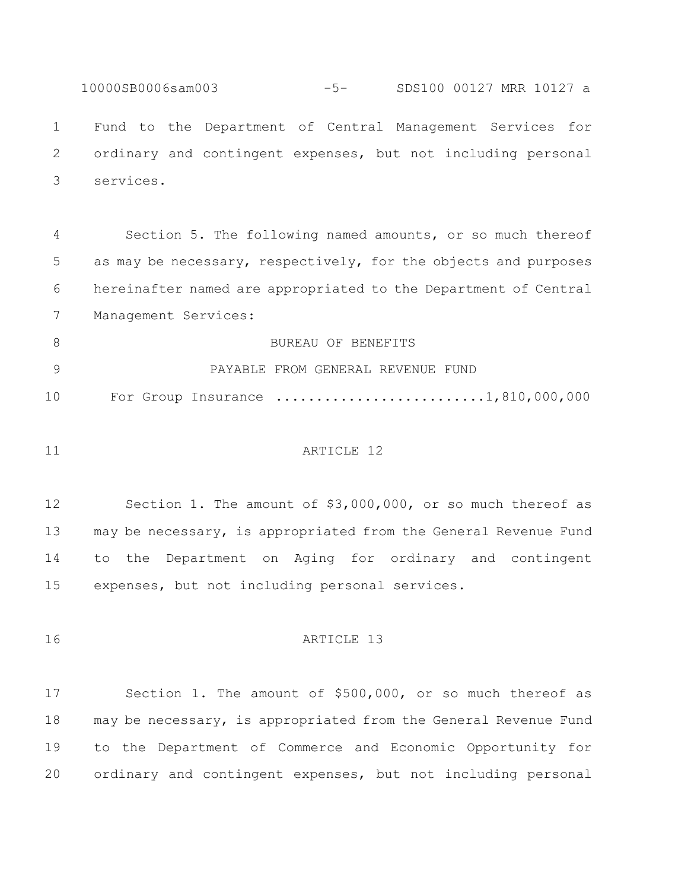Fund to the Department of Central Management Services for ordinary and contingent expenses, but not including personal services.

Section 5. The following named amounts, or so much thereof as may be necessary, respectively, for the objects and purposes hereinafter named are appropriated to the Department of Central Management Services:

BUREAU OF BENEFITS

PAYABLE FROM GENERAL REVENUE FUND

For Group Insurance ..........................1,810,000,000

ARTICLE 12

Section 1. The amount of $3,000,000, or so much thereof as may be necessary, is appropriated from the General Revenue Fund to the Department on Aging for ordinary and contingent expenses, but not including personal services.

ARTICLE 13

Section 1. The amount of $500,000, or so much thereof as may be necessary, is appropriated from the General Revenue Fund to the Department of Commerce and Economic Opportunity for ordinary and contingent expenses, but not including personal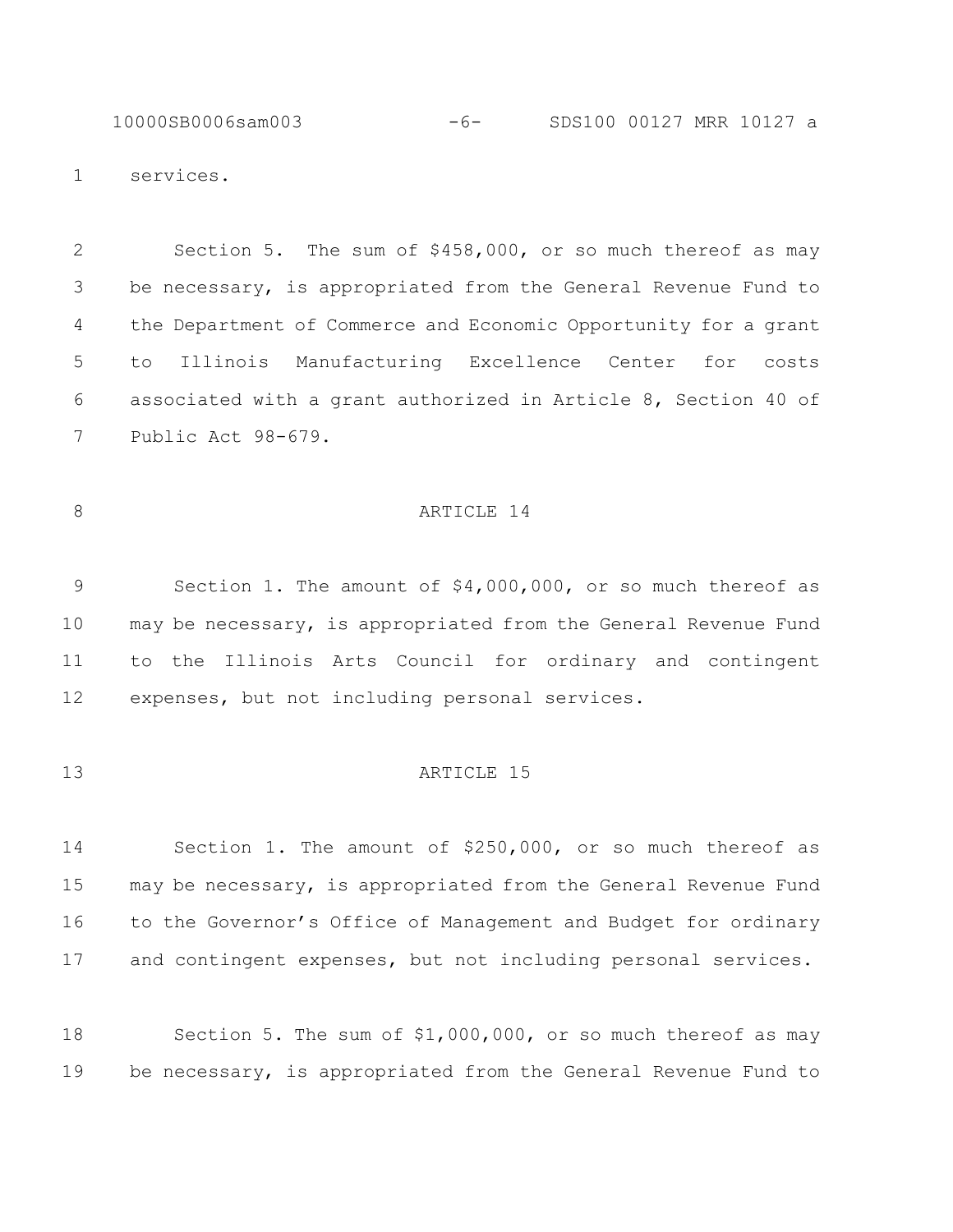services.

Section 5. The sum of $458,000, or so much thereof as may be necessary, is appropriated from the General Revenue Fund to the Department of Commerce and Economic Opportunity for a grant to Illinois Manufacturing Excellence Center for costs associated with a grant authorized in Article 8, Section 40 of Public Act 98-679.

## ARTICLE 14

Section 1. The amount of $4,000,000, or so much thereof as may be necessary, is appropriated from the General Revenue Fund to the Illinois Arts Council for ordinary and contingent expenses, but not including personal services.

## ARTICLE 15

Section 1. The amount of $250,000, or so much thereof as may be necessary, is appropriated from the General Revenue Fund to the Governor's Office of Management and Budget for ordinary and contingent expenses, but not including personal services.

Section 5. The sum of $1,000,000, or so much thereof as may be necessary, is appropriated from the General Revenue Fund to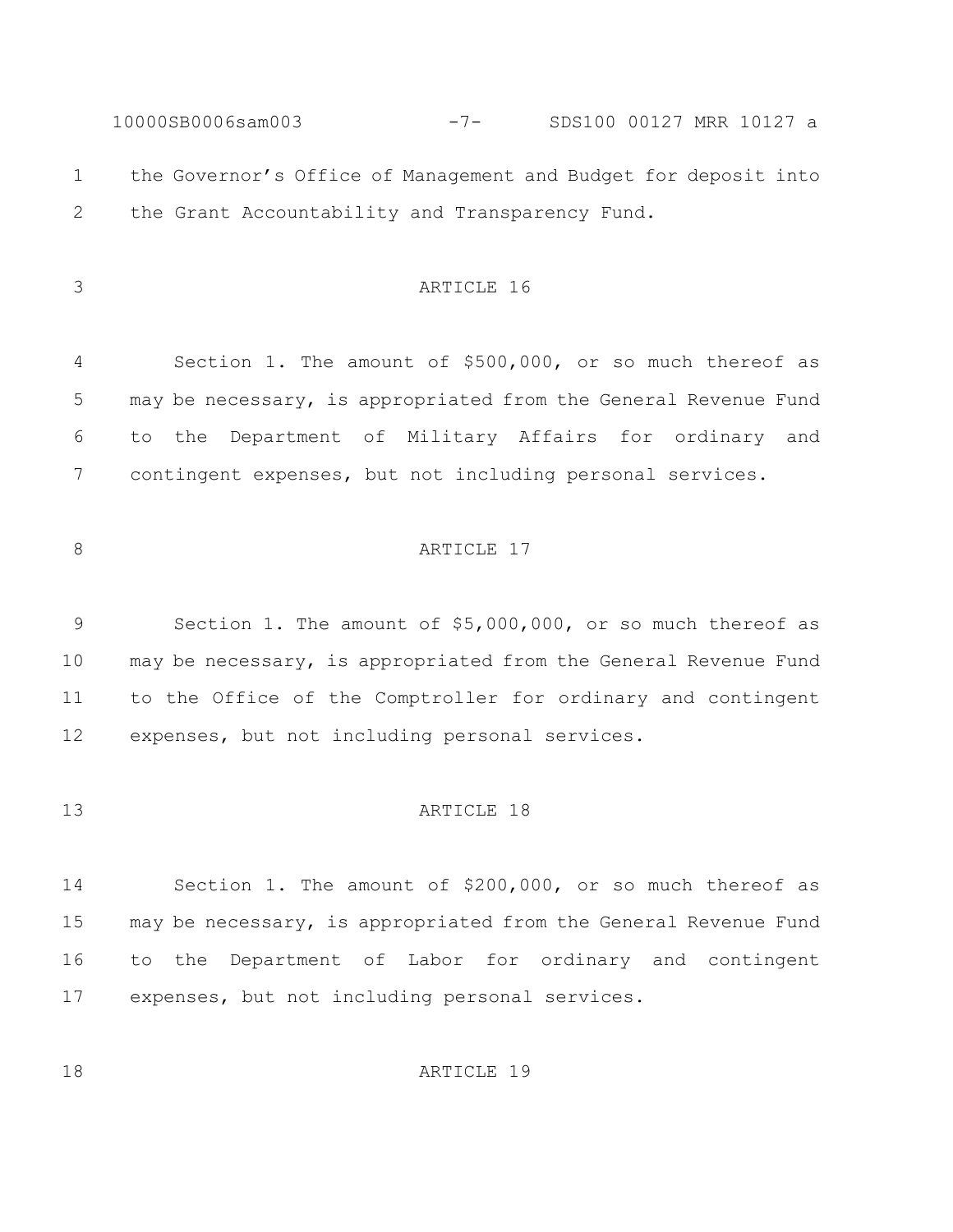the Governor's Office of Management and Budget for deposit into the Grant Accountability and Transparency Fund.

ARTICLE 16

Section 1. The amount of $500,000, or so much thereof as may be necessary, is appropriated from the General Revenue Fund to the Department of Military Affairs for ordinary and contingent expenses, but not including personal services.

ARTICLE 17

Section 1. The amount of $5,000,000, or so much thereof as may be necessary, is appropriated from the General Revenue Fund to the Office of the Comptroller for ordinary and contingent expenses, but not including personal services.

ARTICLE 18

Section 1. The amount of $200,000, or so much thereof as may be necessary, is appropriated from the General Revenue Fund to the Department of Labor for ordinary and contingent expenses, but not including personal services.

ARTICLE 19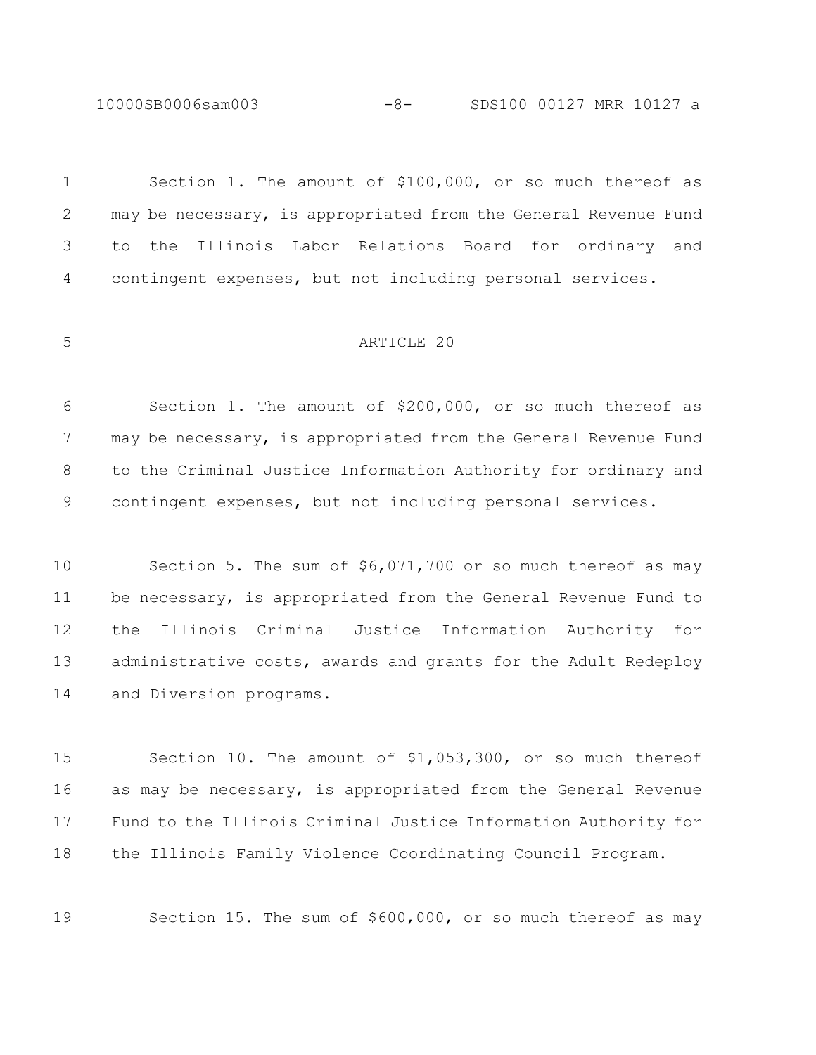Section 1. The amount of $100,000, or so much thereof as may be necessary, is appropriated from the General Revenue Fund to the Illinois Labor Relations Board for ordinary and contingent expenses, but not including personal services.

## ARTICLE 20

Section 1. The amount of $200,000, or so much thereof as may be necessary, is appropriated from the General Revenue Fund to the Criminal Justice Information Authority for ordinary and contingent expenses, but not including personal services.

Section 5. The sum of $6,071,700 or so much thereof as may be necessary, is appropriated from the General Revenue Fund to the Illinois Criminal Justice Information Authority for administrative costs, awards and grants for the Adult Redeploy and Diversion programs.

Section 10. The amount of $1,053,300, or so much thereof as may be necessary, is appropriated from the General Revenue Fund to the Illinois Criminal Justice Information Authority for the Illinois Family Violence Coordinating Council Program.

Section 15. The sum of $600,000, or so much thereof as may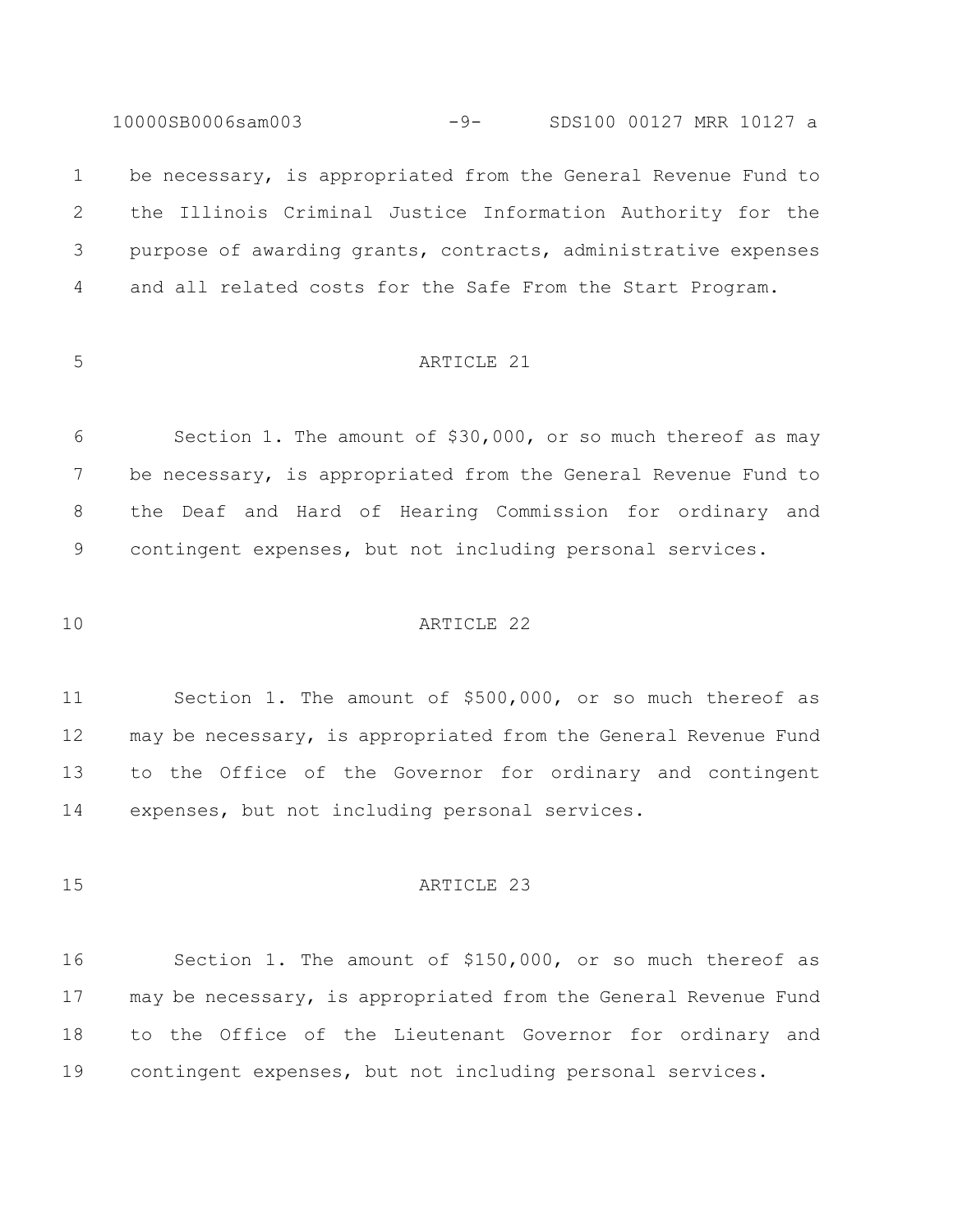be necessary, is appropriated from the General Revenue Fund to the Illinois Criminal Justice Information Authority for the purpose of awarding grants, contracts, administrative expenses and all related costs for the Safe From the Start Program.

## ARTICLE 21

Section 1. The amount of $30,000, or so much thereof as may be necessary, is appropriated from the General Revenue Fund to the Deaf and Hard of Hearing Commission for ordinary and contingent expenses, but not including personal services.

## ARTICLE 22

Section 1. The amount of $500,000, or so much thereof as may be necessary, is appropriated from the General Revenue Fund to the Office of the Governor for ordinary and contingent expenses, but not including personal services.

## ARTICLE 23

Section 1. The amount of $150,000, or so much thereof as may be necessary, is appropriated from the General Revenue Fund to the Office of the Lieutenant Governor for ordinary and contingent expenses, but not including personal services.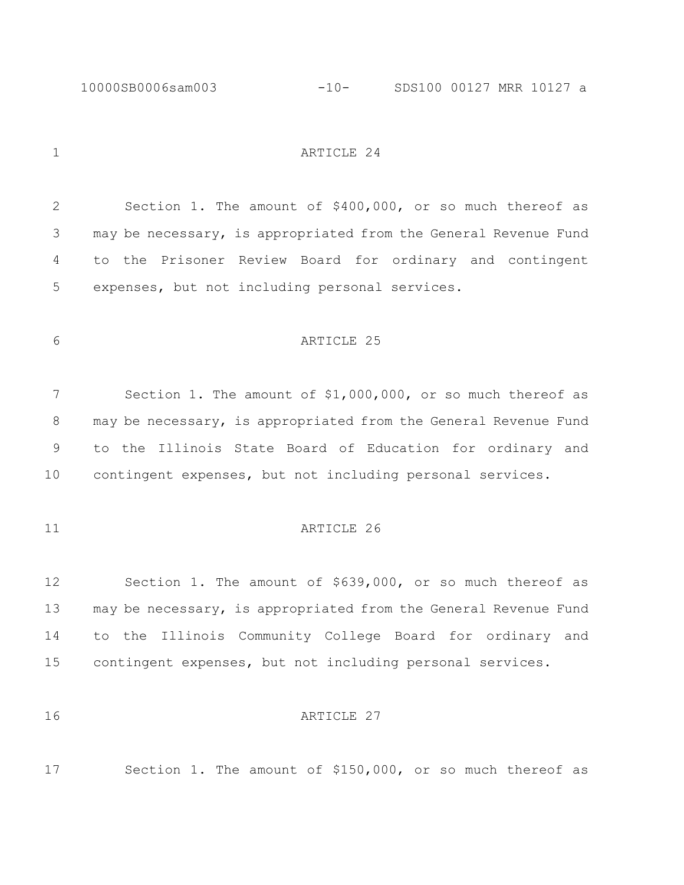ARTICLE 24

Section 1. The amount of $400,000, or so much thereof as may be necessary, is appropriated from the General Revenue Fund to the Prisoner Review Board for ordinary and contingent expenses, but not including personal services.

ARTICLE 25

Section 1. The amount of $1,000,000, or so much thereof as may be necessary, is appropriated from the General Revenue Fund to the Illinois State Board of Education for ordinary and contingent expenses, but not including personal services.

ARTICLE 26

Section 1. The amount of $639,000, or so much thereof as may be necessary, is appropriated from the General Revenue Fund to the Illinois Community College Board for ordinary and contingent expenses, but not including personal services.

ARTICLE 27

Section 1. The amount of $150,000, or so much thereof as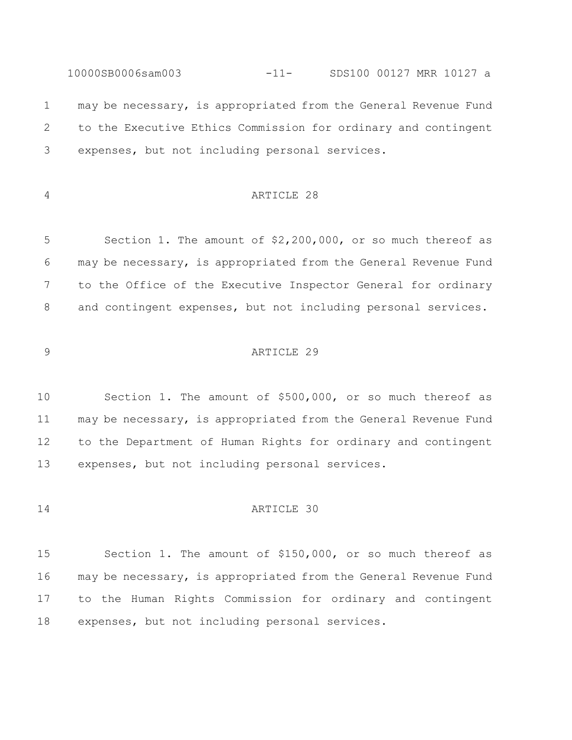may be necessary, is appropriated from the General Revenue Fund to the Executive Ethics Commission for ordinary and contingent expenses, but not including personal services.

ARTICLE 28

Section 1. The amount of $2,200,000, or so much thereof as may be necessary, is appropriated from the General Revenue Fund to the Office of the Executive Inspector General for ordinary and contingent expenses, but not including personal services.

ARTICLE 29

Section 1. The amount of $500,000, or so much thereof as may be necessary, is appropriated from the General Revenue Fund to the Department of Human Rights for ordinary and contingent expenses, but not including personal services.

ARTICLE 30

Section 1. The amount of $150,000, or so much thereof as may be necessary, is appropriated from the General Revenue Fund to the Human Rights Commission for ordinary and contingent expenses, but not including personal services.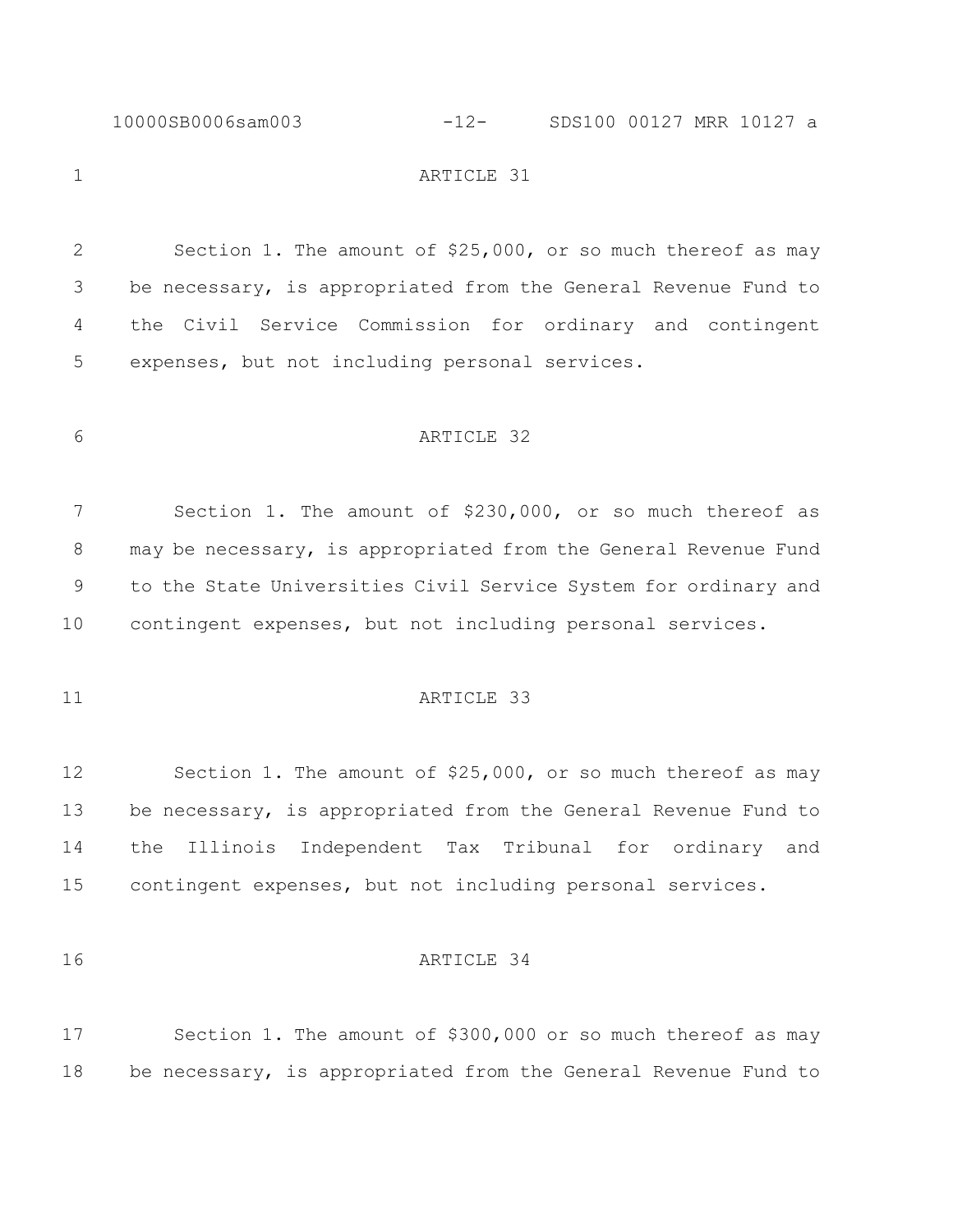ARTICLE 31

Section 1. The amount of $25,000, or so much thereof as may be necessary, is appropriated from the General Revenue Fund to the Civil Service Commission for ordinary and contingent expenses, but not including personal services.

ARTICLE 32

Section 1. The amount of $230,000, or so much thereof as may be necessary, is appropriated from the General Revenue Fund to the State Universities Civil Service System for ordinary and contingent expenses, but not including personal services.

ARTICLE 33

Section 1. The amount of $25,000, or so much thereof as may be necessary, is appropriated from the General Revenue Fund to the Illinois Independent Tax Tribunal for ordinary and contingent expenses, but not including personal services.

ARTICLE 34

Section 1. The amount of $300,000 or so much thereof as may be necessary, is appropriated from the General Revenue Fund to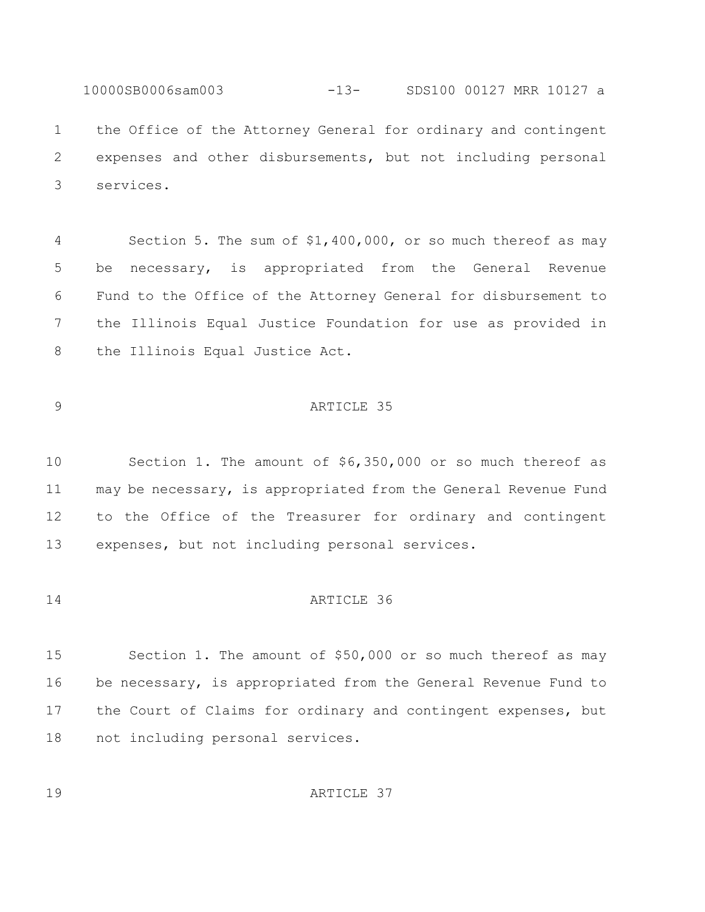the Office of the Attorney General for ordinary and contingent expenses and other disbursements, but not including personal services.

Section 5. The sum of $1,400,000, or so much thereof as may be necessary, is appropriated from the General Revenue Fund to the Office of the Attorney General for disbursement to the Illinois Equal Justice Foundation for use as provided in the Illinois Equal Justice Act.

ARTICLE 35

Section 1. The amount of $6,350,000 or so much thereof as may be necessary, is appropriated from the General Revenue Fund to the Office of the Treasurer for ordinary and contingent expenses, but not including personal services.

ARTICLE 36

Section 1. The amount of $50,000 or so much thereof as may be necessary, is appropriated from the General Revenue Fund to the Court of Claims for ordinary and contingent expenses, but not including personal services.

ARTICLE 37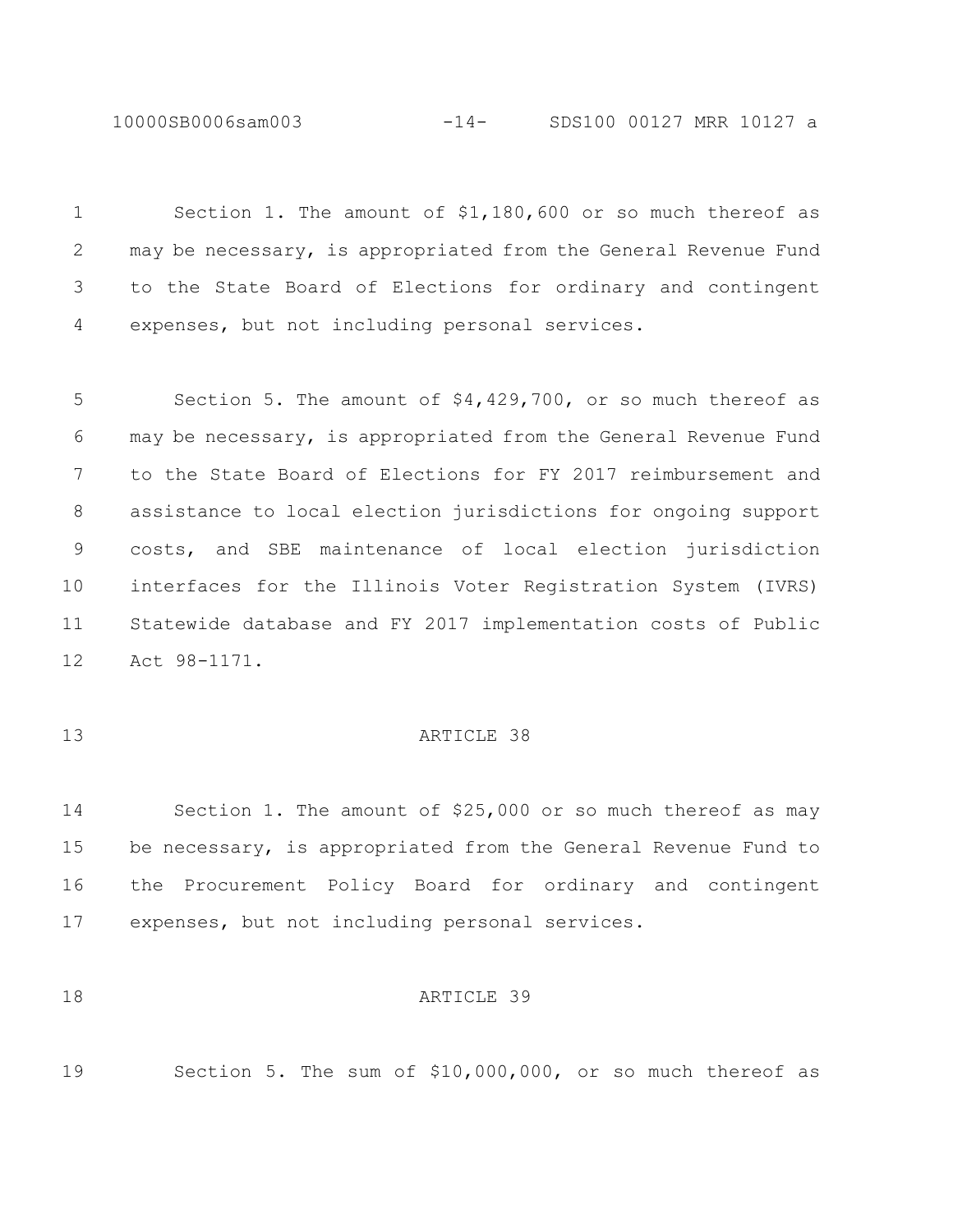Section 1. The amount of $1,180,600 or so much thereof as may be necessary, is appropriated from the General Revenue Fund to the State Board of Elections for ordinary and contingent expenses, but not including personal services.

Section 5. The amount of $4,429,700, or so much thereof as may be necessary, is appropriated from the General Revenue Fund to the State Board of Elections for FY 2017 reimbursement and assistance to local election jurisdictions for ongoing support costs, and SBE maintenance of local election jurisdiction interfaces for the Illinois Voter Registration System (IVRS) Statewide database and FY 2017 implementation costs of Public Act 98-1171.

## ARTICLE 38

Section 1. The amount of $25,000 or so much thereof as may be necessary, is appropriated from the General Revenue Fund to the Procurement Policy Board for ordinary and contingent expenses, but not including personal services.

## ARTICLE 39

Section 5. The sum of $10,000,000, or so much thereof as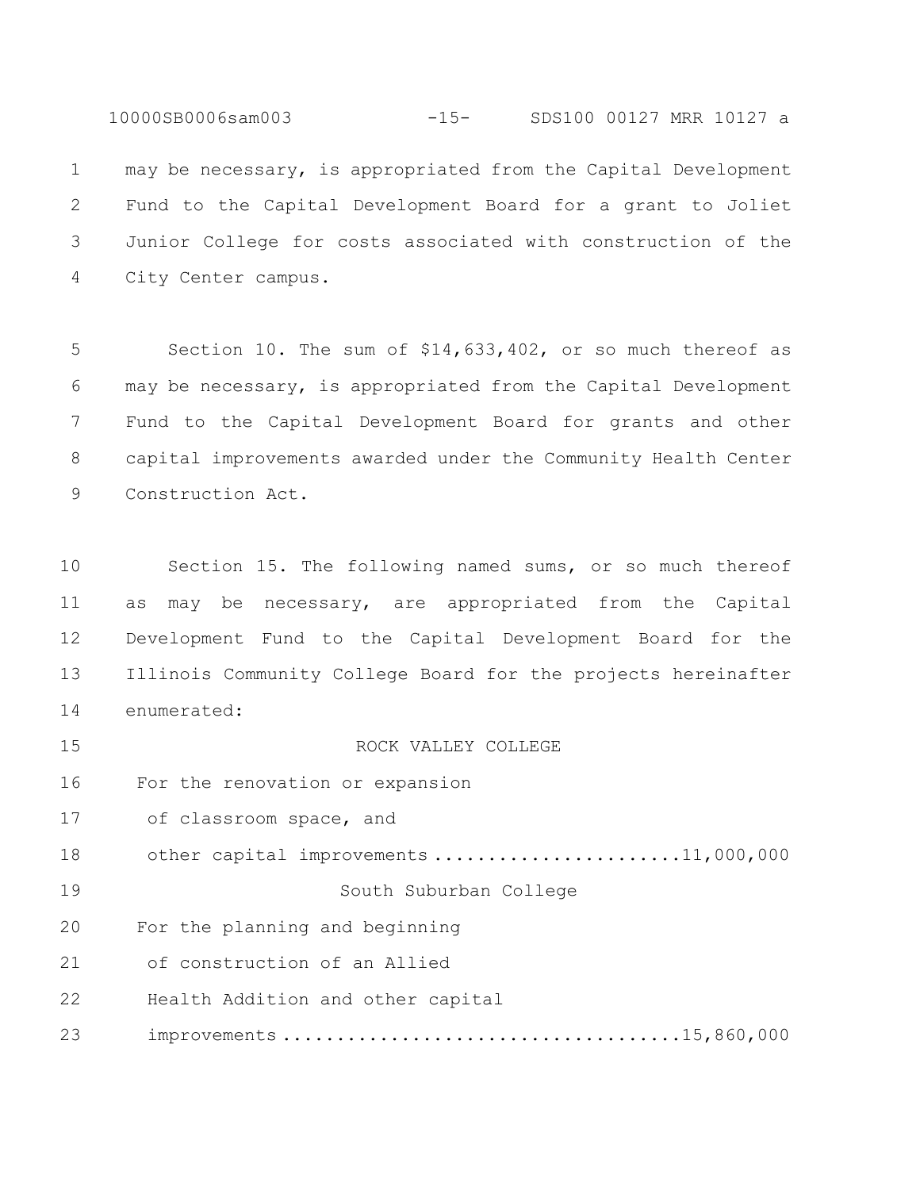may be necessary, is appropriated from the Capital Development Fund to the Capital Development Board for a grant to Joliet Junior College for costs associated with construction of the City Center campus.

Section 10. The sum of $14,633,402, or so much thereof as may be necessary, is appropriated from the Capital Development Fund to the Capital Development Board for grants and other capital improvements awarded under the Community Health Center Construction Act.

Section 15. The following named sums, or so much thereof as may be necessary, are appropriated from the Capital Development Fund to the Capital Development Board for the Illinois Community College Board for the projects hereinafter enumerated:

ROCK VALLEY COLLEGE

For the renovation or expansion of classroom space, and other capital improvements ....................... 11,000,000

South Suburban College

For the planning and beginning of construction of an Allied Health Addition and other capital improvements .................................... 15,860,000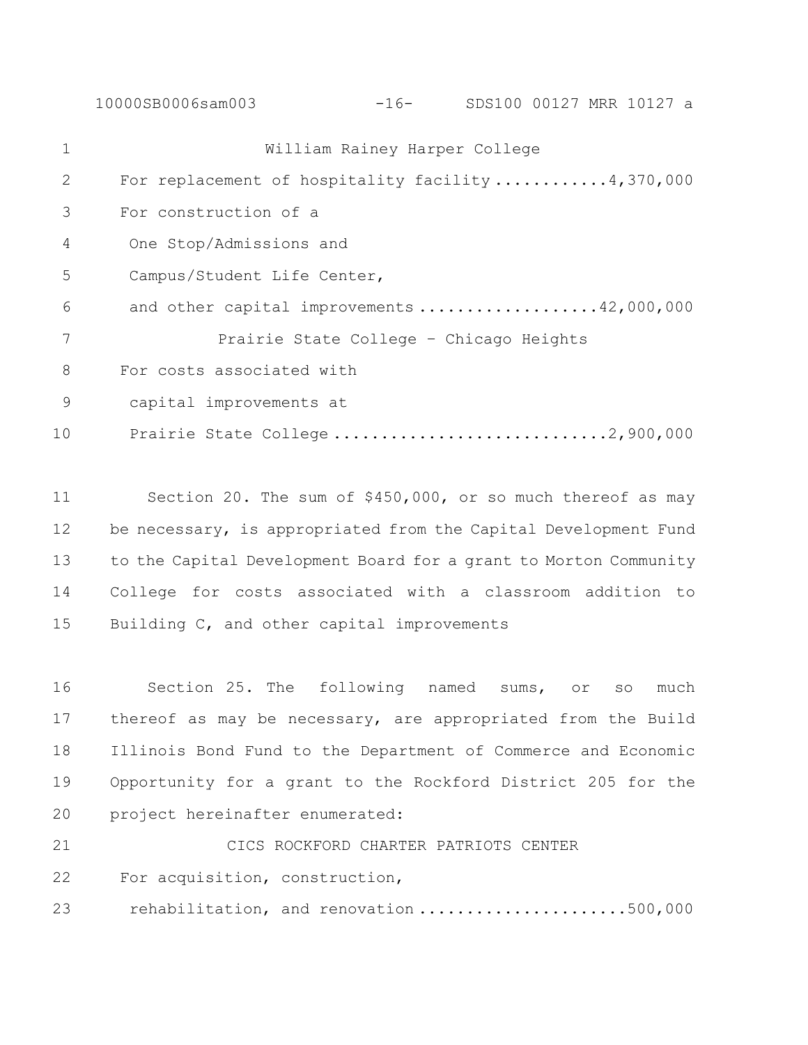William Rainey Harper College

For replacement of hospitality facility ............4,370,000

For construction of a
One Stop/Admissions and
Campus/Student Life Center,
and other capital improvements ...................42,000,000

Prairie State College – Chicago Heights

For costs associated with
capital improvements at
Prairie State College ............................2,900,000

Section 20. The sum of $450,000, or so much thereof as may be necessary, is appropriated from the Capital Development Fund to the Capital Development Board for a grant to Morton Community College for costs associated with a classroom addition to Building C, and other capital improvements

Section 25. The following named sums, or so much thereof as may be necessary, are appropriated from the Build Illinois Bond Fund to the Department of Commerce and Economic Opportunity for a grant to the Rockford District 205 for the project hereinafter enumerated:

CICS ROCKFORD CHARTER PATRIOTS CENTER

For acquisition, construction,
rehabilitation, and renovation ......................500,000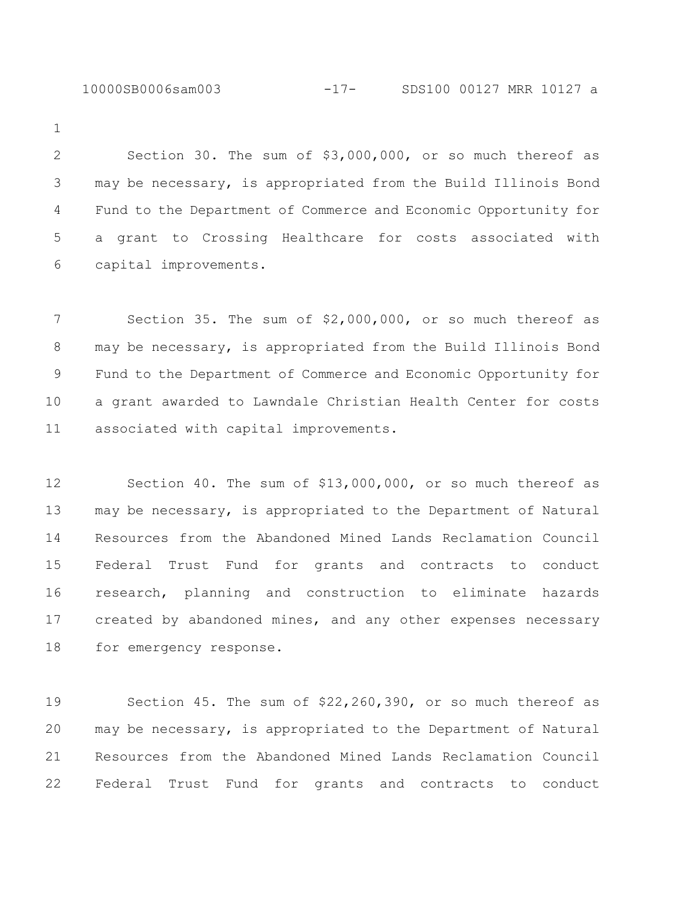Section 30. The sum of $3,000,000, or so much thereof as may be necessary, is appropriated from the Build Illinois Bond Fund to the Department of Commerce and Economic Opportunity for a grant to Crossing Healthcare for costs associated with capital improvements.

Section 35. The sum of $2,000,000, or so much thereof as may be necessary, is appropriated from the Build Illinois Bond Fund to the Department of Commerce and Economic Opportunity for a grant awarded to Lawndale Christian Health Center for costs associated with capital improvements.

Section 40. The sum of $13,000,000, or so much thereof as may be necessary, is appropriated to the Department of Natural Resources from the Abandoned Mined Lands Reclamation Council Federal Trust Fund for grants and contracts to conduct research, planning and construction to eliminate hazards created by abandoned mines, and any other expenses necessary for emergency response.

Section 45. The sum of $22,260,390, or so much thereof as may be necessary, is appropriated to the Department of Natural Resources from the Abandoned Mined Lands Reclamation Council Federal Trust Fund for grants and contracts to conduct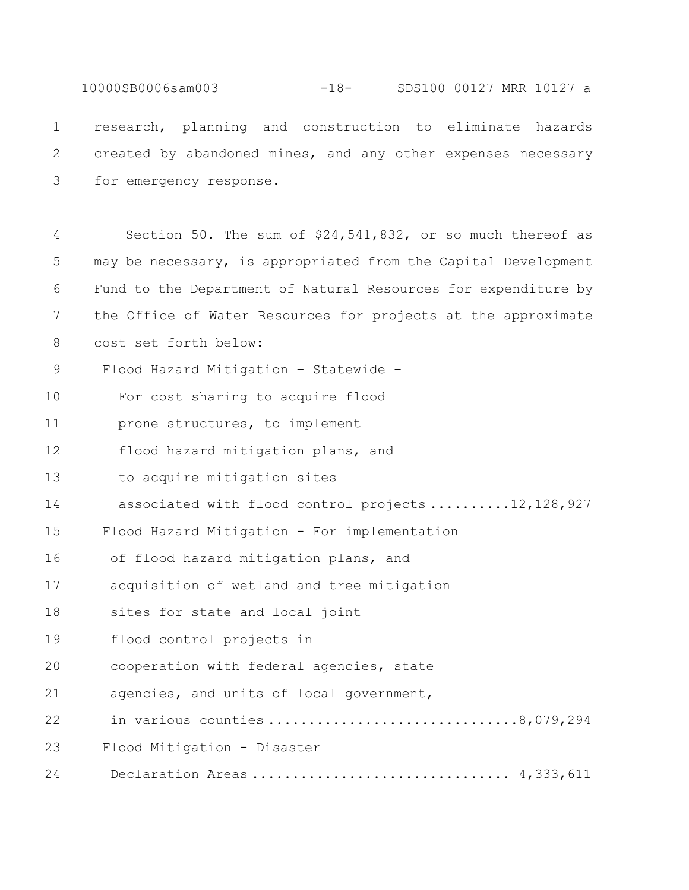research, planning and construction to eliminate hazards created by abandoned mines, and any other expenses necessary for emergency response.

Section 50. The sum of $24,541,832, or so much thereof as may be necessary, is appropriated from the Capital Development Fund to the Department of Natural Resources for expenditure by the Office of Water Resources for projects at the approximate cost set forth below:

Flood Hazard Mitigation – Statewide –
For cost sharing to acquire flood prone structures, to implement flood hazard mitigation plans, and to acquire mitigation sites associated with flood control projects ..........12,128,927

Flood Hazard Mitigation - For implementation of flood hazard mitigation plans, and acquisition of wetland and tree mitigation sites for state and local joint flood control projects in cooperation with federal agencies, state agencies, and units of local government, in various counties ..............................8,079,294

Flood Mitigation - Disaster Declaration Areas ............................... 4,333,611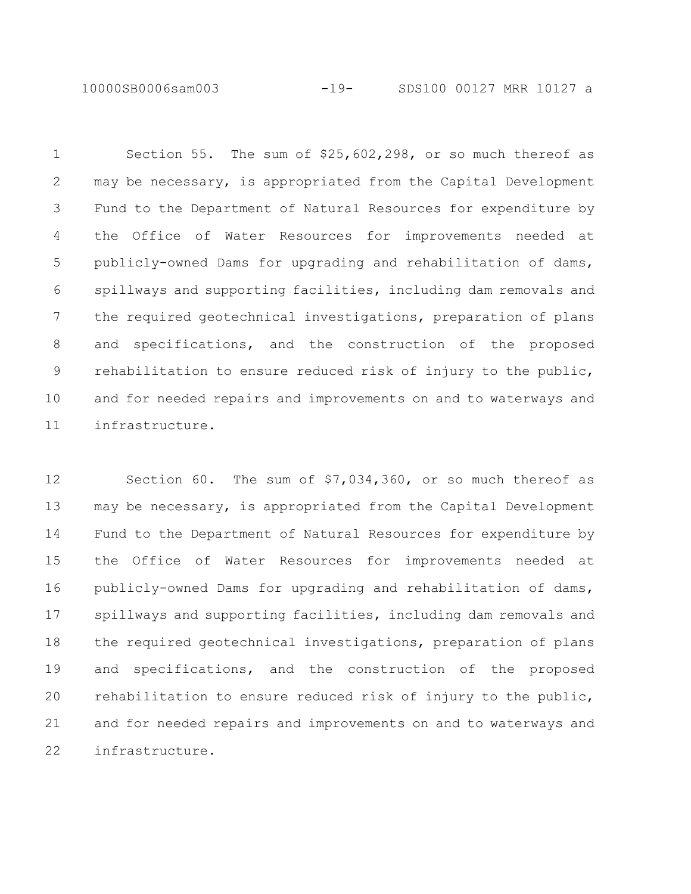Section 55. The sum of $25,602,298, or so much thereof as may be necessary, is appropriated from the Capital Development Fund to the Department of Natural Resources for expenditure by the Office of Water Resources for improvements needed at publicly-owned Dams for upgrading and rehabilitation of dams, spillways and supporting facilities, including dam removals and the required geotechnical investigations, preparation of plans and specifications, and the construction of the proposed rehabilitation to ensure reduced risk of injury to the public, and for needed repairs and improvements on and to waterways and infrastructure.

Section 60. The sum of $7,034,360, or so much thereof as may be necessary, is appropriated from the Capital Development Fund to the Department of Natural Resources for expenditure by the Office of Water Resources for improvements needed at publicly-owned Dams for upgrading and rehabilitation of dams, spillways and supporting facilities, including dam removals and the required geotechnical investigations, preparation of plans and specifications, and the construction of the proposed rehabilitation to ensure reduced risk of injury to the public, and for needed repairs and improvements on and to waterways and infrastructure.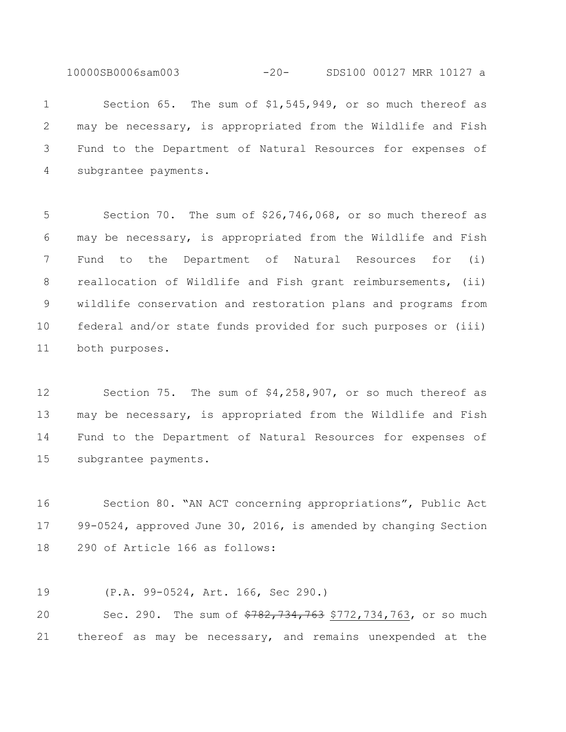Section 65. The sum of $1,545,949, or so much thereof as may be necessary, is appropriated from the Wildlife and Fish Fund to the Department of Natural Resources for expenses of subgrantee payments.

Section 70. The sum of $26,746,068, or so much thereof as may be necessary, is appropriated from the Wildlife and Fish Fund to the Department of Natural Resources for (i) reallocation of Wildlife and Fish grant reimbursements, (ii) wildlife conservation and restoration plans and programs from federal and/or state funds provided for such purposes or (iii) both purposes.

Section 75. The sum of $4,258,907, or so much thereof as may be necessary, is appropriated from the Wildlife and Fish Fund to the Department of Natural Resources for expenses of subgrantee payments.

Section 80. "AN ACT concerning appropriations", Public Act 99-0524, approved June 30, 2016, is amended by changing Section 290 of Article 166 as follows:

(P.A. 99-0524, Art. 166, Sec 290.)

Sec. 290. The sum of ~~$782,734,763~~ <u>$772,734,763</u>, or so much thereof as may be necessary, and remains unexpended at the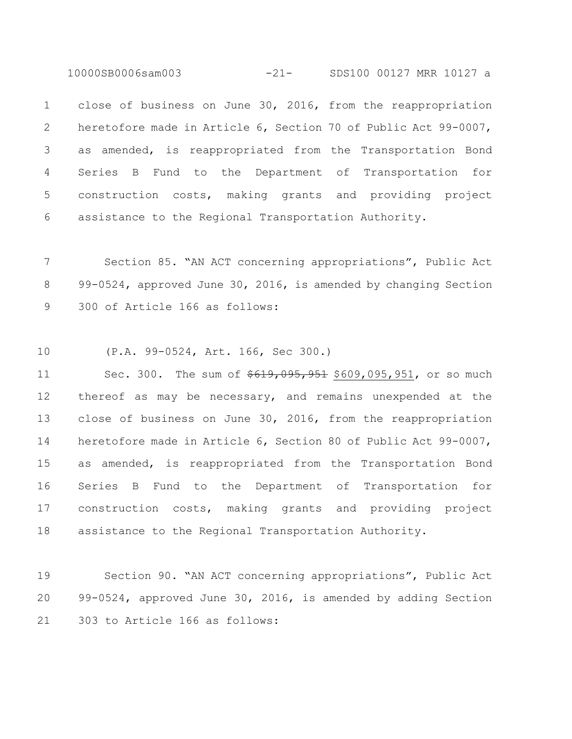close of business on June 30, 2016, from the reappropriation heretofore made in Article 6, Section 70 of Public Act 99-0007, as amended, is reappropriated from the Transportation Bond Series B Fund to the Department of Transportation for construction costs, making grants and providing project assistance to the Regional Transportation Authority.

Section 85. "AN ACT concerning appropriations", Public Act 99-0524, approved June 30, 2016, is amended by changing Section 300 of Article 166 as follows:

(P.A. 99-0524, Art. 166, Sec 300.)

Sec. 300. The sum of ~~$619,095,951~~ $609,095,951, or so much thereof as may be necessary, and remains unexpended at the close of business on June 30, 2016, from the reappropriation heretofore made in Article 6, Section 80 of Public Act 99-0007, as amended, is reappropriated from the Transportation Bond Series B Fund to the Department of Transportation for construction costs, making grants and providing project assistance to the Regional Transportation Authority.

Section 90. "AN ACT concerning appropriations", Public Act 99-0524, approved June 30, 2016, is amended by adding Section 303 to Article 166 as follows: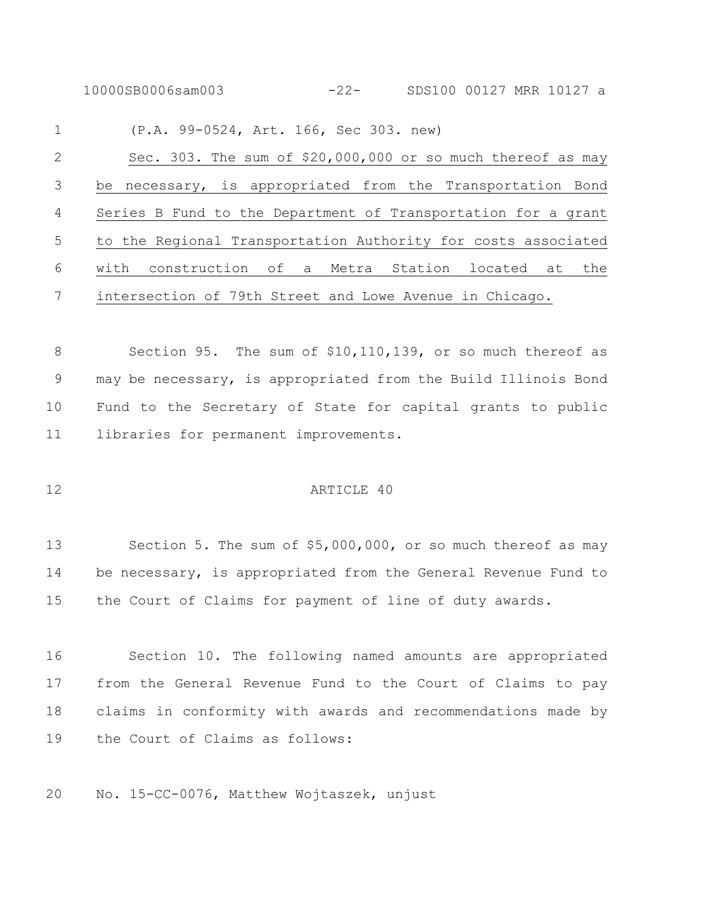(P.A. 99-0524, Art. 166, Sec 303. new)

Sec. 303. The sum of $20,000,000 or so much thereof as may be necessary, is appropriated from the Transportation Bond Series B Fund to the Department of Transportation for a grant to the Regional Transportation Authority for costs associated with construction of a Metra Station located at the intersection of 79th Street and Lowe Avenue in Chicago.

Section 95. The sum of $10,110,139, or so much thereof as may be necessary, is appropriated from the Build Illinois Bond Fund to the Secretary of State for capital grants to public libraries for permanent improvements.

ARTICLE 40

Section 5. The sum of $5,000,000, or so much thereof as may be necessary, is appropriated from the General Revenue Fund to the Court of Claims for payment of line of duty awards.

Section 10. The following named amounts are appropriated from the General Revenue Fund to the Court of Claims to pay claims in conformity with awards and recommendations made by the Court of Claims as follows:

No. 15-CC-0076, Matthew Wojtaszek, unjust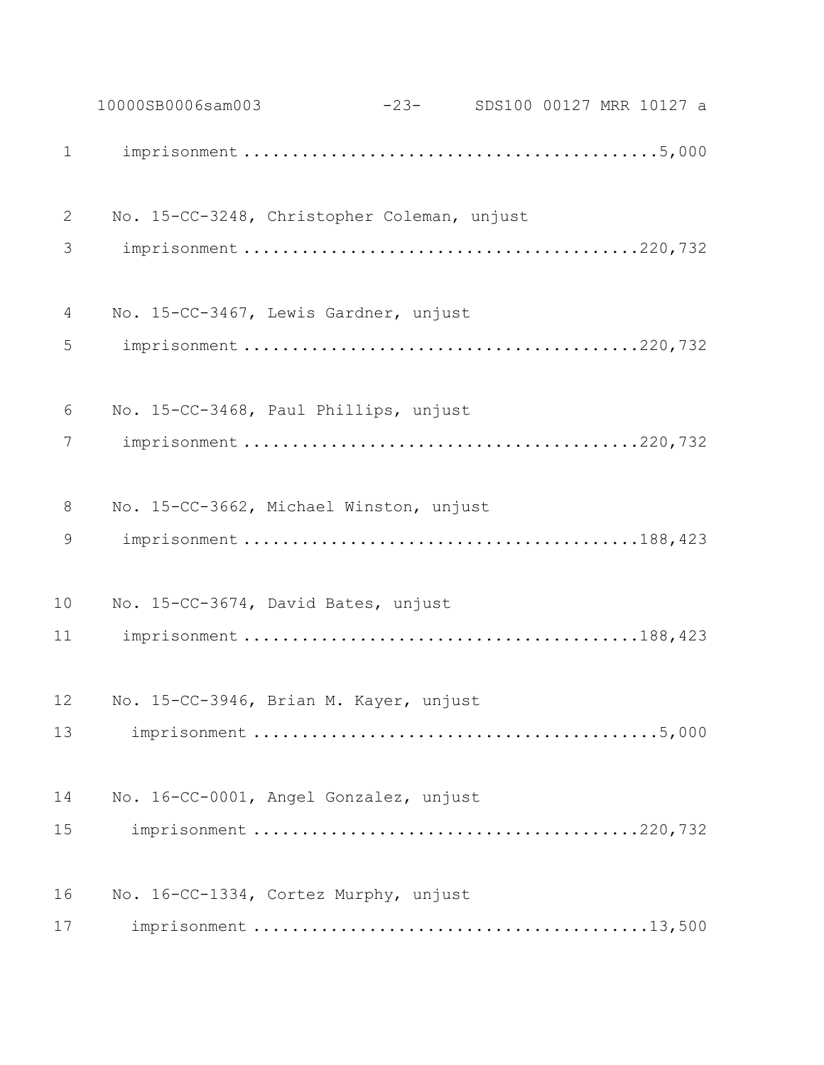imprisonment ........................................5,000

No. 15-CC-3248, Christopher Coleman, unjust
imprisonment ........................................220,732

No. 15-CC-3467, Lewis Gardner, unjust
imprisonment ........................................220,732

No. 15-CC-3468, Paul Phillips, unjust
imprisonment ........................................220,732

No. 15-CC-3662, Michael Winston, unjust
imprisonment ........................................188,423

No. 15-CC-3674, David Bates, unjust
imprisonment ........................................188,423

No. 15-CC-3946, Brian M. Kayer, unjust
imprisonment ........................................5,000

No. 16-CC-0001, Angel Gonzalez, unjust
imprisonment ........................................220,732

No. 16-CC-1334, Cortez Murphy, unjust
imprisonment ........................................13,500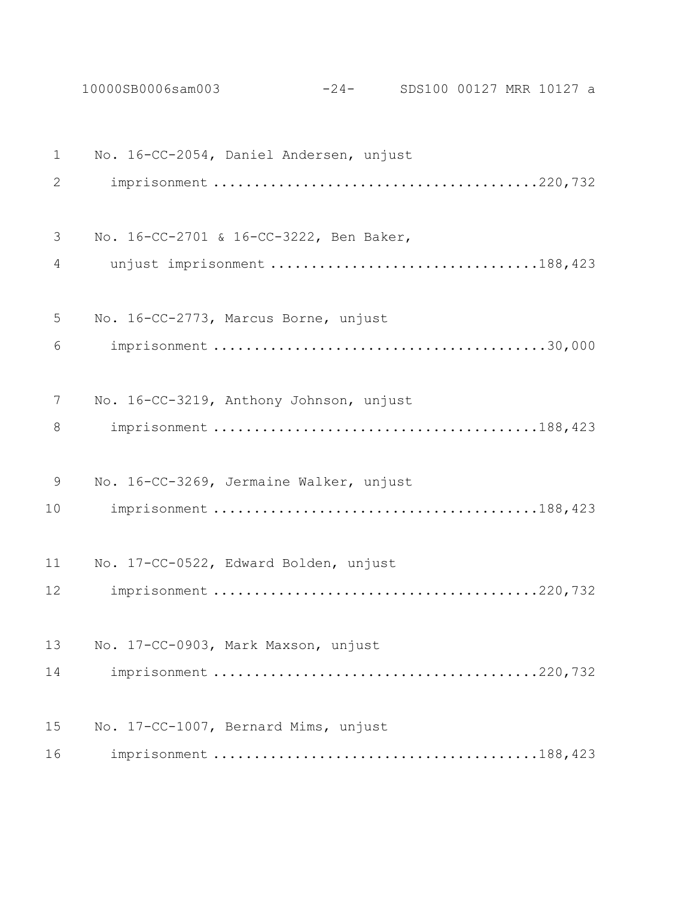No. 16-CC-2054, Daniel Andersen, unjust imprisonment ........................................220,732

No. 16-CC-2701 & 16-CC-3222, Ben Baker, unjust imprisonment ................................188,423

No. 16-CC-2773, Marcus Borne, unjust imprisonment ........................................30,000

No. 16-CC-3219, Anthony Johnson, unjust imprisonment ........................................188,423

No. 16-CC-3269, Jermaine Walker, unjust imprisonment ........................................188,423

No. 17-CC-0522, Edward Bolden, unjust imprisonment ........................................220,732

No. 17-CC-0903, Mark Maxson, unjust imprisonment ........................................220,732

No. 17-CC-1007, Bernard Mims, unjust imprisonment ........................................188,423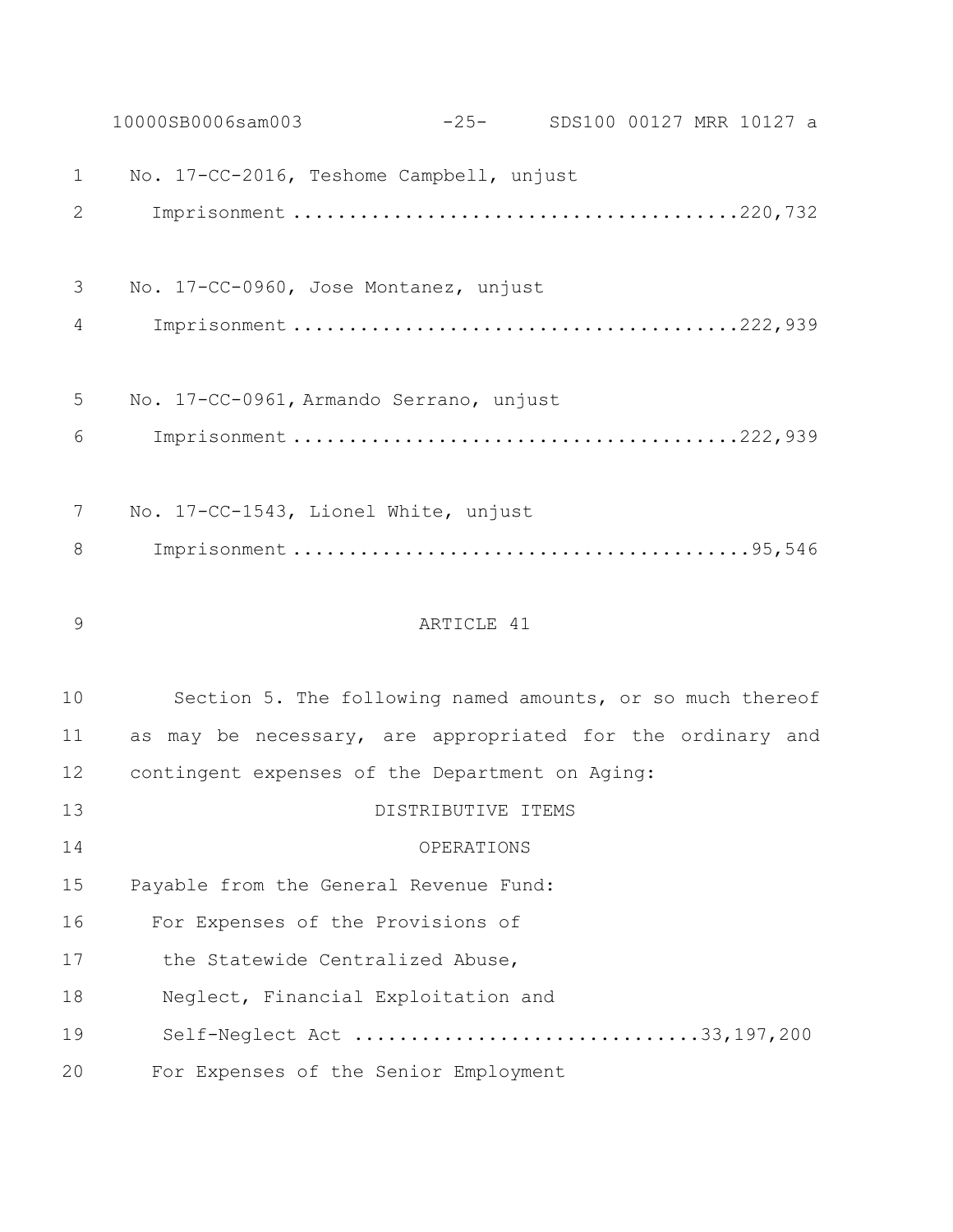No. 17-CC-2016, Teshome Campbell, unjust
Imprisonment ........................................220,732

No. 17-CC-0960, Jose Montanez, unjust
Imprisonment ........................................222,939

No. 17-CC-0961, Armando Serrano, unjust
Imprisonment ........................................222,939

No. 17-CC-1543, Lionel White, unjust
Imprisonment ........................................95,546

ARTICLE 41

Section 5. The following named amounts, or so much thereof as may be necessary, are appropriated for the ordinary and contingent expenses of the Department on Aging:

DISTRIBUTIVE ITEMS

OPERATIONS

Payable from the General Revenue Fund:

For Expenses of the Provisions of the Statewide Centralized Abuse, Neglect, Financial Exploitation and Self-Neglect Act .............................33,197,200

For Expenses of the Senior Employment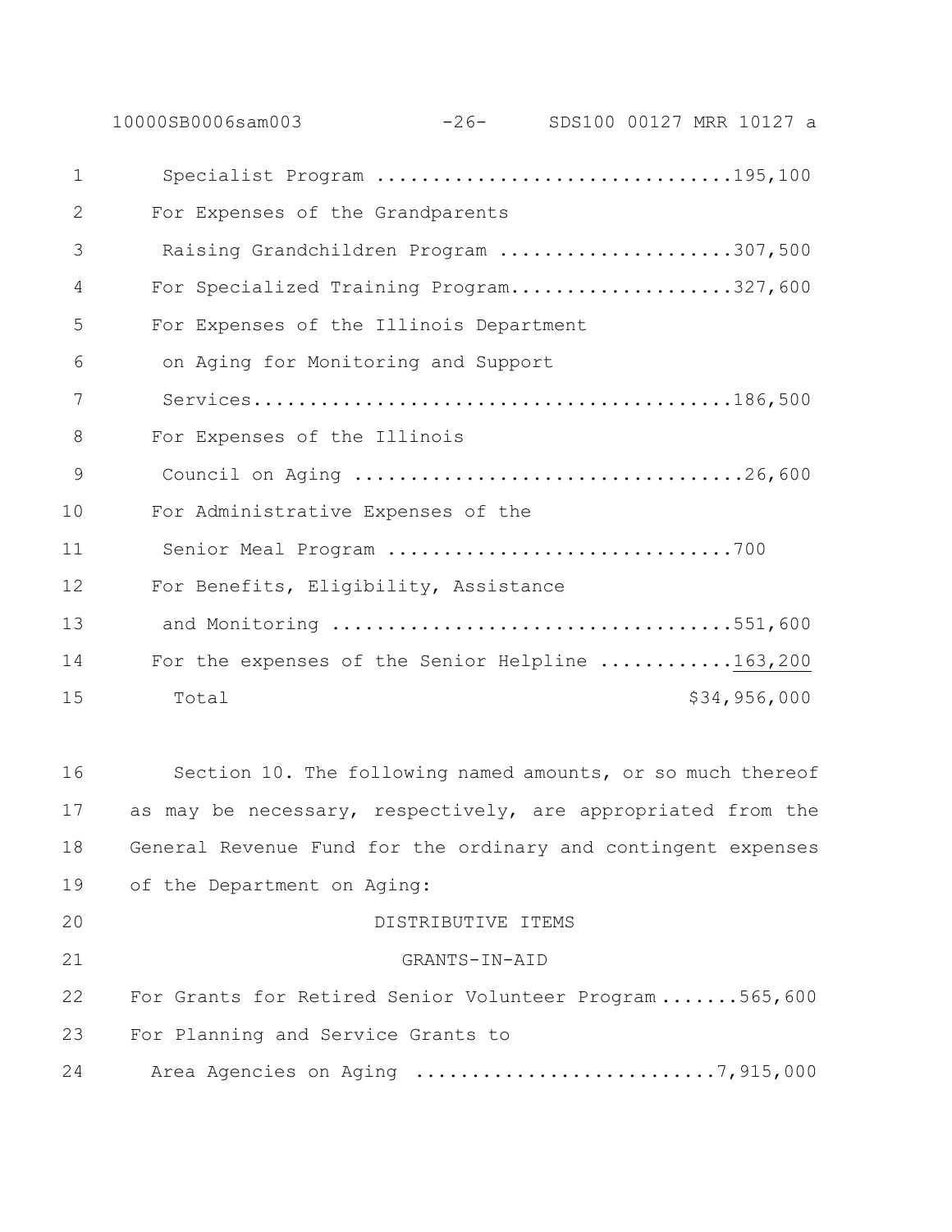Specialist Program ..............................195,100
For Expenses of the Grandparents
Raising Grandchildren Program ....................307,500
For Specialized Training Program....................327,600
For Expenses of the Illinois Department
on Aging for Monitoring and Support
Services..........................................186,500
For Expenses of the Illinois
Council on Aging ..................................26,600
For Administrative Expenses of the
Senior Meal Program ..............................700
For Benefits, Eligibility, Assistance
and Monitoring ...................................551,600
For the expenses of the Senior Helpline ...........163,200
Total $34,956,000

Section 10. The following named amounts, or so much thereof as may be necessary, respectively, are appropriated from the General Revenue Fund for the ordinary and contingent expenses of the Department on Aging:

DISTRIBUTIVE ITEMS

GRANTS-IN-AID

For Grants for Retired Senior Volunteer Program .......565,600
For Planning and Service Grants to
Area Agencies on Aging ..........................7,915,000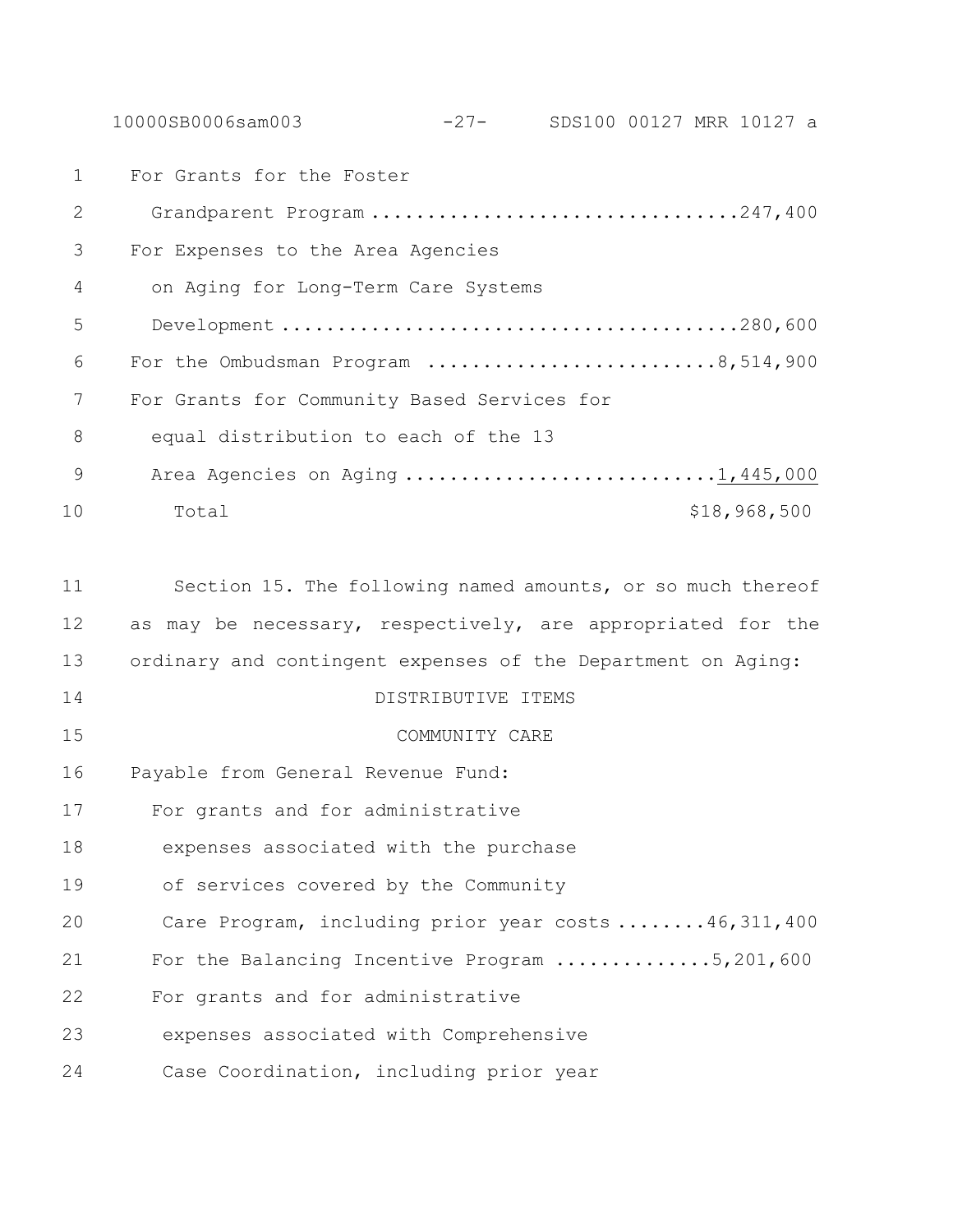For Grants for the Foster
Grandparent Program ................................247,400
For Expenses to the Area Agencies
on Aging for Long-Term Care Systems
Development .........................................280,600
For the Ombudsman Program ..........................8,514,900
For Grants for Community Based Services for
equal distribution to each of the 13
Area Agencies on Aging ...........................1,445,000
Total $18,968,500

Section 15. The following named amounts, or so much thereof as may be necessary, respectively, are appropriated for the ordinary and contingent expenses of the Department on Aging:

DISTRIBUTIVE ITEMS

COMMUNITY CARE

Payable from General Revenue Fund:
For grants and for administrative
expenses associated with the purchase
of services covered by the Community
Care Program, including prior year costs ........46,311,400
For the Balancing Incentive Program .............5,201,600
For grants and for administrative
expenses associated with Comprehensive
Case Coordination, including prior year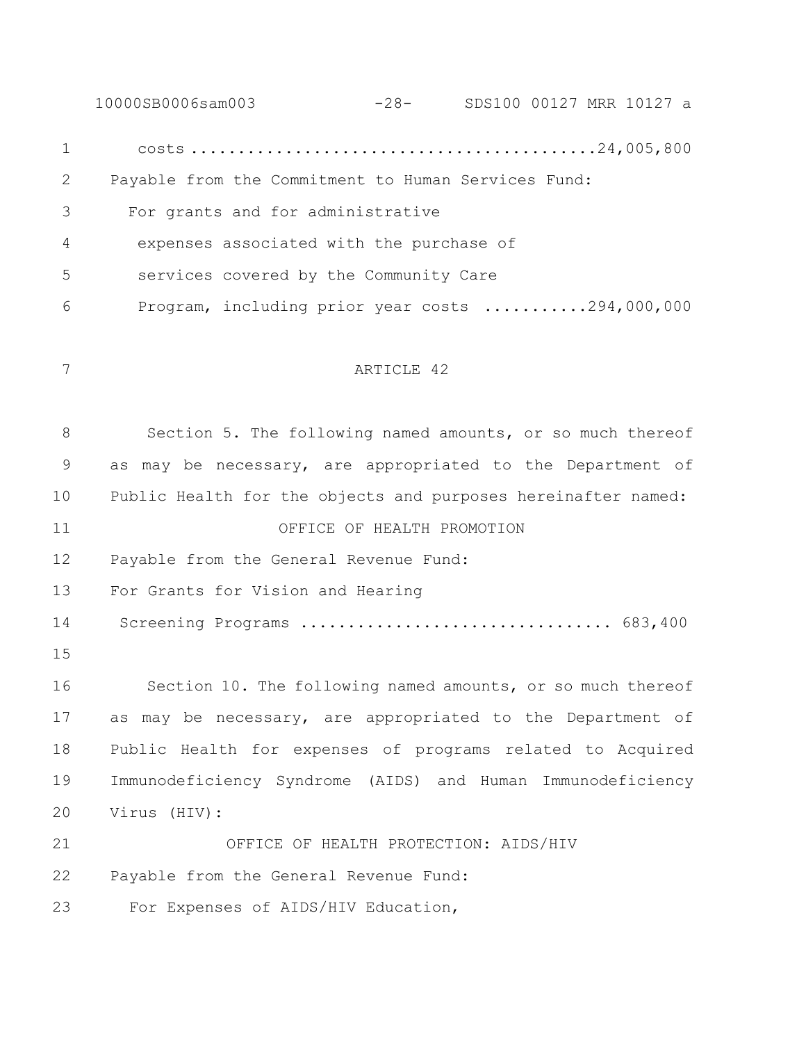costs ..........................................24,005,800

Payable from the Commitment to Human Services Fund:

For grants and for administrative expenses associated with the purchase of services covered by the Community Care Program, including prior year costs ...........294,000,000

ARTICLE 42

Section 5. The following named amounts, or so much thereof as may be necessary, are appropriated to the Department of Public Health for the objects and purposes hereinafter named:

OFFICE OF HEALTH PROMOTION

Payable from the General Revenue Fund:

For Grants for Vision and Hearing Screening Programs ................................ 683,400

Section 10. The following named amounts, or so much thereof as may be necessary, are appropriated to the Department of Public Health for expenses of programs related to Acquired Immunodeficiency Syndrome (AIDS) and Human Immunodeficiency Virus (HIV):

OFFICE OF HEALTH PROTECTION: AIDS/HIV

Payable from the General Revenue Fund:

For Expenses of AIDS/HIV Education,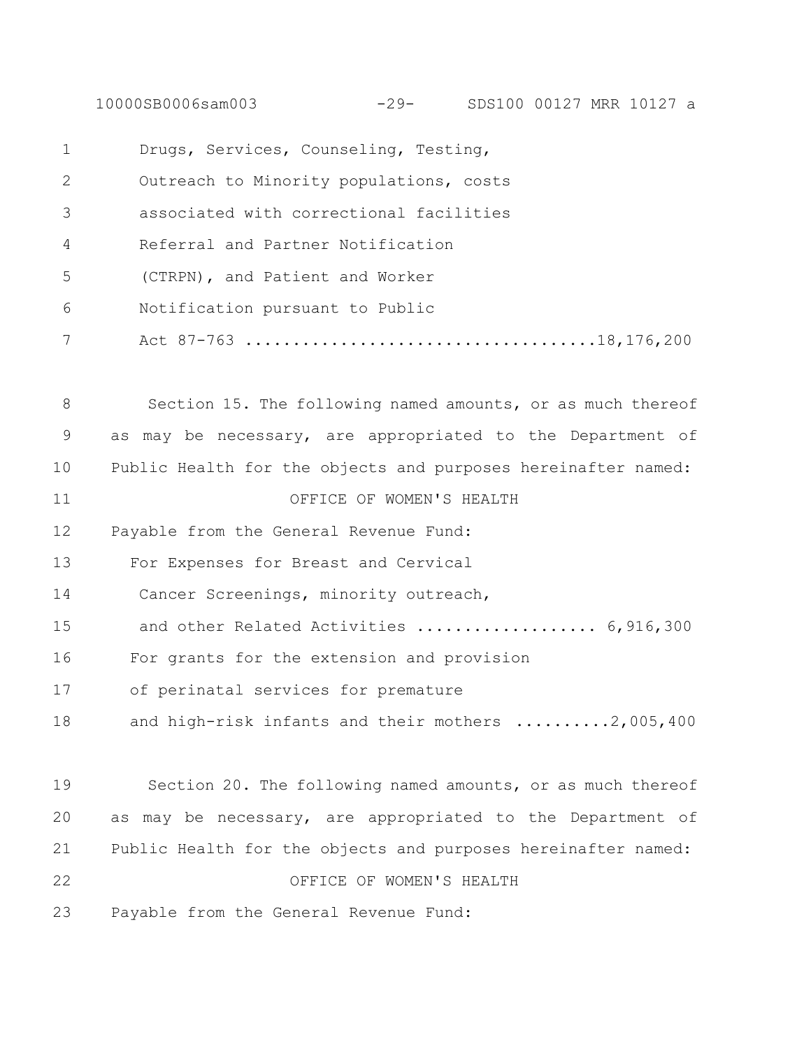Drugs, Services, Counseling, Testing,
Outreach to Minority populations, costs
associated with correctional facilities
Referral and Partner Notification
(CTRPN), and Patient and Worker
Notification pursuant to Public
Act 87-763 ....................................18,176,200

Section 15. The following named amounts, or as much thereof as may be necessary, are appropriated to the Department of Public Health for the objects and purposes hereinafter named:

OFFICE OF WOMEN'S HEALTH

Payable from the General Revenue Fund:

For Expenses for Breast and Cervical
Cancer Screenings, minority outreach,
and other Related Activities .................. 6,916,300

For grants for the extension and provision
of perinatal services for premature
and high-risk infants and their mothers ..........2,005,400

Section 20. The following named amounts, or as much thereof as may be necessary, are appropriated to the Department of Public Health for the objects and purposes hereinafter named:

OFFICE OF WOMEN'S HEALTH

Payable from the General Revenue Fund: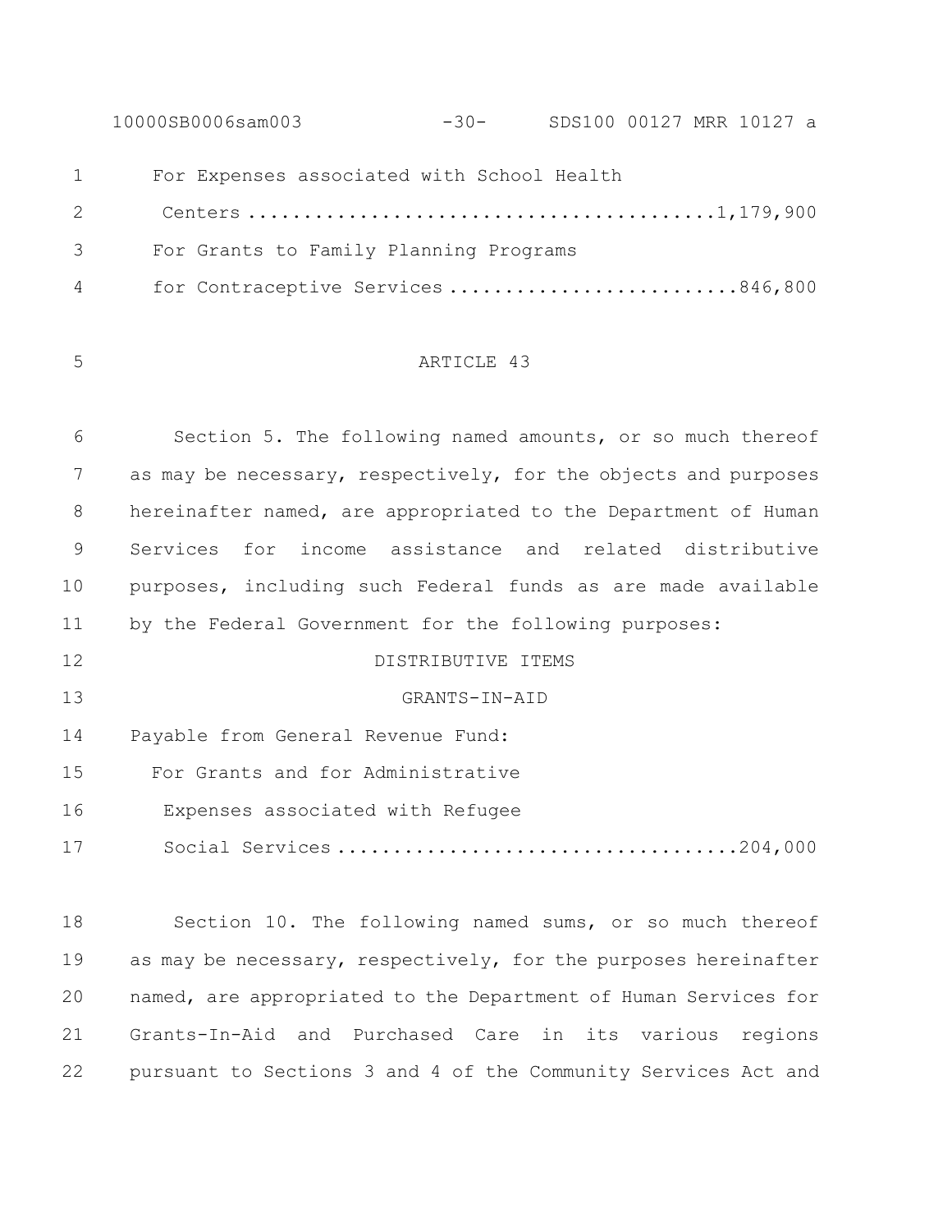For Expenses associated with School Health Centers ........................................1,179,900

For Grants to Family Planning Programs for Contraceptive Services ..........................846,800

ARTICLE 43

Section 5. The following named amounts, or so much thereof as may be necessary, respectively, for the objects and purposes hereinafter named, are appropriated to the Department of Human Services for income assistance and related distributive purposes, including such Federal funds as are made available by the Federal Government for the following purposes:

DISTRIBUTIVE ITEMS

GRANTS-IN-AID

Payable from General Revenue Fund:

For Grants and for Administrative Expenses associated with Refugee Social Services ..................................204,000

Section 10. The following named sums, or so much thereof as may be necessary, respectively, for the purposes hereinafter named, are appropriated to the Department of Human Services for Grants-In-Aid and Purchased Care in its various regions pursuant to Sections 3 and 4 of the Community Services Act and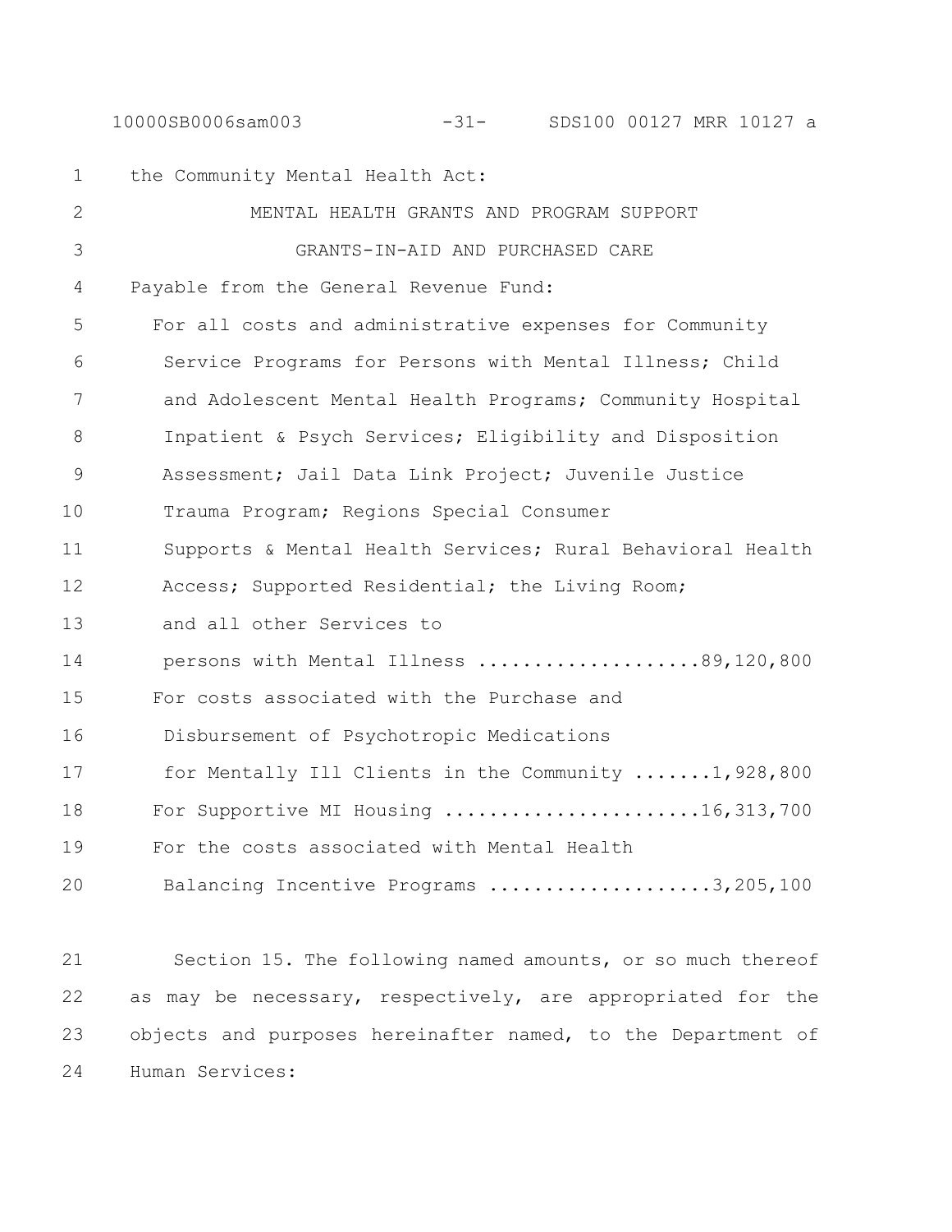the Community Mental Health Act:

MENTAL HEALTH GRANTS AND PROGRAM SUPPORT

GRANTS-IN-AID AND PURCHASED CARE

Payable from the General Revenue Fund:

For all costs and administrative expenses for Community Service Programs for Persons with Mental Illness; Child and Adolescent Mental Health Programs; Community Hospital Inpatient & Psych Services; Eligibility and Disposition Assessment; Jail Data Link Project; Juvenile Justice Trauma Program; Regions Special Consumer Supports & Mental Health Services; Rural Behavioral Health Access; Supported Residential; the Living Room; and all other Services to persons with Mental Illness ....................89,120,800

For costs associated with the Purchase and Disbursement of Psychotropic Medications for Mentally Ill Clients in the Community .......1,928,800

For Supportive MI Housing .......................16,313,700

For the costs associated with Mental Health Balancing Incentive Programs ....................3,205,100

Section 15. The following named amounts, or so much thereof as may be necessary, respectively, are appropriated for the objects and purposes hereinafter named, to the Department of Human Services: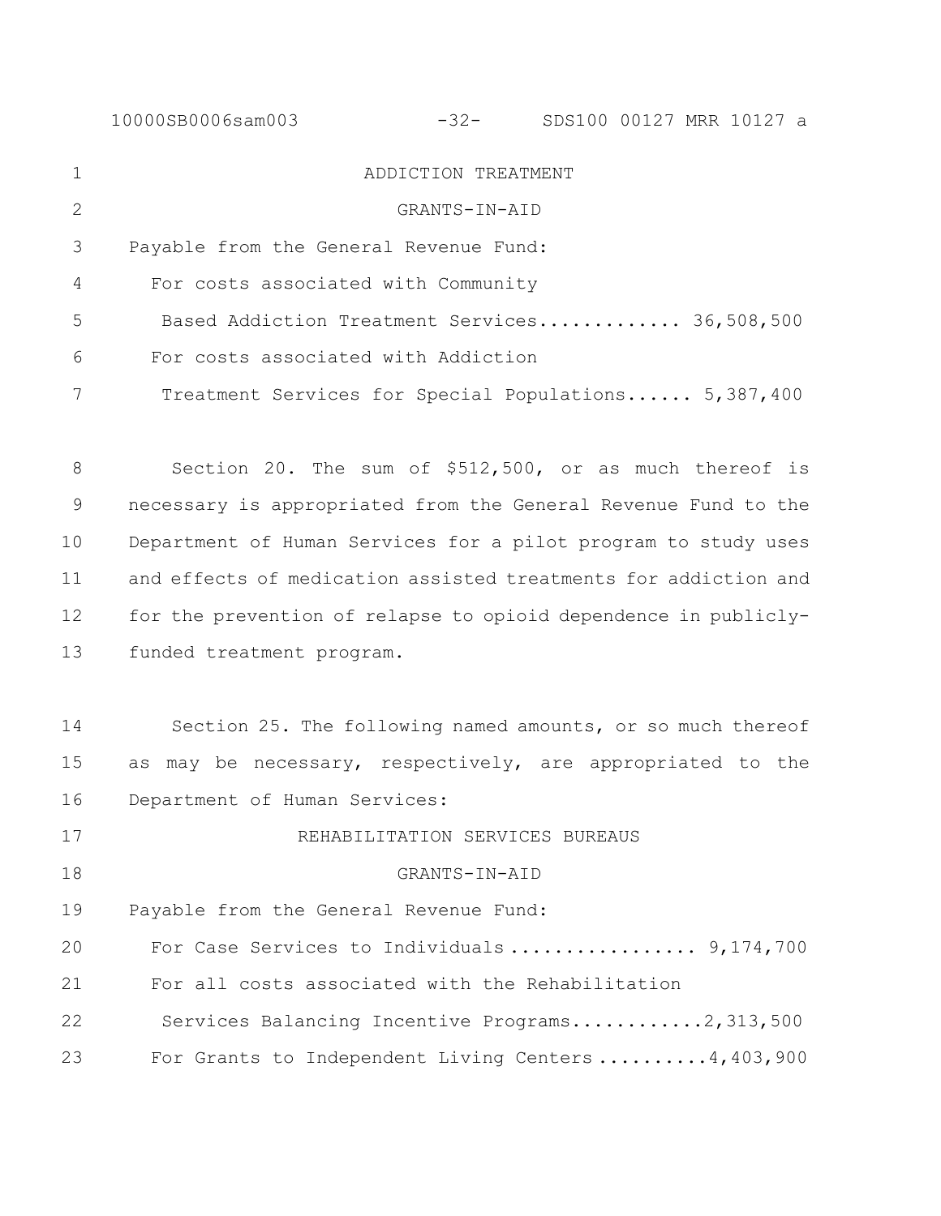ADDICTION TREATMENT

GRANTS-IN-AID

Payable from the General Revenue Fund:

For costs associated with Community Based Addiction Treatment Services............ 36,508,500

For costs associated with Addiction Treatment Services for Special Populations...... 5,387,400

Section 20. The sum of $512,500, or as much thereof is necessary is appropriated from the General Revenue Fund to the Department of Human Services for a pilot program to study uses and effects of medication assisted treatments for addiction and for the prevention of relapse to opioid dependence in publicly-funded treatment program.

Section 25. The following named amounts, or so much thereof as may be necessary, respectively, are appropriated to the Department of Human Services:

REHABILITATION SERVICES BUREAUS

GRANTS-IN-AID

Payable from the General Revenue Fund:

For Case Services to Individuals ................. 9,174,700

For all costs associated with the Rehabilitation Services Balancing Incentive Programs...........2,313,500

For Grants to Independent Living Centers ..........4,403,900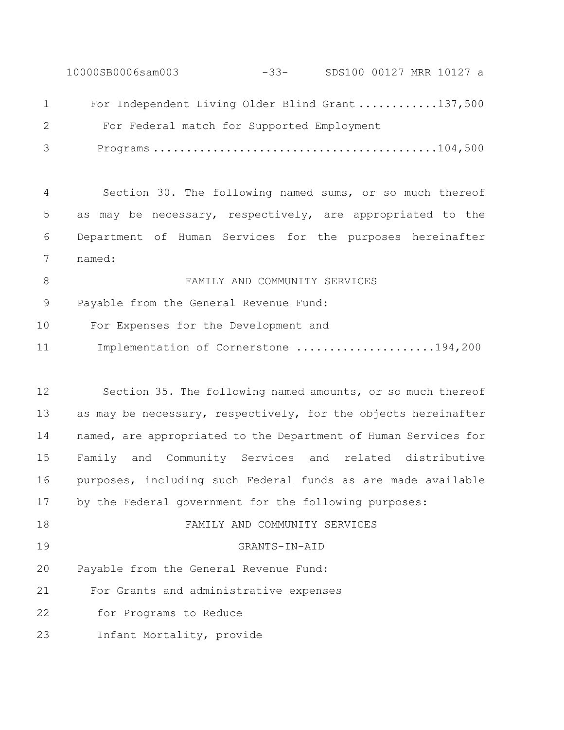For Independent Living Older Blind Grant ............137,500

For Federal match for Supported Employment Programs ..........................................104,500

Section 30. The following named sums, or so much thereof as may be necessary, respectively, are appropriated to the Department of Human Services for the purposes hereinafter named:

FAMILY AND COMMUNITY SERVICES

Payable from the General Revenue Fund:

For Expenses for the Development and Implementation of Cornerstone ....................194,200

Section 35. The following named amounts, or so much thereof as may be necessary, respectively, for the objects hereinafter named, are appropriated to the Department of Human Services for Family and Community Services and related distributive purposes, including such Federal funds as are made available by the Federal government for the following purposes:

FAMILY AND COMMUNITY SERVICES

GRANTS-IN-AID

Payable from the General Revenue Fund:

For Grants and administrative expenses for Programs to Reduce Infant Mortality, provide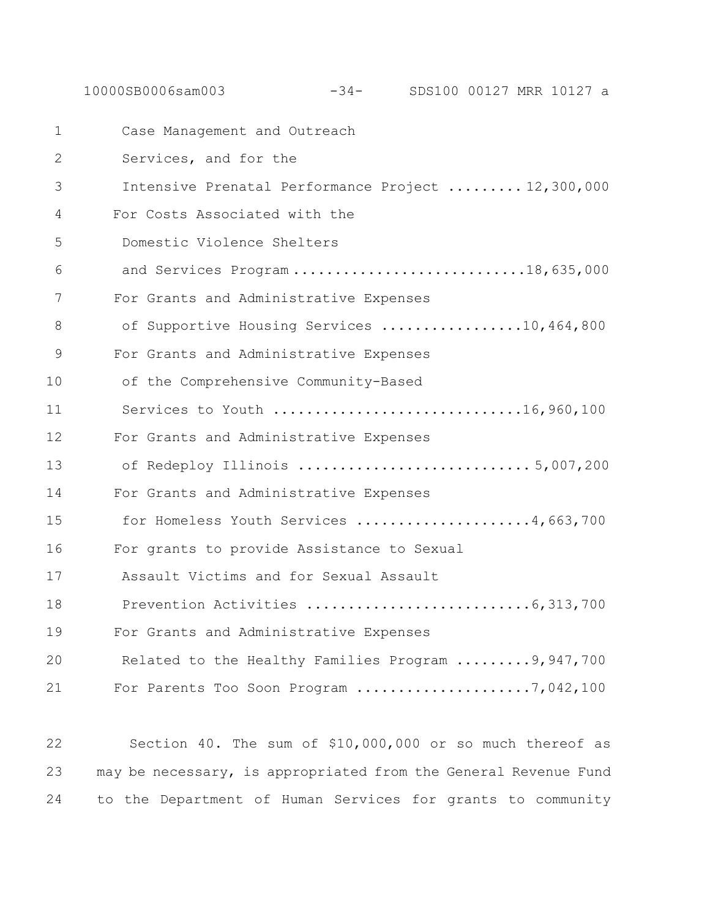Case Management and Outreach
Services, and for the
Intensive Prenatal Performance Project ......... 12,300,000

For Costs Associated with the
Domestic Violence Shelters
and Services Program ........................... 18,635,000

For Grants and Administrative Expenses
of Supportive Housing Services ................. 10,464,800

For Grants and Administrative Expenses
of the Comprehensive Community-Based
Services to Youth ............................. 16,960,100

For Grants and Administrative Expenses
of Redeploy Illinois ........................... 5,007,200

For Grants and Administrative Expenses
for Homeless Youth Services ..................... 4,663,700

For grants to provide Assistance to Sexual
Assault Victims and for Sexual Assault
Prevention Activities .......................... 6,313,700

For Grants and Administrative Expenses
Related to the Healthy Families Program ......... 9,947,700

For Parents Too Soon Program .................... 7,042,100

Section 40. The sum of $10,000,000 or so much thereof as may be necessary, is appropriated from the General Revenue Fund to the Department of Human Services for grants to community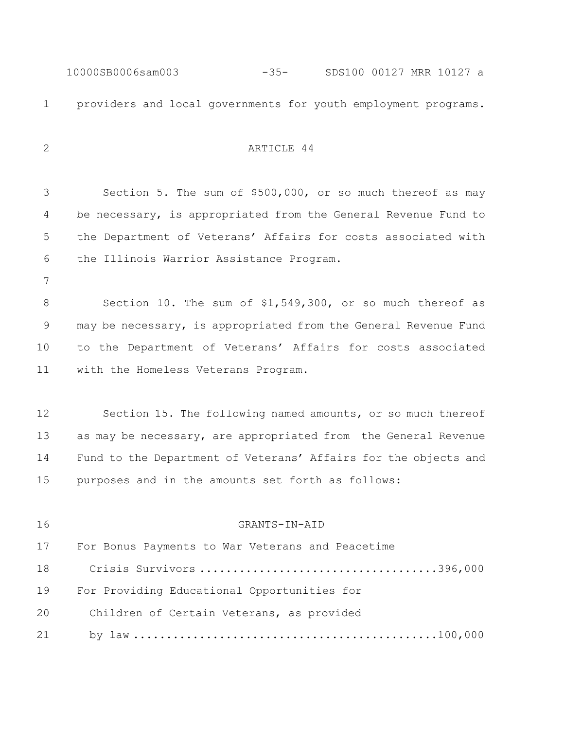providers and local governments for youth employment programs.

ARTICLE 44

Section 5. The sum of $500,000, or so much thereof as may be necessary, is appropriated from the General Revenue Fund to the Department of Veterans' Affairs for costs associated with the Illinois Warrior Assistance Program.

Section 10. The sum of $1,549,300, or so much thereof as may be necessary, is appropriated from the General Revenue Fund to the Department of Veterans' Affairs for costs associated with the Homeless Veterans Program.

Section 15. The following named amounts, or so much thereof as may be necessary, are appropriated from the General Revenue Fund to the Department of Veterans' Affairs for the objects and purposes and in the amounts set forth as follows:

GRANTS-IN-AID

For Bonus Payments to War Veterans and Peacetime Crisis Survivors ....................................396,000

For Providing Educational Opportunities for Children of Certain Veterans, as provided by law ..............................................100,000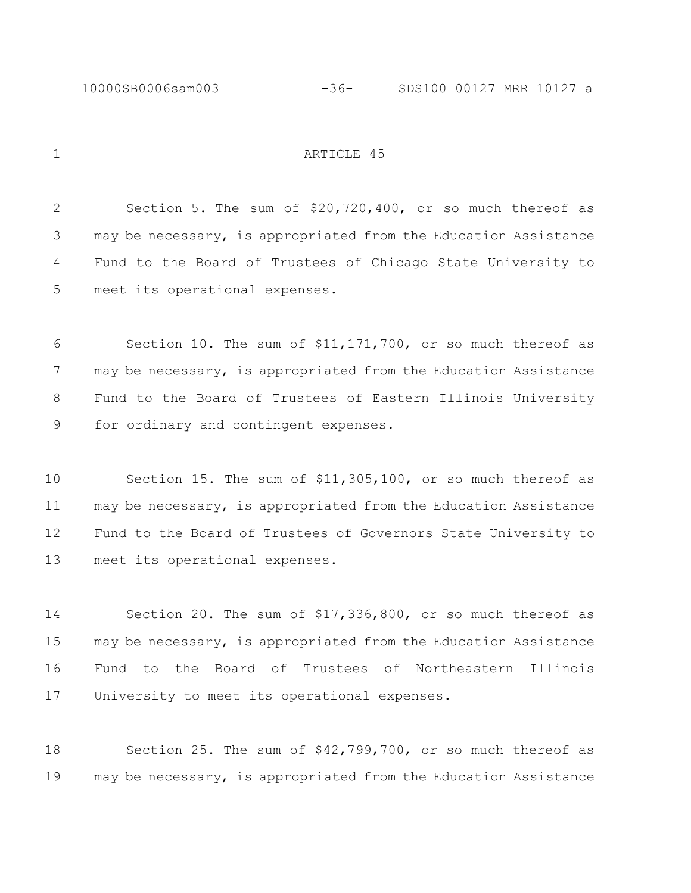ARTICLE 45

Section 5. The sum of $20,720,400, or so much thereof as may be necessary, is appropriated from the Education Assistance Fund to the Board of Trustees of Chicago State University to meet its operational expenses.

Section 10. The sum of $11,171,700, or so much thereof as may be necessary, is appropriated from the Education Assistance Fund to the Board of Trustees of Eastern Illinois University for ordinary and contingent expenses.

Section 15. The sum of $11,305,100, or so much thereof as may be necessary, is appropriated from the Education Assistance Fund to the Board of Trustees of Governors State University to meet its operational expenses.

Section 20. The sum of $17,336,800, or so much thereof as may be necessary, is appropriated from the Education Assistance Fund to the Board of Trustees of Northeastern Illinois University to meet its operational expenses.

Section 25. The sum of $42,799,700, or so much thereof as may be necessary, is appropriated from the Education Assistance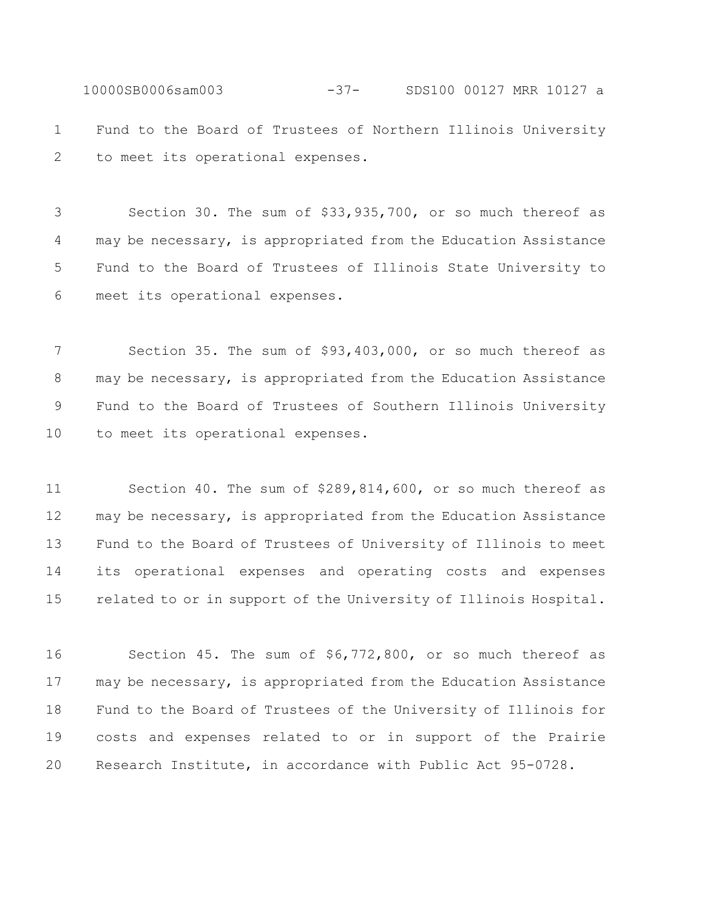Fund to the Board of Trustees of Northern Illinois University to meet its operational expenses.

Section 30. The sum of $33,935,700, or so much thereof as may be necessary, is appropriated from the Education Assistance Fund to the Board of Trustees of Illinois State University to meet its operational expenses.

Section 35. The sum of $93,403,000, or so much thereof as may be necessary, is appropriated from the Education Assistance Fund to the Board of Trustees of Southern Illinois University to meet its operational expenses.

Section 40. The sum of $289,814,600, or so much thereof as may be necessary, is appropriated from the Education Assistance Fund to the Board of Trustees of University of Illinois to meet its operational expenses and operating costs and expenses related to or in support of the University of Illinois Hospital.

Section 45. The sum of $6,772,800, or so much thereof as may be necessary, is appropriated from the Education Assistance Fund to the Board of Trustees of the University of Illinois for costs and expenses related to or in support of the Prairie Research Institute, in accordance with Public Act 95-0728.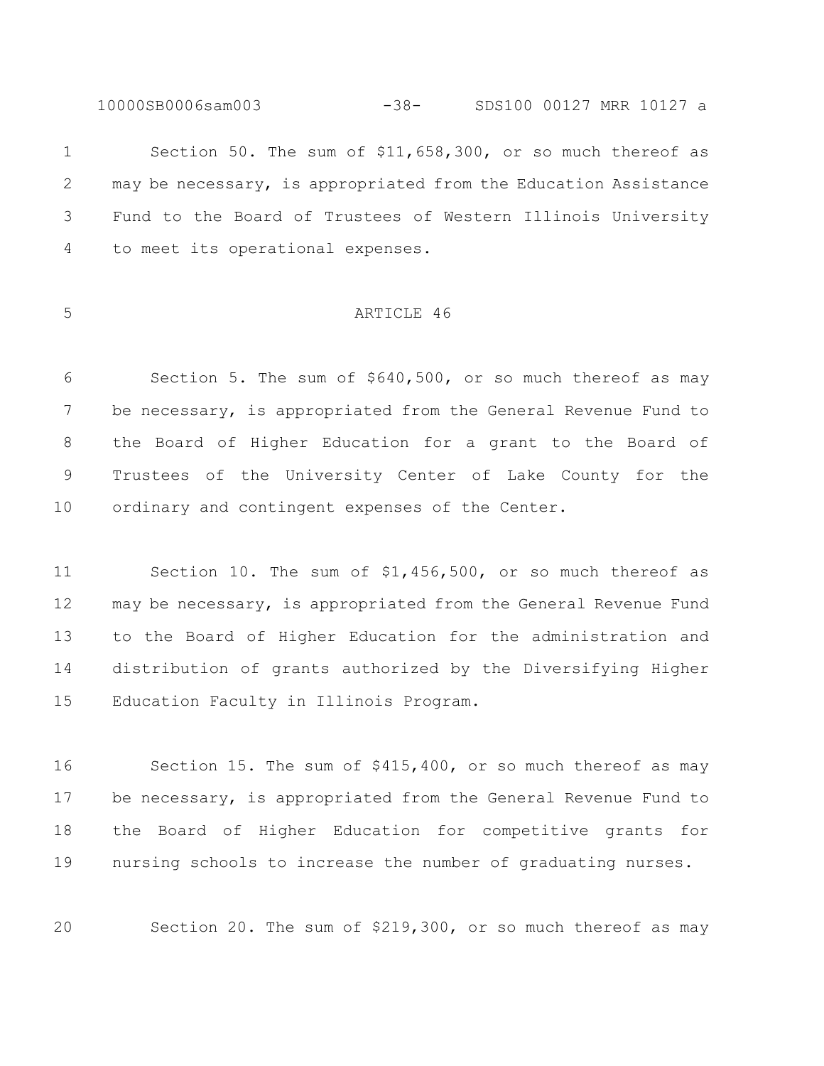Section 50. The sum of $11,658,300, or so much thereof as may be necessary, is appropriated from the Education Assistance Fund to the Board of Trustees of Western Illinois University to meet its operational expenses.

ARTICLE 46

Section 5. The sum of $640,500, or so much thereof as may be necessary, is appropriated from the General Revenue Fund to the Board of Higher Education for a grant to the Board of Trustees of the University Center of Lake County for the ordinary and contingent expenses of the Center.

Section 10. The sum of $1,456,500, or so much thereof as may be necessary, is appropriated from the General Revenue Fund to the Board of Higher Education for the administration and distribution of grants authorized by the Diversifying Higher Education Faculty in Illinois Program.

Section 15. The sum of $415,400, or so much thereof as may be necessary, is appropriated from the General Revenue Fund to the Board of Higher Education for competitive grants for nursing schools to increase the number of graduating nurses.

Section 20. The sum of $219,300, or so much thereof as may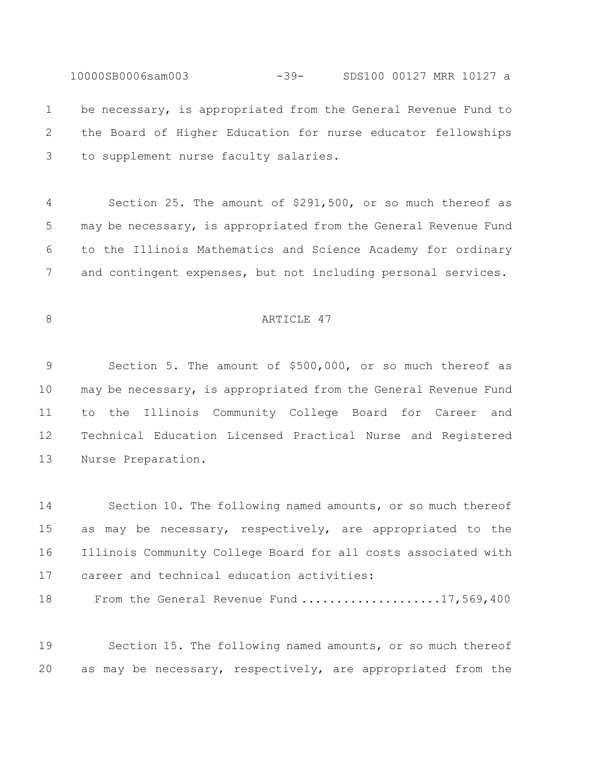be necessary, is appropriated from the General Revenue Fund to the Board of Higher Education for nurse educator fellowships to supplement nurse faculty salaries.

Section 25. The amount of $291,500, or so much thereof as may be necessary, is appropriated from the General Revenue Fund to the Illinois Mathematics and Science Academy for ordinary and contingent expenses, but not including personal services.

ARTICLE 47

Section 5. The amount of $500,000, or so much thereof as may be necessary, is appropriated from the General Revenue Fund to the Illinois Community College Board for Career and Technical Education Licensed Practical Nurse and Registered Nurse Preparation.

Section 10. The following named amounts, or so much thereof as may be necessary, respectively, are appropriated to the Illinois Community College Board for all costs associated with career and technical education activities:

From the General Revenue Fund ....................17,569,400

Section 15. The following named amounts, or so much thereof as may be necessary, respectively, are appropriated from the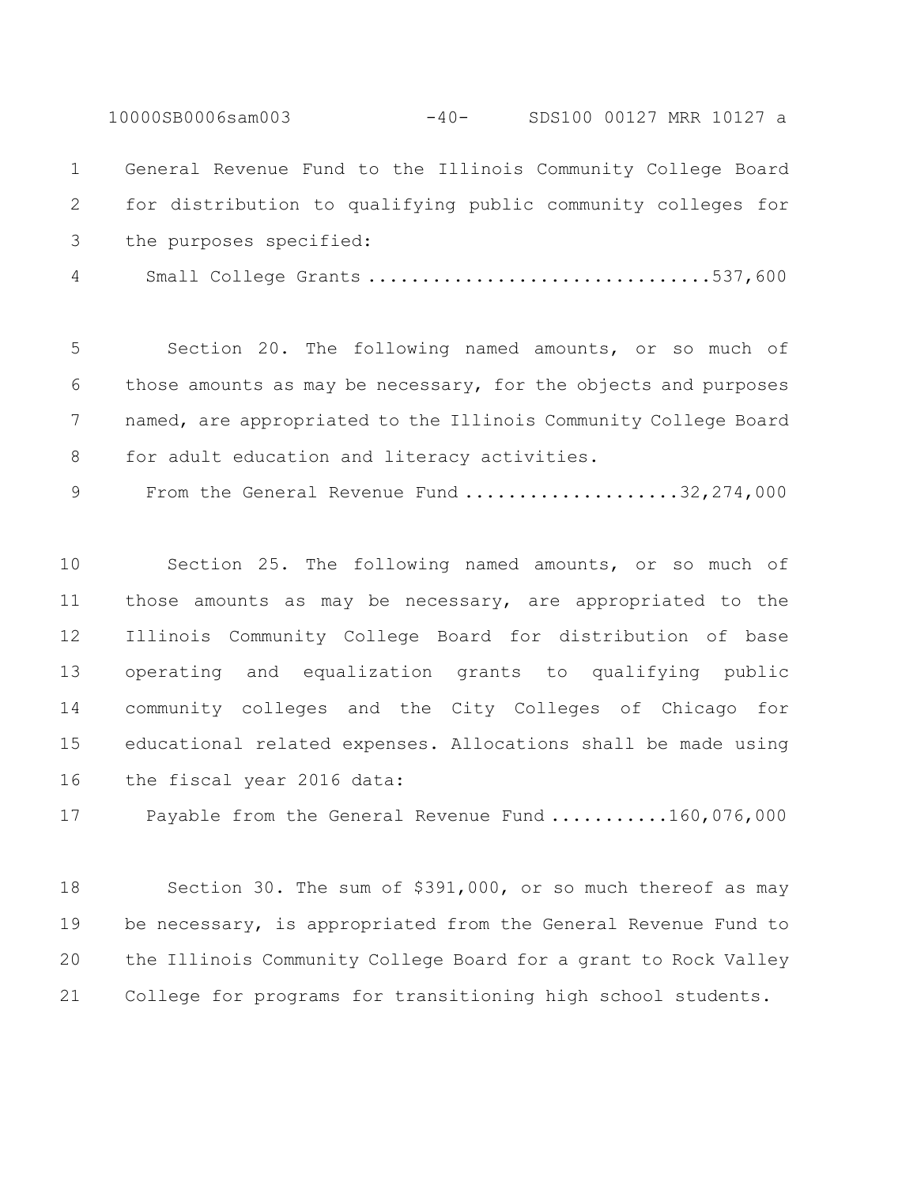General Revenue Fund to the Illinois Community College Board for distribution to qualifying public community colleges for the purposes specified:

Small College Grants ...............................537,600

Section 20. The following named amounts, or so much of those amounts as may be necessary, for the objects and purposes named, are appropriated to the Illinois Community College Board for adult education and literacy activities.

From the General Revenue Fund ....................32,274,000

Section 25. The following named amounts, or so much of those amounts as may be necessary, are appropriated to the Illinois Community College Board for distribution of base operating and equalization grants to qualifying public community colleges and the City Colleges of Chicago for educational related expenses. Allocations shall be made using the fiscal year 2016 data:

Payable from the General Revenue Fund ...........160,076,000

Section 30. The sum of $391,000, or so much thereof as may be necessary, is appropriated from the General Revenue Fund to the Illinois Community College Board for a grant to Rock Valley College for programs for transitioning high school students.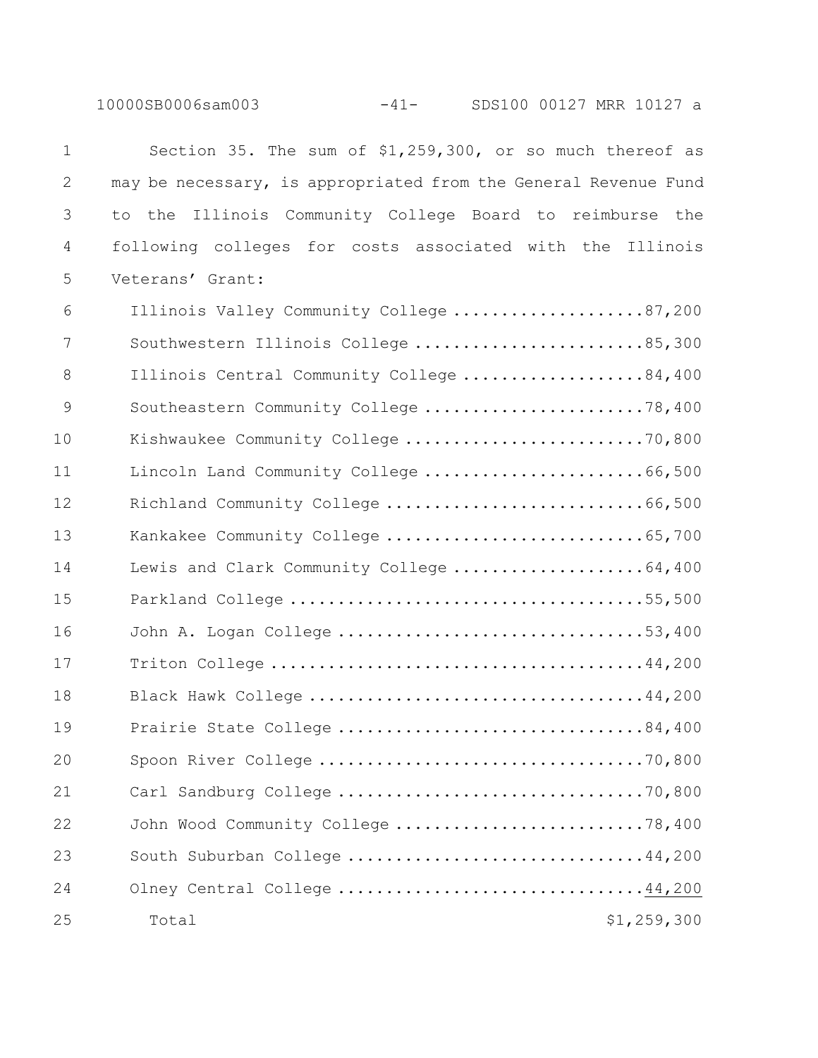Section 35. The sum of $1,259,300, or so much thereof as may be necessary, is appropriated from the General Revenue Fund to the Illinois Community College Board to reimburse the following colleges for costs associated with the Illinois Veterans' Grant:

| College | Amount |
| --- | --- |
| Illinois Valley Community College | 87,200 |
| Southwestern Illinois College | 85,300 |
| Illinois Central Community College | 84,400 |
| Southeastern Community College | 78,400 |
| Kishwaukee Community College | 70,800 |
| Lincoln Land Community College | 66,500 |
| Richland Community College | 66,500 |
| Kankakee Community College | 65,700 |
| Lewis and Clark Community College | 64,400 |
| Parkland College | 55,500 |
| John A. Logan College | 53,400 |
| Triton College | 44,200 |
| Black Hawk College | 44,200 |
| Prairie State College | 84,400 |
| Spoon River College | 70,800 |
| Carl Sandburg College | 70,800 |
| John Wood Community College | 78,400 |
| South Suburban College | 44,200 |
| Olney Central College | 44,200 |
| Total | $1,259,300 |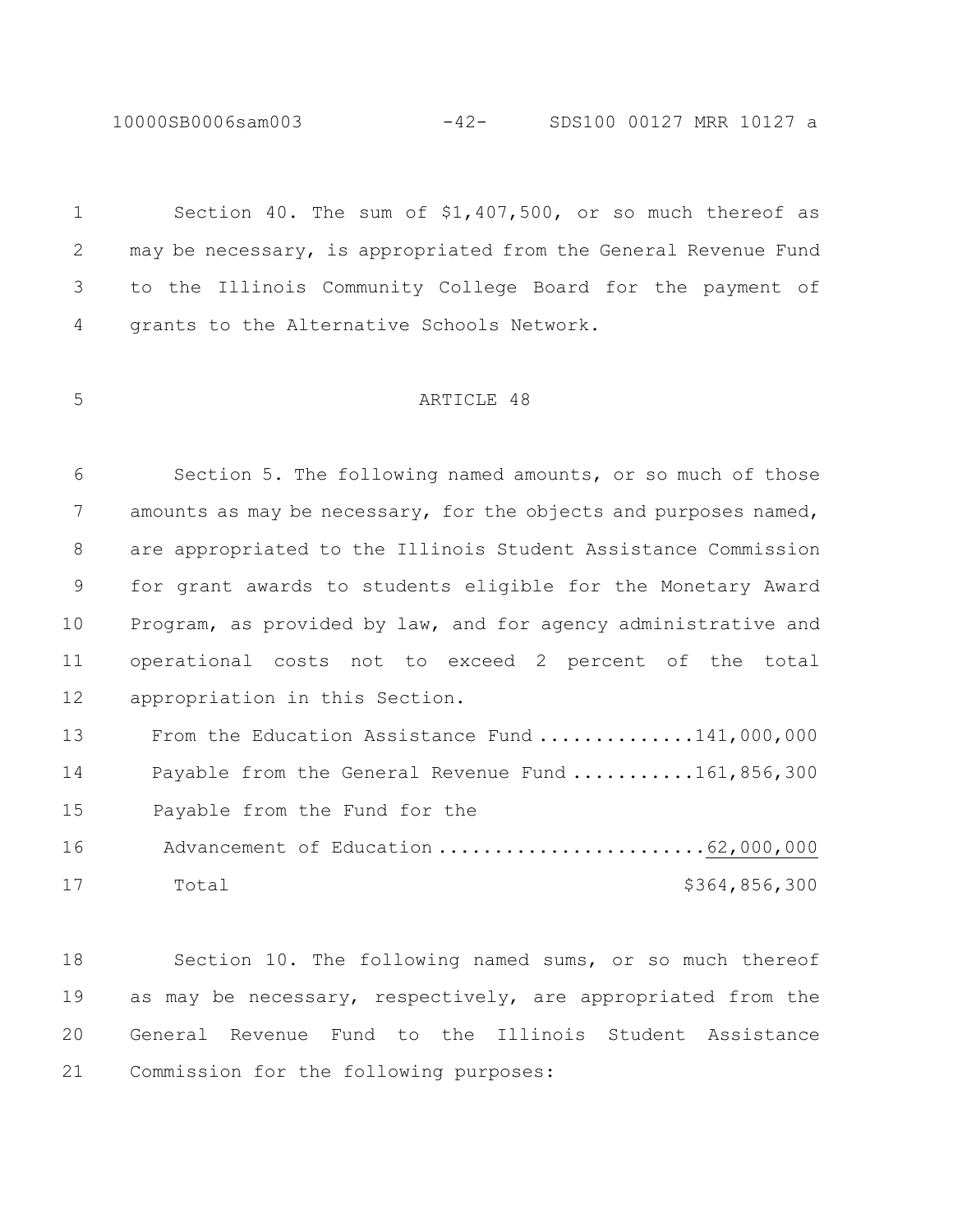Section 40. The sum of $1,407,500, or so much thereof as may be necessary, is appropriated from the General Revenue Fund to the Illinois Community College Board for the payment of grants to the Alternative Schools Network.

## ARTICLE 48

Section 5. The following named amounts, or so much of those amounts as may be necessary, for the objects and purposes named, are appropriated to the Illinois Student Assistance Commission for grant awards to students eligible for the Monetary Award Program, as provided by law, and for agency administrative and operational costs not to exceed 2 percent of the total appropriation in this Section.

| | |
|---|---|
| From the Education Assistance Fund | 141,000,000 |
| Payable from the General Revenue Fund | 161,856,300 |
| Payable from the Fund for the Advancement of Education | 62,000,000 |
| Total | $364,856,300 |

Section 10. The following named sums, or so much thereof as may be necessary, respectively, are appropriated from the General Revenue Fund to the Illinois Student Assistance Commission for the following purposes: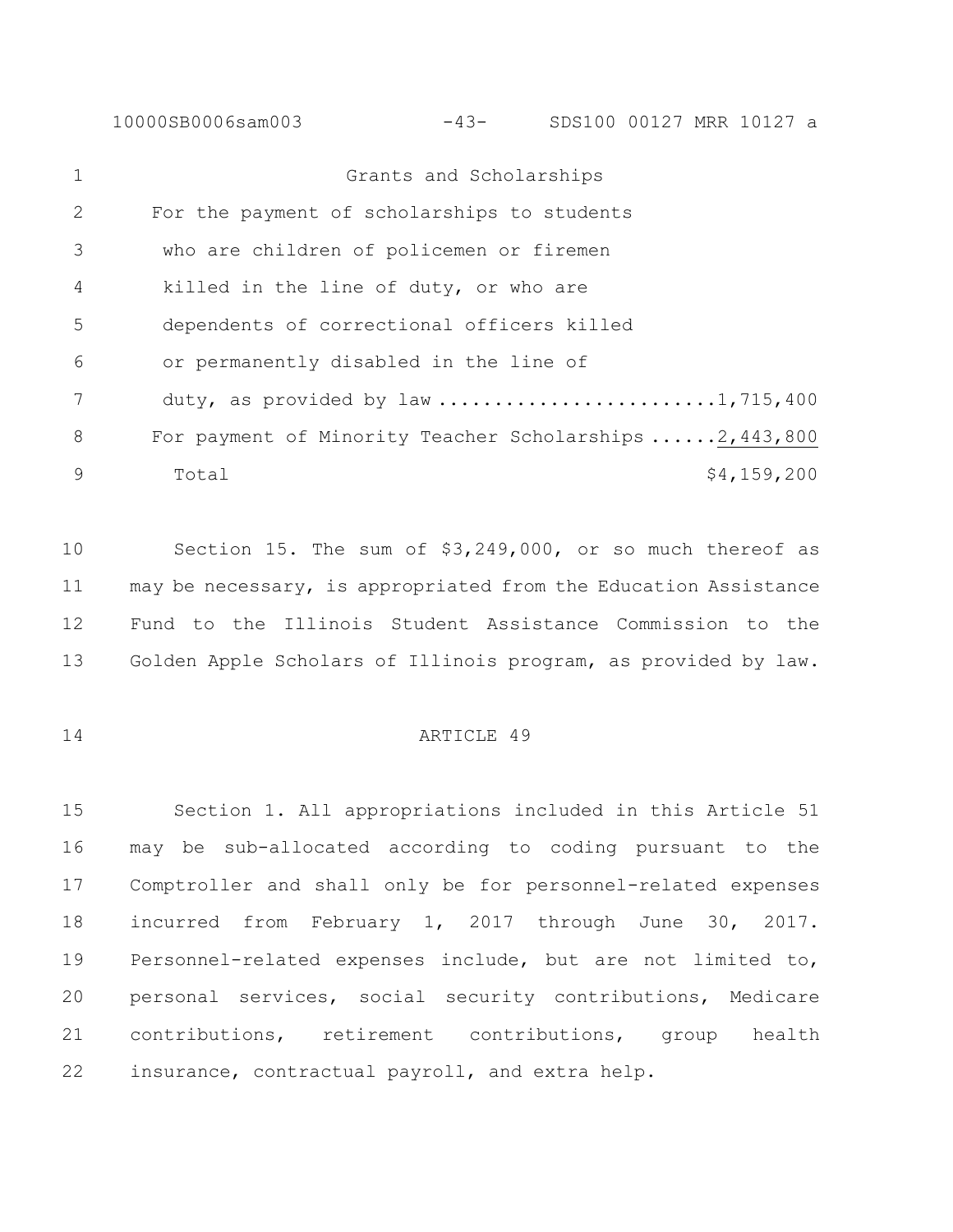Grants and Scholarships

| | |
|---|---|
| For the payment of scholarships to students who are children of policemen or firemen killed in the line of duty, or who are dependents of correctional officers killed or permanently disabled in the line of duty, as provided by law | 1,715,400 |
| For payment of Minority Teacher Scholarships | 2,443,800 |
| Total | $4,159,200 |

Section 15. The sum of $3,249,000, or so much thereof as may be necessary, is appropriated from the Education Assistance Fund to the Illinois Student Assistance Commission to the Golden Apple Scholars of Illinois program, as provided by law.

ARTICLE 49

Section 1. All appropriations included in this Article 51 may be sub-allocated according to coding pursuant to the Comptroller and shall only be for personnel-related expenses incurred from February 1, 2017 through June 30, 2017. Personnel-related expenses include, but are not limited to, personal services, social security contributions, Medicare contributions, retirement contributions, group health insurance, contractual payroll, and extra help.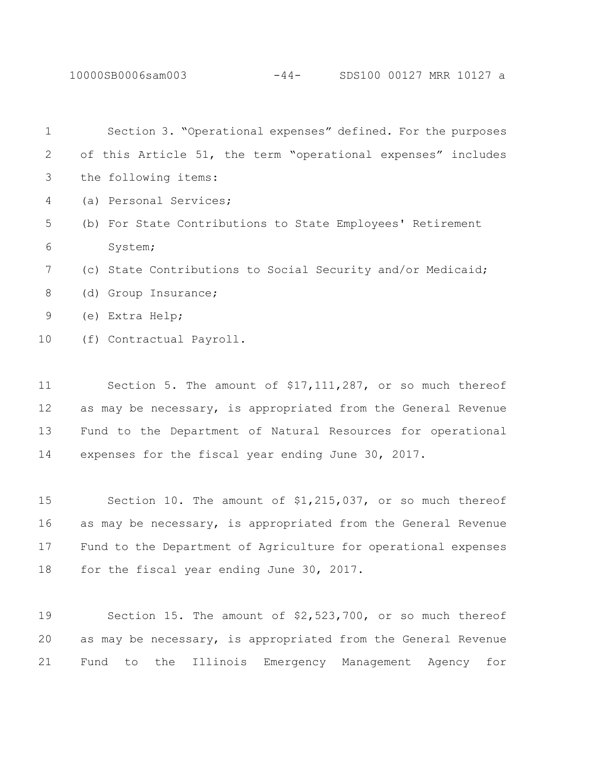Section 3. "Operational expenses" defined. For the purposes of this Article 51, the term "operational expenses" includes the following items:

(a) Personal Services;

(b) For State Contributions to State Employees' Retirement System;

(c) State Contributions to Social Security and/or Medicaid;

(d) Group Insurance;

(e) Extra Help;

(f) Contractual Payroll.

Section 5. The amount of $17,111,287, or so much thereof as may be necessary, is appropriated from the General Revenue Fund to the Department of Natural Resources for operational expenses for the fiscal year ending June 30, 2017.

Section 10. The amount of $1,215,037, or so much thereof as may be necessary, is appropriated from the General Revenue Fund to the Department of Agriculture for operational expenses for the fiscal year ending June 30, 2017.

Section 15. The amount of $2,523,700, or so much thereof as may be necessary, is appropriated from the General Revenue Fund to the Illinois Emergency Management Agency for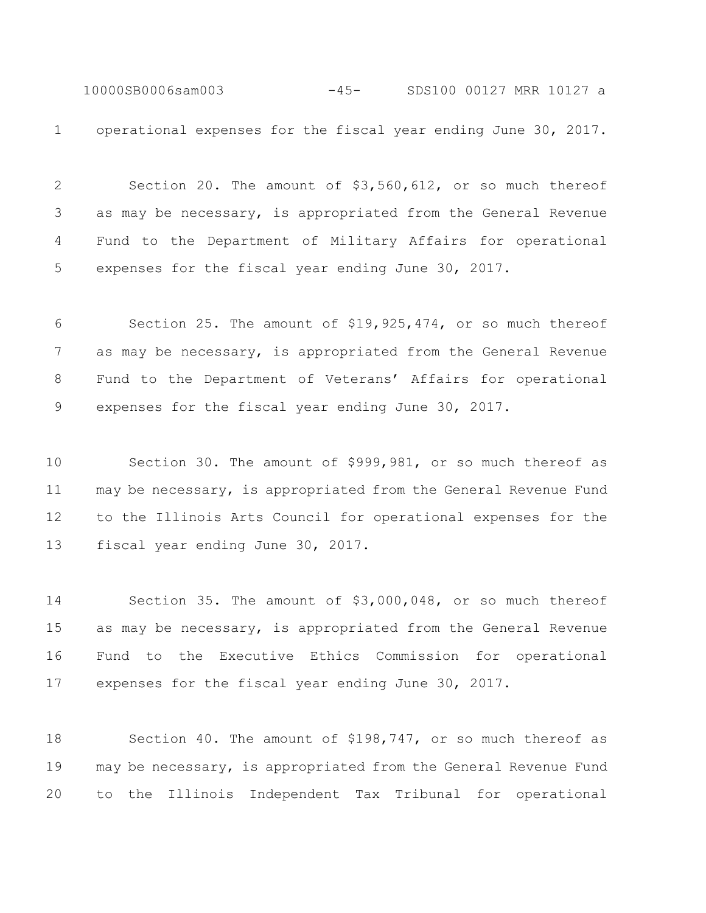operational expenses for the fiscal year ending June 30, 2017.

Section 20. The amount of $3,560,612, or so much thereof as may be necessary, is appropriated from the General Revenue Fund to the Department of Military Affairs for operational expenses for the fiscal year ending June 30, 2017.

Section 25. The amount of $19,925,474, or so much thereof as may be necessary, is appropriated from the General Revenue Fund to the Department of Veterans' Affairs for operational expenses for the fiscal year ending June 30, 2017.

Section 30. The amount of $999,981, or so much thereof as may be necessary, is appropriated from the General Revenue Fund to the Illinois Arts Council for operational expenses for the fiscal year ending June 30, 2017.

Section 35. The amount of $3,000,048, or so much thereof as may be necessary, is appropriated from the General Revenue Fund to the Executive Ethics Commission for operational expenses for the fiscal year ending June 30, 2017.

Section 40. The amount of $198,747, or so much thereof as may be necessary, is appropriated from the General Revenue Fund to the Illinois Independent Tax Tribunal for operational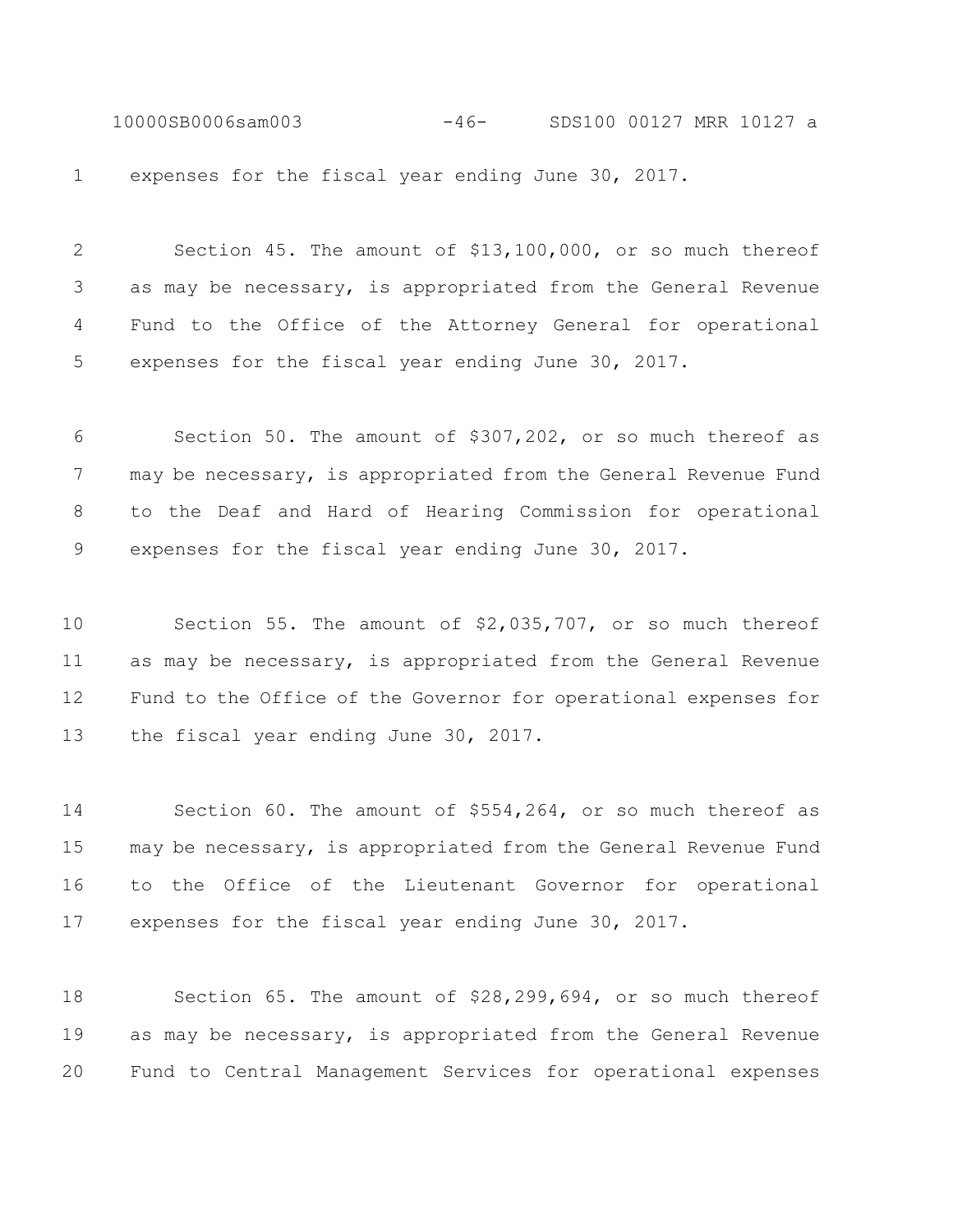expenses for the fiscal year ending June 30, 2017.

Section 45. The amount of $13,100,000, or so much thereof as may be necessary, is appropriated from the General Revenue Fund to the Office of the Attorney General for operational expenses for the fiscal year ending June 30, 2017.

Section 50. The amount of $307,202, or so much thereof as may be necessary, is appropriated from the General Revenue Fund to the Deaf and Hard of Hearing Commission for operational expenses for the fiscal year ending June 30, 2017.

Section 55. The amount of $2,035,707, or so much thereof as may be necessary, is appropriated from the General Revenue Fund to the Office of the Governor for operational expenses for the fiscal year ending June 30, 2017.

Section 60. The amount of $554,264, or so much thereof as may be necessary, is appropriated from the General Revenue Fund to the Office of the Lieutenant Governor for operational expenses for the fiscal year ending June 30, 2017.

Section 65. The amount of $28,299,694, or so much thereof as may be necessary, is appropriated from the General Revenue Fund to Central Management Services for operational expenses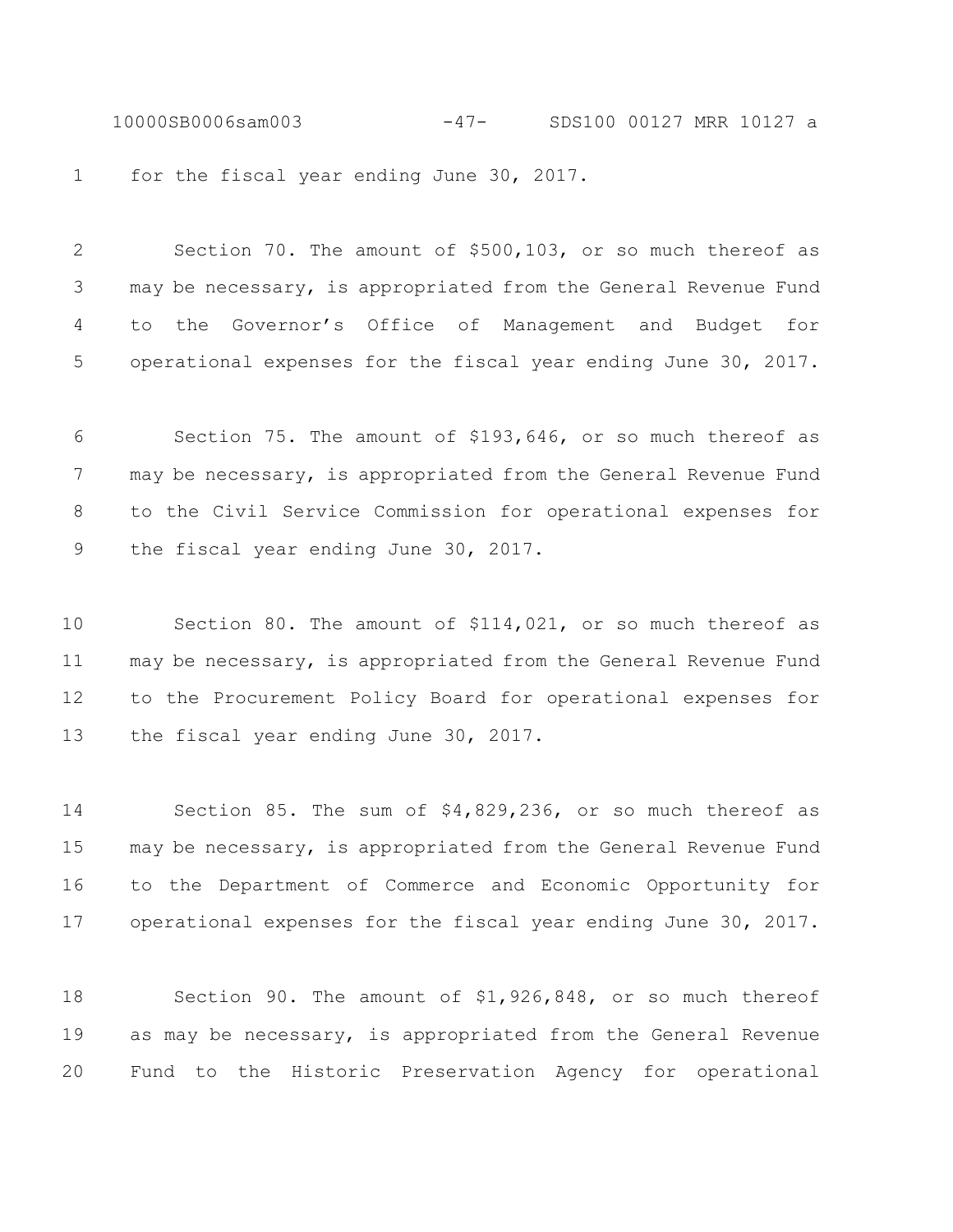for the fiscal year ending June 30, 2017.

Section 70. The amount of $500,103, or so much thereof as may be necessary, is appropriated from the General Revenue Fund to the Governor's Office of Management and Budget for operational expenses for the fiscal year ending June 30, 2017.

Section 75. The amount of $193,646, or so much thereof as may be necessary, is appropriated from the General Revenue Fund to the Civil Service Commission for operational expenses for the fiscal year ending June 30, 2017.

Section 80. The amount of $114,021, or so much thereof as may be necessary, is appropriated from the General Revenue Fund to the Procurement Policy Board for operational expenses for the fiscal year ending June 30, 2017.

Section 85. The sum of $4,829,236, or so much thereof as may be necessary, is appropriated from the General Revenue Fund to the Department of Commerce and Economic Opportunity for operational expenses for the fiscal year ending June 30, 2017.

Section 90. The amount of $1,926,848, or so much thereof as may be necessary, is appropriated from the General Revenue Fund to the Historic Preservation Agency for operational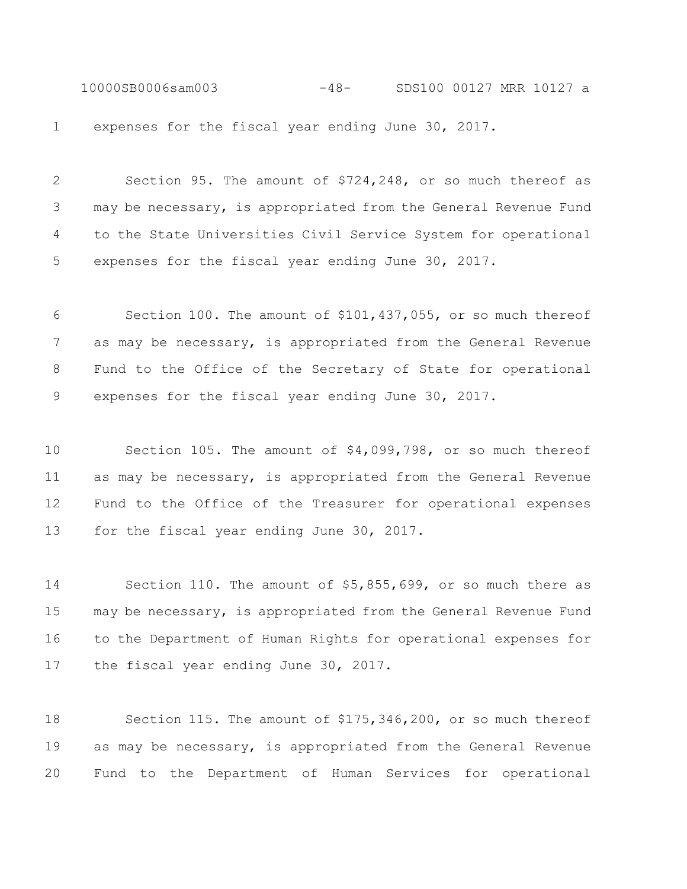expenses for the fiscal year ending June 30, 2017.

Section 95. The amount of $724,248, or so much thereof as may be necessary, is appropriated from the General Revenue Fund to the State Universities Civil Service System for operational expenses for the fiscal year ending June 30, 2017.

Section 100. The amount of $101,437,055, or so much thereof as may be necessary, is appropriated from the General Revenue Fund to the Office of the Secretary of State for operational expenses for the fiscal year ending June 30, 2017.

Section 105. The amount of $4,099,798, or so much thereof as may be necessary, is appropriated from the General Revenue Fund to the Office of the Treasurer for operational expenses for the fiscal year ending June 30, 2017.

Section 110. The amount of $5,855,699, or so much there as may be necessary, is appropriated from the General Revenue Fund to the Department of Human Rights for operational expenses for the fiscal year ending June 30, 2017.

Section 115. The amount of $175,346,200, or so much thereof as may be necessary, is appropriated from the General Revenue Fund to the Department of Human Services for operational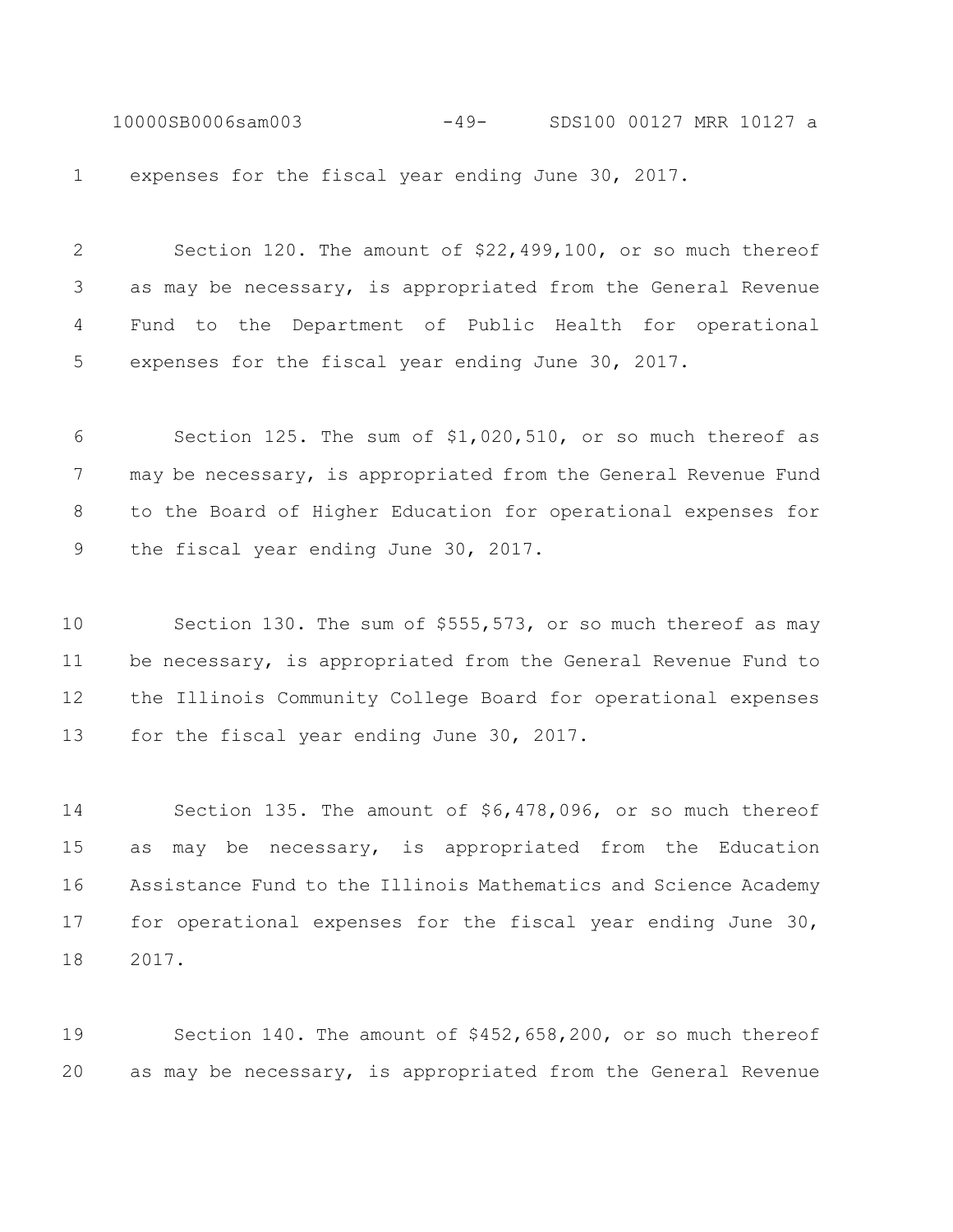expenses for the fiscal year ending June 30, 2017.

Section 120. The amount of $22,499,100, or so much thereof as may be necessary, is appropriated from the General Revenue Fund to the Department of Public Health for operational expenses for the fiscal year ending June 30, 2017.

Section 125. The sum of $1,020,510, or so much thereof as may be necessary, is appropriated from the General Revenue Fund to the Board of Higher Education for operational expenses for the fiscal year ending June 30, 2017.

Section 130. The sum of $555,573, or so much thereof as may be necessary, is appropriated from the General Revenue Fund to the Illinois Community College Board for operational expenses for the fiscal year ending June 30, 2017.

Section 135. The amount of $6,478,096, or so much thereof as may be necessary, is appropriated from the Education Assistance Fund to the Illinois Mathematics and Science Academy for operational expenses for the fiscal year ending June 30, 2017.

Section 140. The amount of $452,658,200, or so much thereof as may be necessary, is appropriated from the General Revenue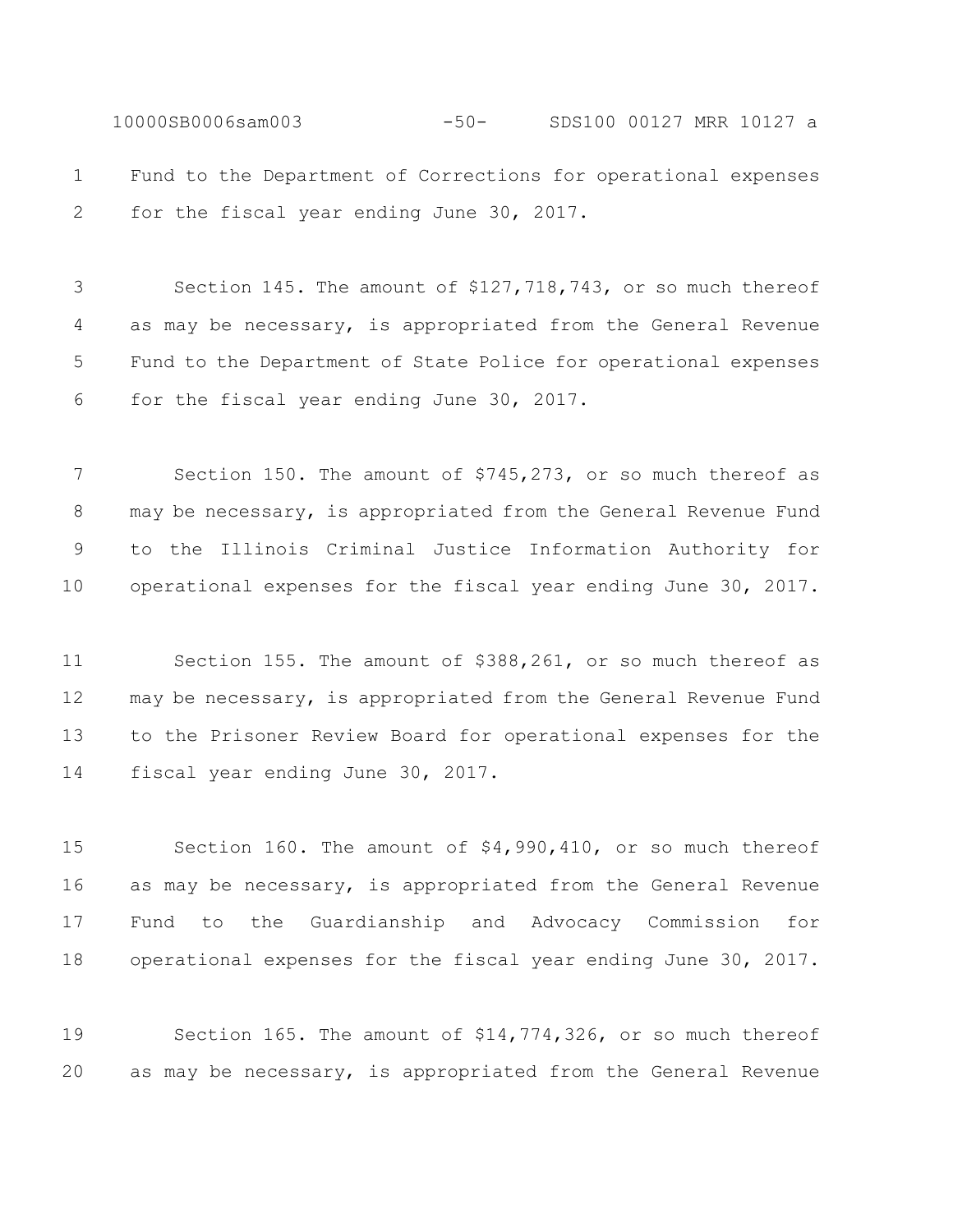Fund to the Department of Corrections for operational expenses for the fiscal year ending June 30, 2017.

Section 145. The amount of $127,718,743, or so much thereof as may be necessary, is appropriated from the General Revenue Fund to the Department of State Police for operational expenses for the fiscal year ending June 30, 2017.

Section 150. The amount of $745,273, or so much thereof as may be necessary, is appropriated from the General Revenue Fund to the Illinois Criminal Justice Information Authority for operational expenses for the fiscal year ending June 30, 2017.

Section 155. The amount of $388,261, or so much thereof as may be necessary, is appropriated from the General Revenue Fund to the Prisoner Review Board for operational expenses for the fiscal year ending June 30, 2017.

Section 160. The amount of $4,990,410, or so much thereof as may be necessary, is appropriated from the General Revenue Fund to the Guardianship and Advocacy Commission for operational expenses for the fiscal year ending June 30, 2017.

Section 165. The amount of $14,774,326, or so much thereof as may be necessary, is appropriated from the General Revenue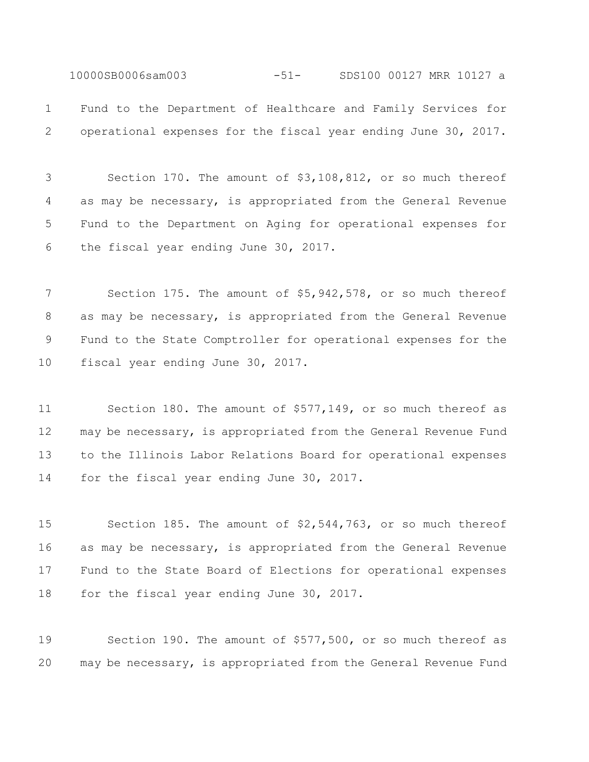Fund to the Department of Healthcare and Family Services for operational expenses for the fiscal year ending June 30, 2017.

Section 170. The amount of $3,108,812, or so much thereof as may be necessary, is appropriated from the General Revenue Fund to the Department on Aging for operational expenses for the fiscal year ending June 30, 2017.

Section 175. The amount of $5,942,578, or so much thereof as may be necessary, is appropriated from the General Revenue Fund to the State Comptroller for operational expenses for the fiscal year ending June 30, 2017.

Section 180. The amount of $577,149, or so much thereof as may be necessary, is appropriated from the General Revenue Fund to the Illinois Labor Relations Board for operational expenses for the fiscal year ending June 30, 2017.

Section 185. The amount of $2,544,763, or so much thereof as may be necessary, is appropriated from the General Revenue Fund to the State Board of Elections for operational expenses for the fiscal year ending June 30, 2017.

Section 190. The amount of $577,500, or so much thereof as may be necessary, is appropriated from the General Revenue Fund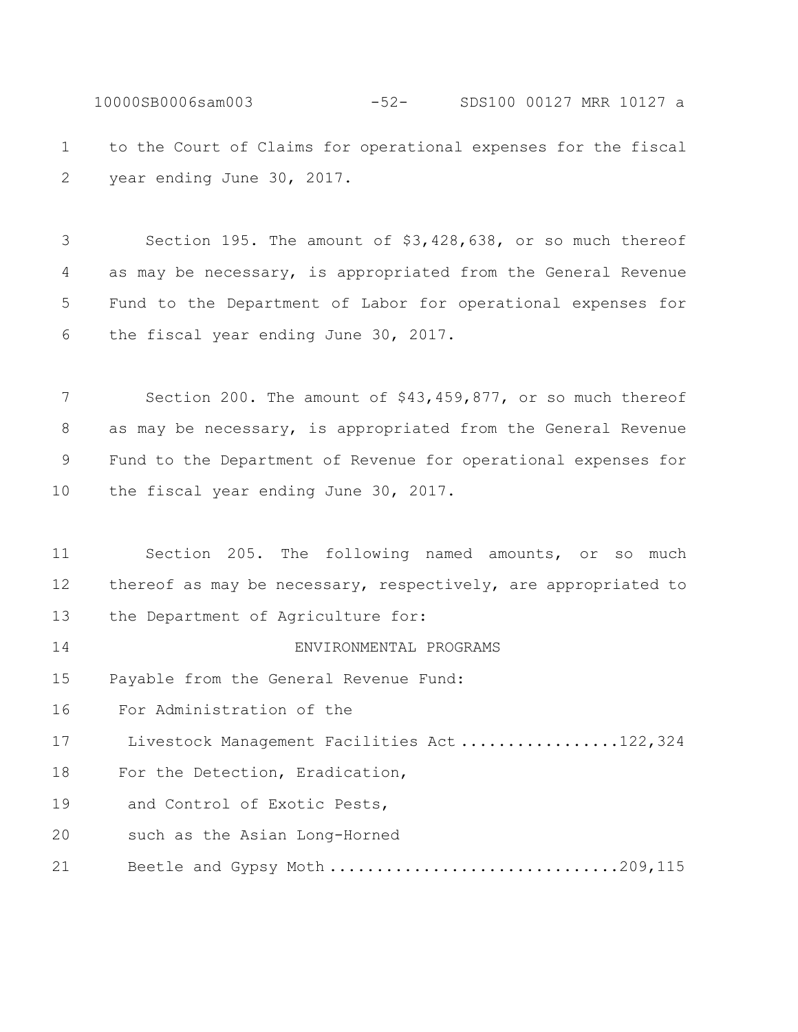to the Court of Claims for operational expenses for the fiscal year ending June 30, 2017.

Section 195. The amount of $3,428,638, or so much thereof as may be necessary, is appropriated from the General Revenue Fund to the Department of Labor for operational expenses for the fiscal year ending June 30, 2017.

Section 200. The amount of $43,459,877, or so much thereof as may be necessary, is appropriated from the General Revenue Fund to the Department of Revenue for operational expenses for the fiscal year ending June 30, 2017.

Section 205. The following named amounts, or so much thereof as may be necessary, respectively, are appropriated to the Department of Agriculture for:

ENVIRONMENTAL PROGRAMS

Payable from the General Revenue Fund:

For Administration of the Livestock Management Facilities Act ................. 122,324

For the Detection, Eradication, and Control of Exotic Pests, such as the Asian Long-Horned Beetle and Gypsy Moth ............................. 209,115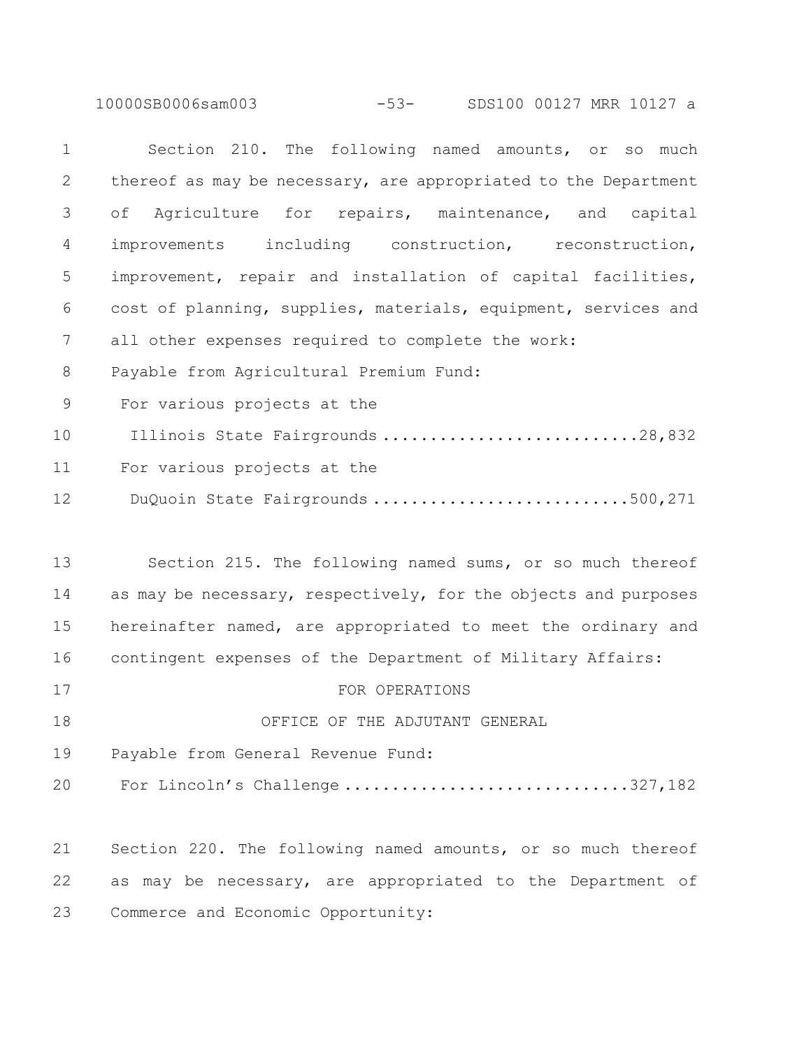Section 210. The following named amounts, or so much thereof as may be necessary, are appropriated to the Department of Agriculture for repairs, maintenance, and capital improvements including construction, reconstruction, improvement, repair and installation of capital facilities, cost of planning, supplies, materials, equipment, services and all other expenses required to complete the work:

Payable from Agricultural Premium Fund:

For various projects at the Illinois State Fairgrounds ........................... 28,832

For various projects at the DuQuoin State Fairgrounds ........................... 500,271

Section 215. The following named sums, or so much thereof as may be necessary, respectively, for the objects and purposes hereinafter named, are appropriated to meet the ordinary and contingent expenses of the Department of Military Affairs:

FOR OPERATIONS

OFFICE OF THE ADJUTANT GENERAL

Payable from General Revenue Fund:

For Lincoln's Challenge ............................. 327,182

Section 220. The following named amounts, or so much thereof as may be necessary, are appropriated to the Department of Commerce and Economic Opportunity: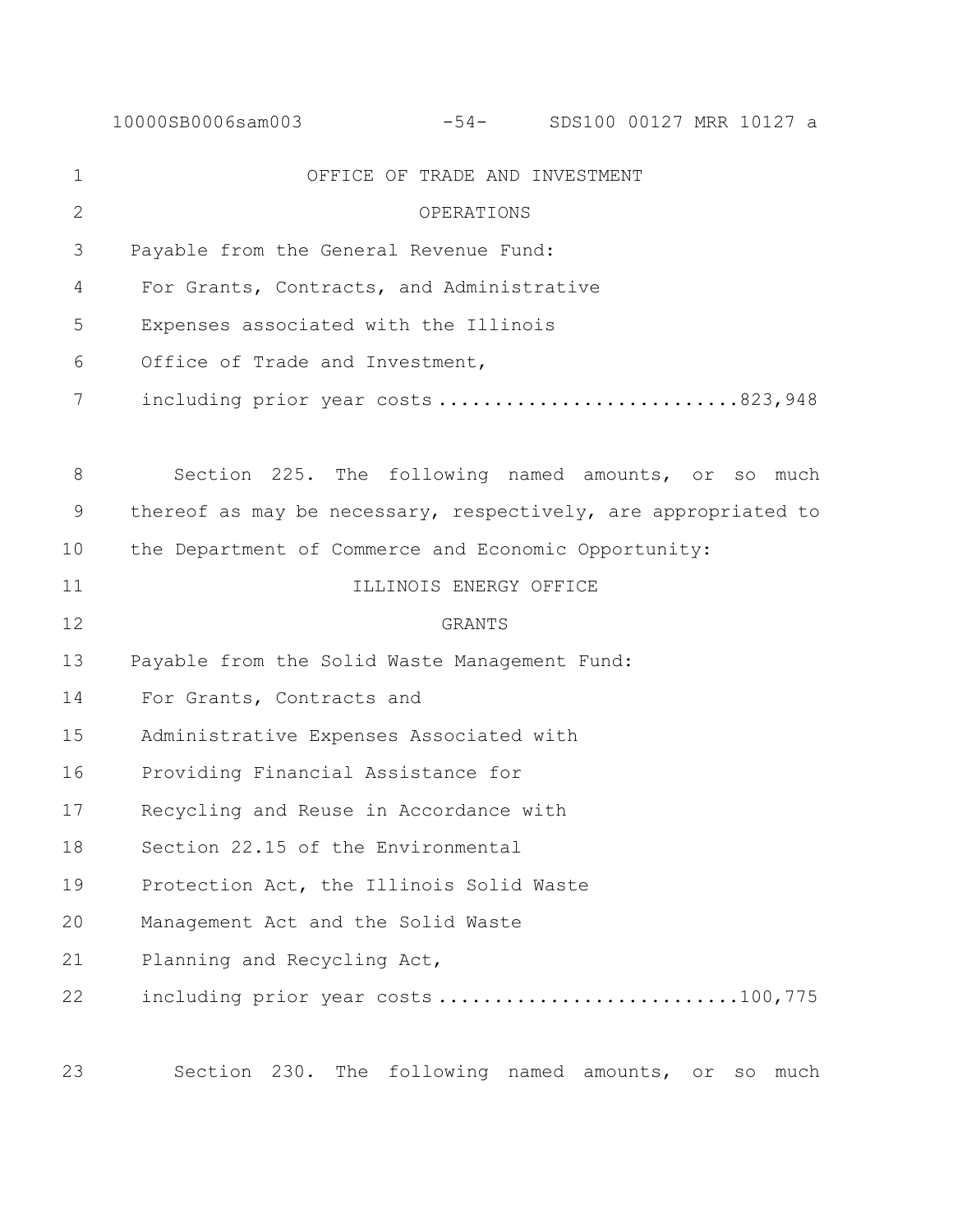OFFICE OF TRADE AND INVESTMENT

OPERATIONS

Payable from the General Revenue Fund:

For Grants, Contracts, and Administrative Expenses associated with the Illinois Office of Trade and Investment, including prior year costs ..........................823,948

Section 225. The following named amounts, or so much thereof as may be necessary, respectively, are appropriated to the Department of Commerce and Economic Opportunity:

ILLINOIS ENERGY OFFICE

GRANTS

Payable from the Solid Waste Management Fund:

For Grants, Contracts and Administrative Expenses Associated with Providing Financial Assistance for Recycling and Reuse in Accordance with Section 22.15 of the Environmental Protection Act, the Illinois Solid Waste Management Act and the Solid Waste Planning and Recycling Act, including prior year costs ..........................100,775

Section 230. The following named amounts, or so much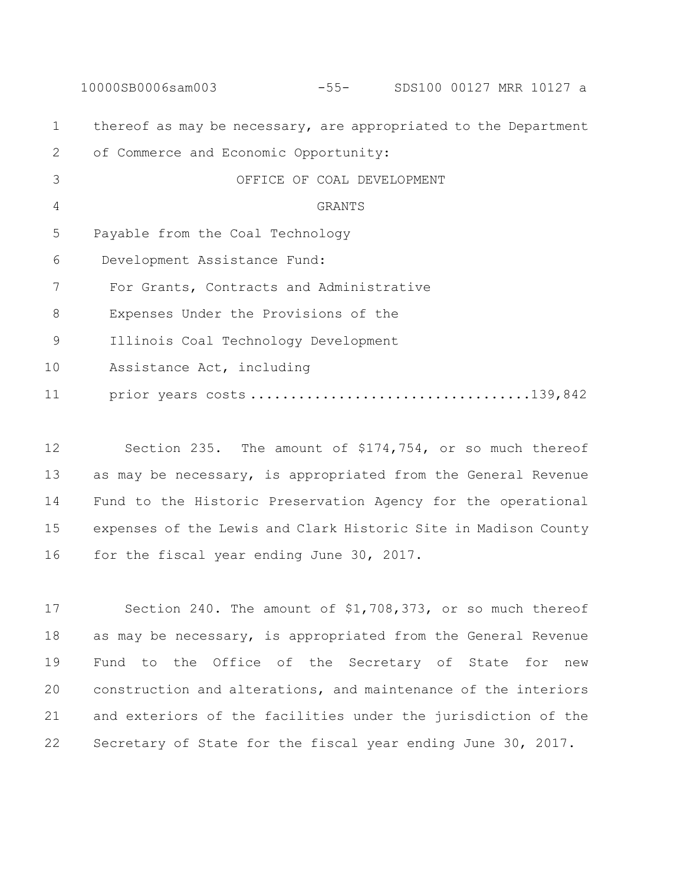thereof as may be necessary, are appropriated to the Department of Commerce and Economic Opportunity:

OFFICE OF COAL DEVELOPMENT

GRANTS

Payable from the Coal Technology Development Assistance Fund:

For Grants, Contracts and Administrative Expenses Under the Provisions of the Illinois Coal Technology Development Assistance Act, including prior years costs ..................................139,842

Section 235. The amount of $174,754, or so much thereof as may be necessary, is appropriated from the General Revenue Fund to the Historic Preservation Agency for the operational expenses of the Lewis and Clark Historic Site in Madison County for the fiscal year ending June 30, 2017.

Section 240. The amount of $1,708,373, or so much thereof as may be necessary, is appropriated from the General Revenue Fund to the Office of the Secretary of State for new construction and alterations, and maintenance of the interiors and exteriors of the facilities under the jurisdiction of the Secretary of State for the fiscal year ending June 30, 2017.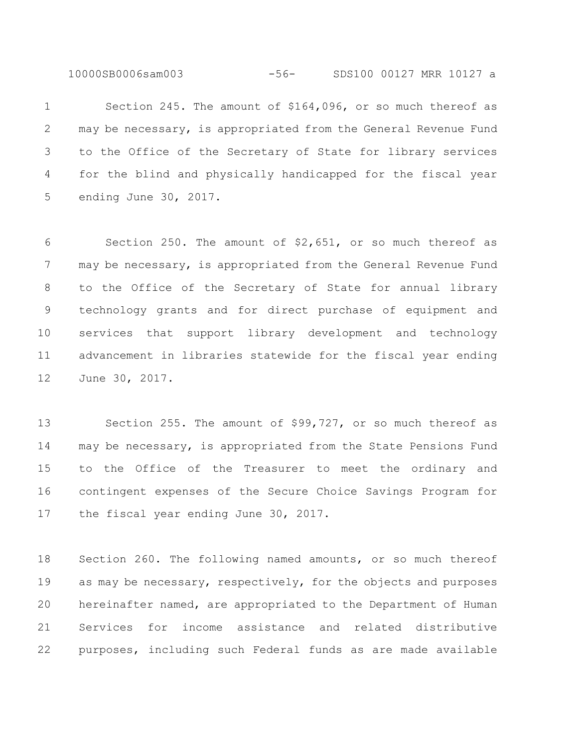Section 245. The amount of $164,096, or so much thereof as may be necessary, is appropriated from the General Revenue Fund to the Office of the Secretary of State for library services for the blind and physically handicapped for the fiscal year ending June 30, 2017.

Section 250. The amount of $2,651, or so much thereof as may be necessary, is appropriated from the General Revenue Fund to the Office of the Secretary of State for annual library technology grants and for direct purchase of equipment and services that support library development and technology advancement in libraries statewide for the fiscal year ending June 30, 2017.

Section 255. The amount of $99,727, or so much thereof as may be necessary, is appropriated from the State Pensions Fund to the Office of the Treasurer to meet the ordinary and contingent expenses of the Secure Choice Savings Program for the fiscal year ending June 30, 2017.

Section 260. The following named amounts, or so much thereof as may be necessary, respectively, for the objects and purposes hereinafter named, are appropriated to the Department of Human Services for income assistance and related distributive purposes, including such Federal funds as are made available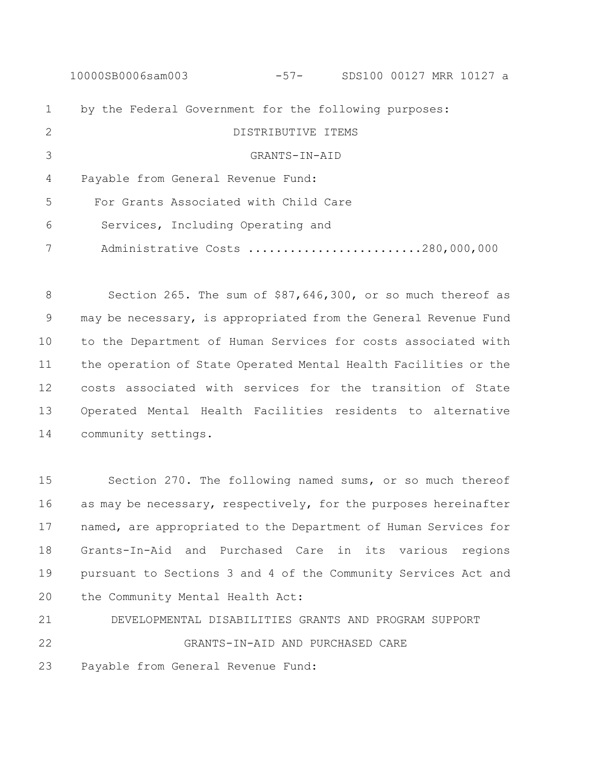by the Federal Government for the following purposes:

DISTRIBUTIVE ITEMS

GRANTS-IN-AID

Payable from General Revenue Fund:

For Grants Associated with Child Care Services, Including Operating and Administrative Costs ........................280,000,000

Section 265. The sum of $87,646,300, or so much thereof as may be necessary, is appropriated from the General Revenue Fund to the Department of Human Services for costs associated with the operation of State Operated Mental Health Facilities or the costs associated with services for the transition of State Operated Mental Health Facilities residents to alternative community settings.

Section 270. The following named sums, or so much thereof as may be necessary, respectively, for the purposes hereinafter named, are appropriated to the Department of Human Services for Grants-In-Aid and Purchased Care in its various regions pursuant to Sections 3 and 4 of the Community Services Act and the Community Mental Health Act:

DEVELOPMENTAL DISABILITIES GRANTS AND PROGRAM SUPPORT

GRANTS-IN-AID AND PURCHASED CARE

Payable from General Revenue Fund: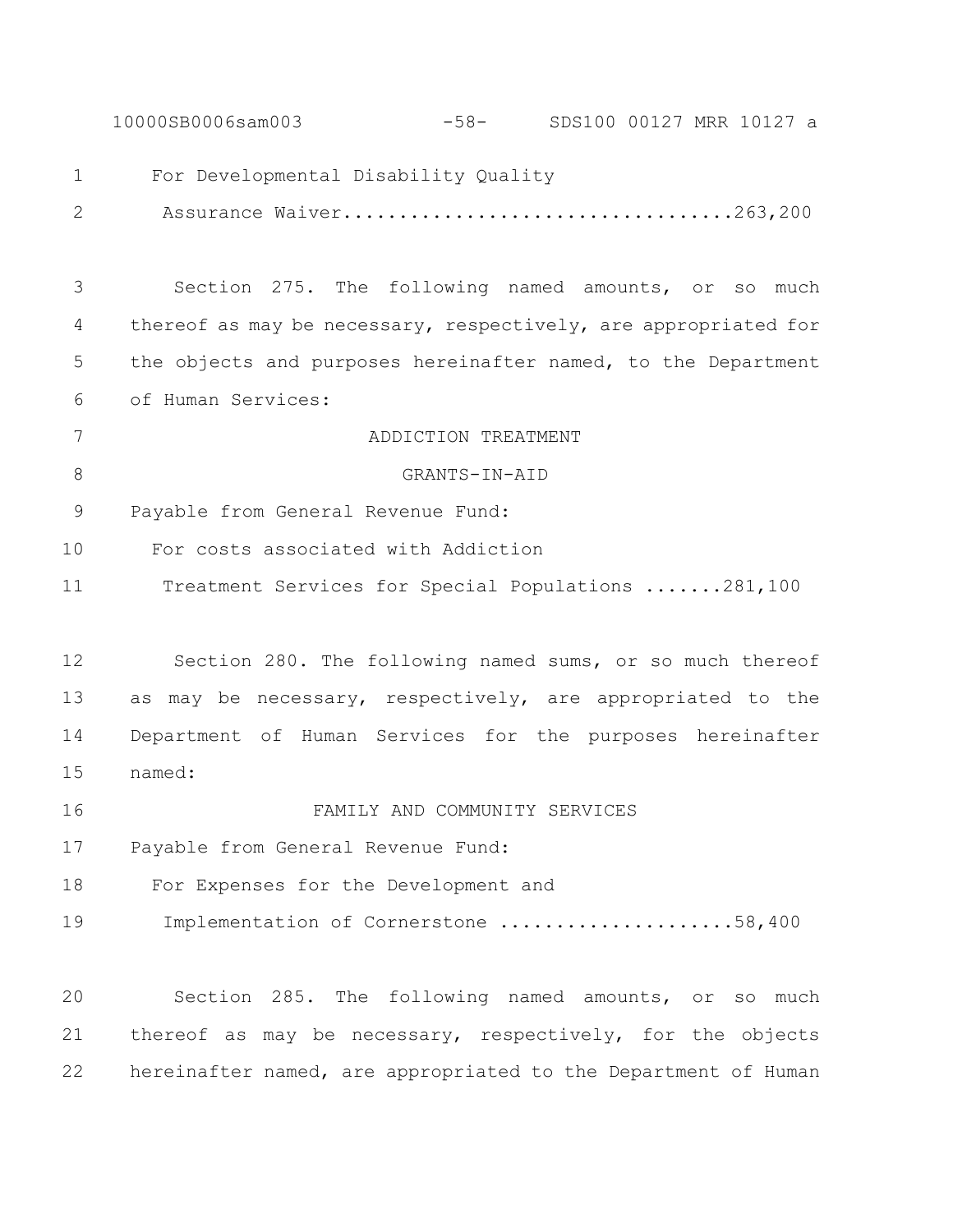For Developmental Disability Quality
Assurance Waiver.................................263,200

Section 275. The following named amounts, or so much thereof as may be necessary, respectively, are appropriated for the objects and purposes hereinafter named, to the Department of Human Services:

ADDICTION TREATMENT

GRANTS-IN-AID

Payable from General Revenue Fund:

For costs associated with Addiction
Treatment Services for Special Populations .......281,100

Section 280. The following named sums, or so much thereof as may be necessary, respectively, are appropriated to the Department of Human Services for the purposes hereinafter named:

FAMILY AND COMMUNITY SERVICES

Payable from General Revenue Fund:

For Expenses for the Development and
Implementation of Cornerstone .....................58,400

Section 285. The following named amounts, or so much thereof as may be necessary, respectively, for the objects hereinafter named, are appropriated to the Department of Human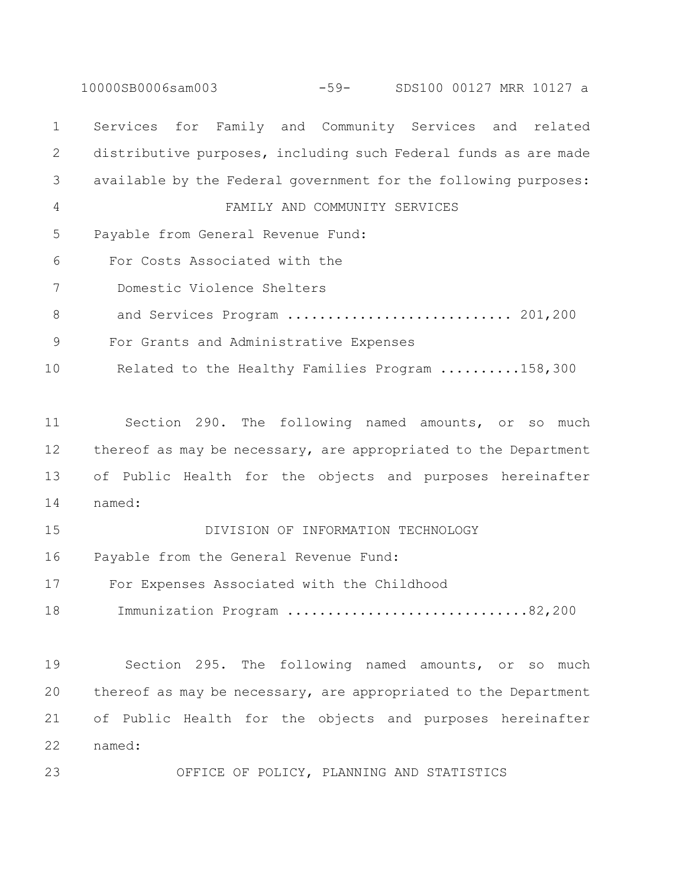Services for Family and Community Services and related distributive purposes, including such Federal funds as are made available by the Federal government for the following purposes:

FAMILY AND COMMUNITY SERVICES

Payable from General Revenue Fund:

For Costs Associated with the Domestic Violence Shelters and Services Program ........................... 201,200

For Grants and Administrative Expenses Related to the Healthy Families Program ..........158,300

Section 290. The following named amounts, or so much thereof as may be necessary, are appropriated to the Department of Public Health for the objects and purposes hereinafter named:

DIVISION OF INFORMATION TECHNOLOGY

Payable from the General Revenue Fund:

For Expenses Associated with the Childhood Immunization Program .............................82,200

Section 295. The following named amounts, or so much thereof as may be necessary, are appropriated to the Department of Public Health for the objects and purposes hereinafter named:

OFFICE OF POLICY, PLANNING AND STATISTICS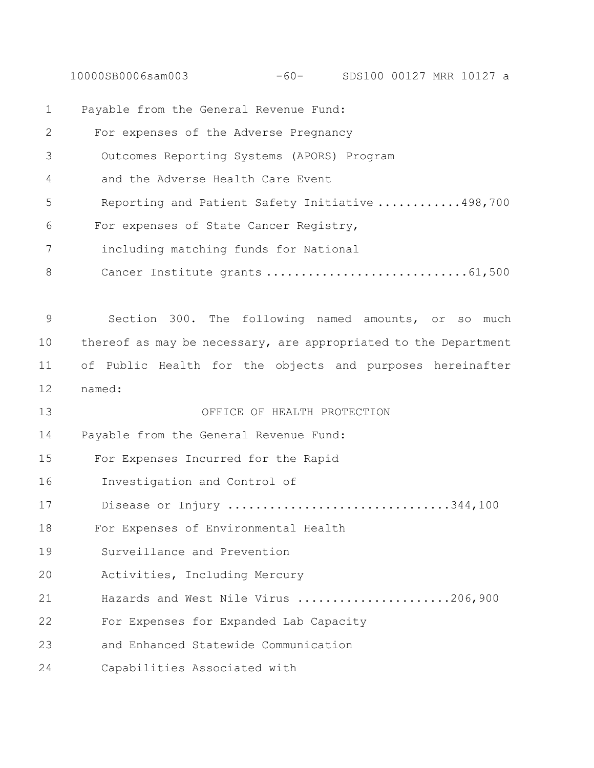Payable from the General Revenue Fund:

For expenses of the Adverse Pregnancy Outcomes Reporting Systems (APORS) Program and the Adverse Health Care Event Reporting and Patient Safety Initiative ............498,700

For expenses of State Cancer Registry, including matching funds for National Cancer Institute grants .............................61,500

Section 300. The following named amounts, or so much thereof as may be necessary, are appropriated to the Department of Public Health for the objects and purposes hereinafter named:

OFFICE OF HEALTH PROTECTION

Payable from the General Revenue Fund:

For Expenses Incurred for the Rapid Investigation and Control of Disease or Injury ...............................344,100

For Expenses of Environmental Health Surveillance and Prevention Activities, Including Mercury Hazards and West Nile Virus .....................206,900

For Expenses for Expanded Lab Capacity and Enhanced Statewide Communication Capabilities Associated with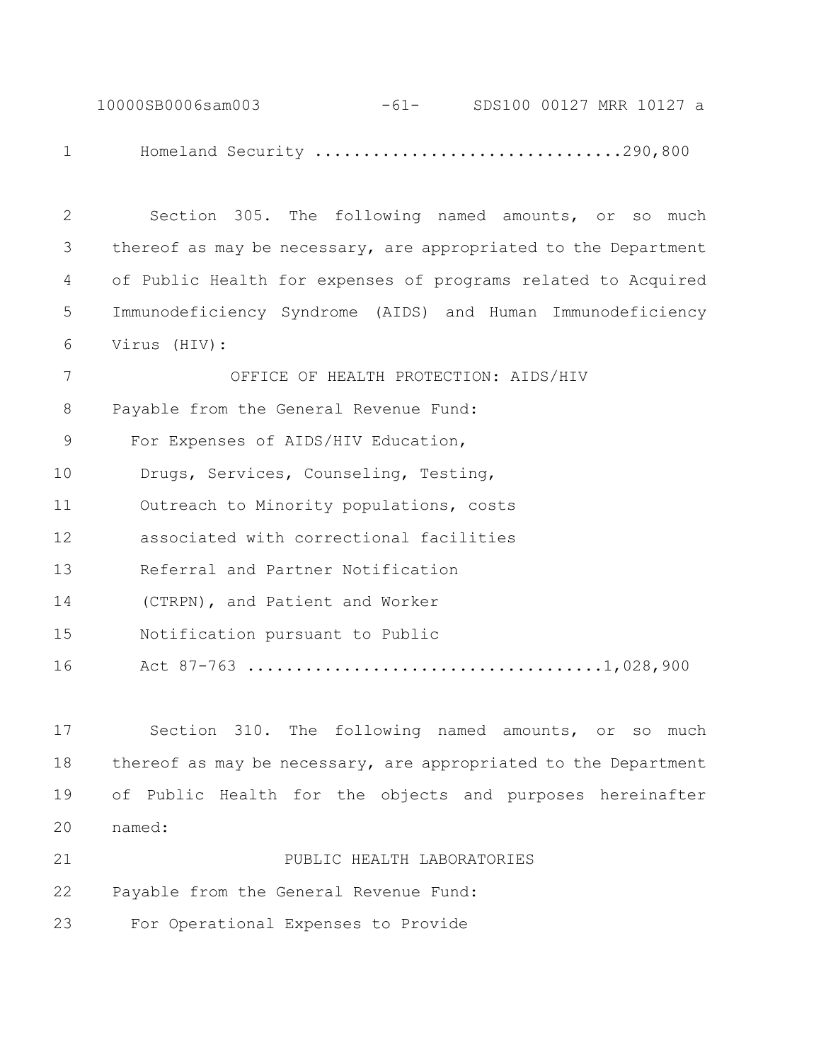Homeland Security ...............................290,800

Section 305. The following named amounts, or so much thereof as may be necessary, are appropriated to the Department of Public Health for expenses of programs related to Acquired Immunodeficiency Syndrome (AIDS) and Human Immunodeficiency Virus (HIV):

OFFICE OF HEALTH PROTECTION: AIDS/HIV

Payable from the General Revenue Fund:

For Expenses of AIDS/HIV Education, Drugs, Services, Counseling, Testing, Outreach to Minority populations, costs associated with correctional facilities Referral and Partner Notification (CTRPN), and Patient and Worker Notification pursuant to Public Act 87-763 ....................................1,028,900

Section 310. The following named amounts, or so much thereof as may be necessary, are appropriated to the Department of Public Health for the objects and purposes hereinafter named:

PUBLIC HEALTH LABORATORIES

Payable from the General Revenue Fund:

For Operational Expenses to Provide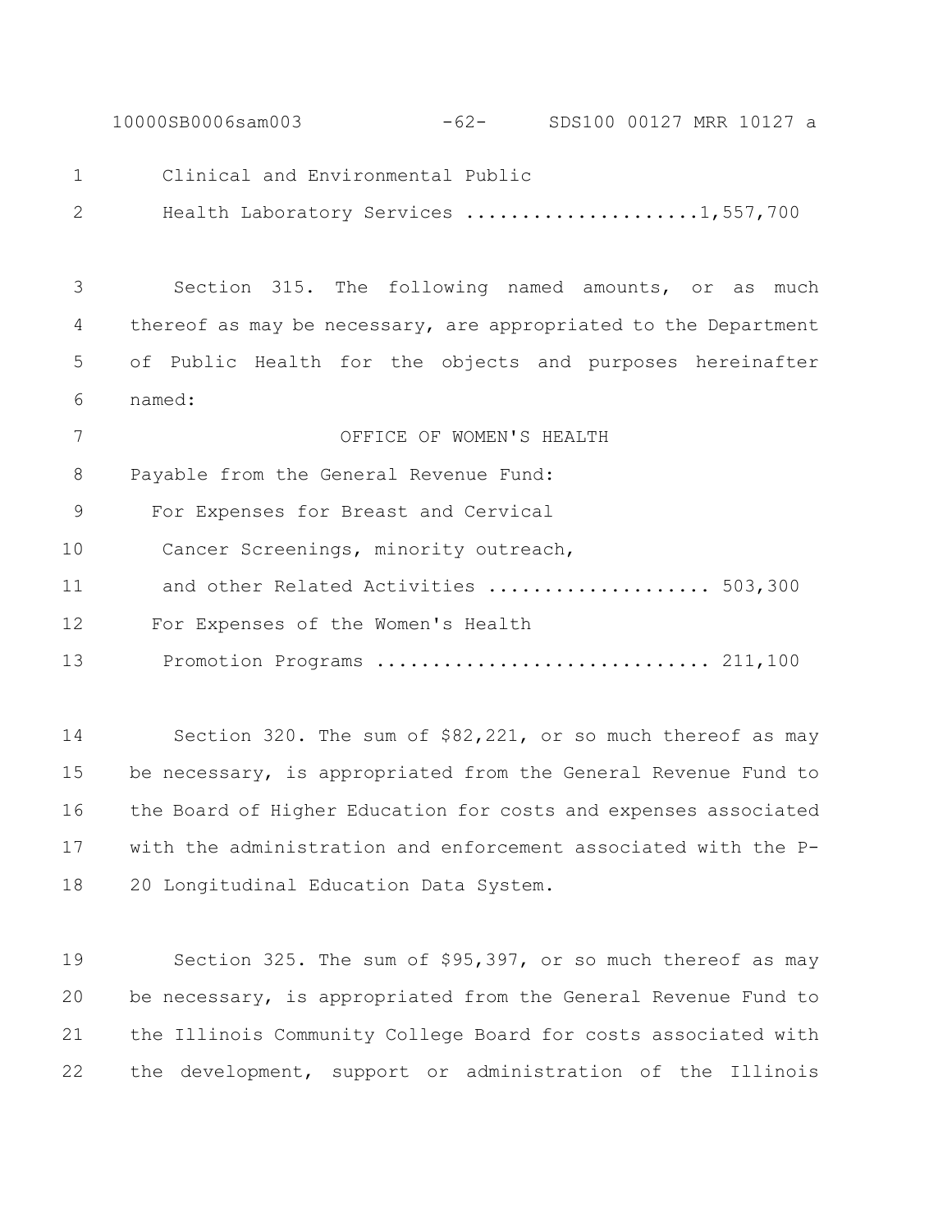Clinical and Environmental Public
Health Laboratory Services ....................1,557,700

Section 315. The following named amounts, or as much thereof as may be necessary, are appropriated to the Department of Public Health for the objects and purposes hereinafter named:

OFFICE OF WOMEN'S HEALTH

Payable from the General Revenue Fund:

For Expenses for Breast and Cervical Cancer Screenings, minority outreach, and other Related Activities ................... 503,300

For Expenses of the Women's Health Promotion Programs ............................ 211,100

Section 320. The sum of $82,221, or so much thereof as may be necessary, is appropriated from the General Revenue Fund to the Board of Higher Education for costs and expenses associated with the administration and enforcement associated with the P-20 Longitudinal Education Data System.

Section 325. The sum of $95,397, or so much thereof as may be necessary, is appropriated from the General Revenue Fund to the Illinois Community College Board for costs associated with the development, support or administration of the Illinois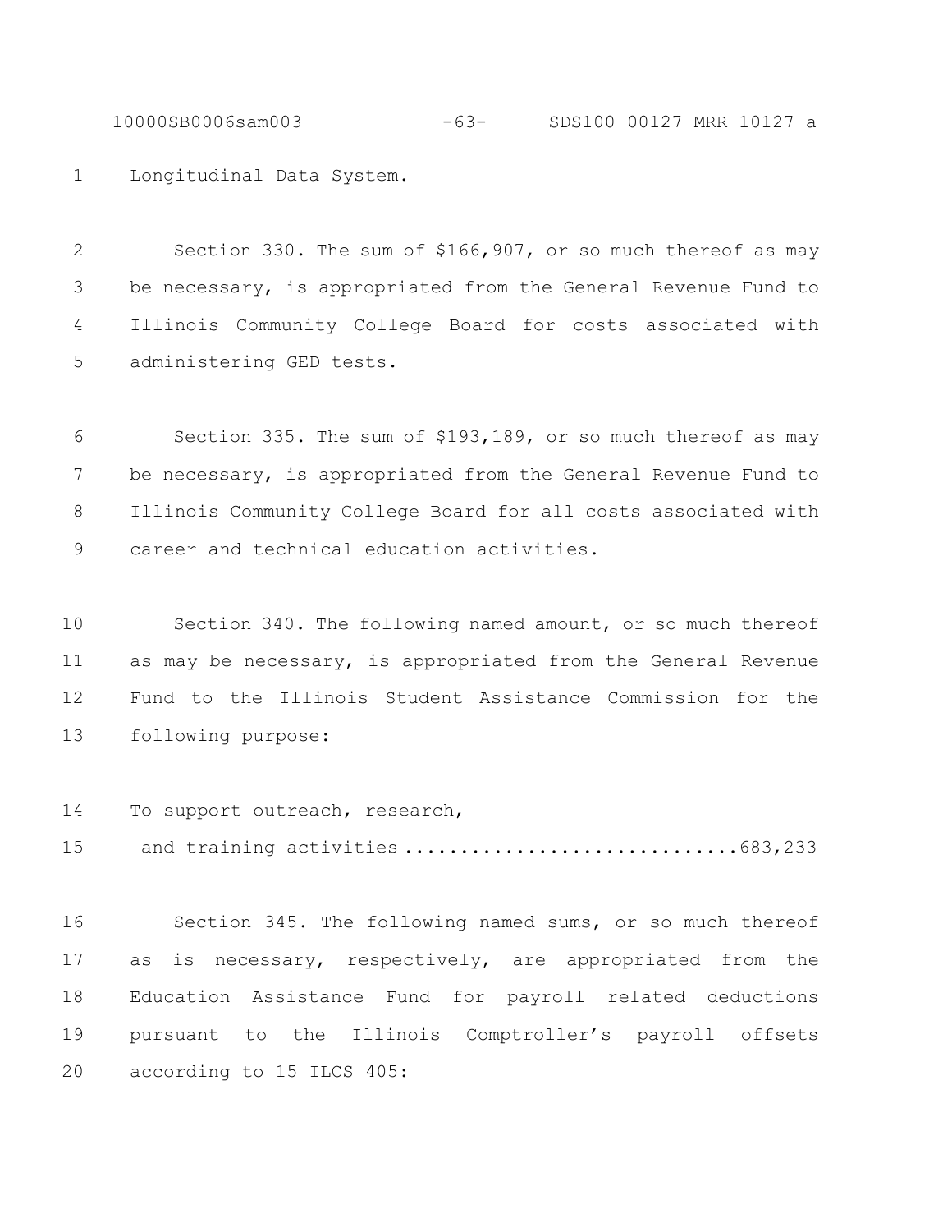Longitudinal Data System.

Section 330. The sum of $166,907, or so much thereof as may be necessary, is appropriated from the General Revenue Fund to Illinois Community College Board for costs associated with administering GED tests.

Section 335. The sum of $193,189, or so much thereof as may be necessary, is appropriated from the General Revenue Fund to Illinois Community College Board for all costs associated with career and technical education activities.

Section 340. The following named amount, or so much thereof as may be necessary, is appropriated from the General Revenue Fund to the Illinois Student Assistance Commission for the following purpose:

To support outreach, research, and training activities ..............................683,233

Section 345. The following named sums, or so much thereof as is necessary, respectively, are appropriated from the Education Assistance Fund for payroll related deductions pursuant to the Illinois Comptroller's payroll offsets according to 15 ILCS 405: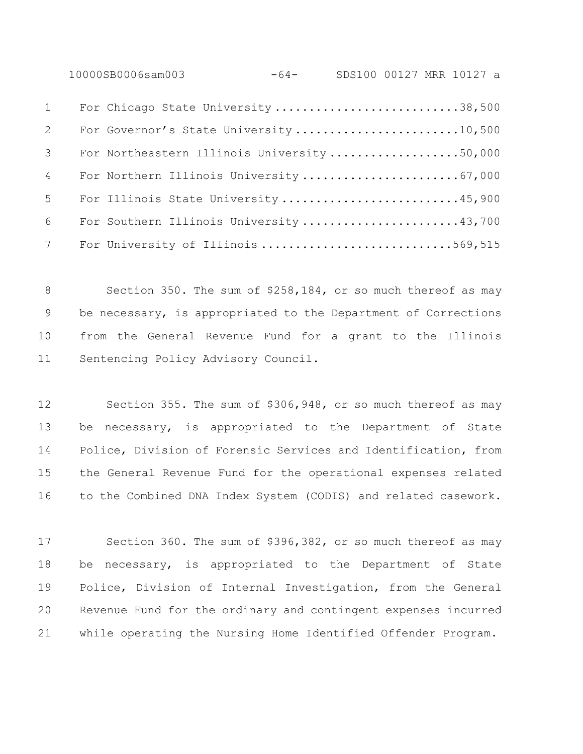For Chicago State University ..........................38,500
For Governor's State University .......................10,500
For Northeastern Illinois University ..................50,000
For Northern Illinois University ......................67,000
For Illinois State University .........................45,900
For Southern Illinois University ......................43,700
For University of Illinois ...........................569,515

Section 350. The sum of $258,184, or so much thereof as may be necessary, is appropriated to the Department of Corrections from the General Revenue Fund for a grant to the Illinois Sentencing Policy Advisory Council.

Section 355. The sum of $306,948, or so much thereof as may be necessary, is appropriated to the Department of State Police, Division of Forensic Services and Identification, from the General Revenue Fund for the operational expenses related to the Combined DNA Index System (CODIS) and related casework.

Section 360. The sum of $396,382, or so much thereof as may be necessary, is appropriated to the Department of State Police, Division of Internal Investigation, from the General Revenue Fund for the ordinary and contingent expenses incurred while operating the Nursing Home Identified Offender Program.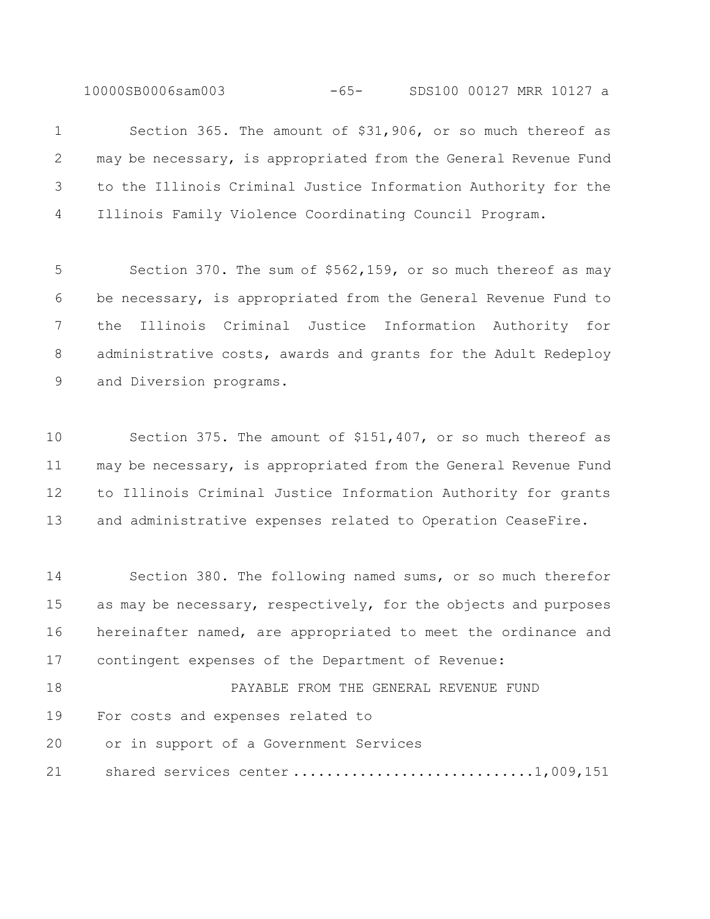Section 365. The amount of $31,906, or so much thereof as may be necessary, is appropriated from the General Revenue Fund to the Illinois Criminal Justice Information Authority for the Illinois Family Violence Coordinating Council Program.

Section 370. The sum of $562,159, or so much thereof as may be necessary, is appropriated from the General Revenue Fund to the Illinois Criminal Justice Information Authority for administrative costs, awards and grants for the Adult Redeploy and Diversion programs.

Section 375. The amount of $151,407, or so much thereof as may be necessary, is appropriated from the General Revenue Fund to Illinois Criminal Justice Information Authority for grants and administrative expenses related to Operation CeaseFire.

Section 380. The following named sums, or so much therefor as may be necessary, respectively, for the objects and purposes hereinafter named, are appropriated to meet the ordinance and contingent expenses of the Department of Revenue:

PAYABLE FROM THE GENERAL REVENUE FUND

For costs and expenses related to or in support of a Government Services shared services center ............................ 1,009,151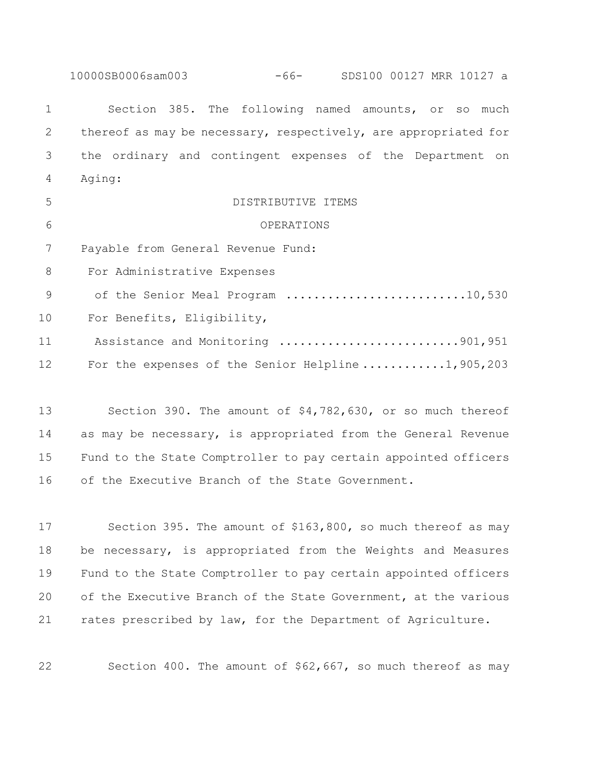Section 385. The following named amounts, or so much thereof as may be necessary, respectively, are appropriated for the ordinary and contingent expenses of the Department on Aging:

DISTRIBUTIVE ITEMS

OPERATIONS

Payable from General Revenue Fund:

For Administrative Expenses of the Senior Meal Program ..........................10,530

For Benefits, Eligibility, Assistance and Monitoring ..........................901,951

For the expenses of the Senior Helpline ............1,905,203

Section 390. The amount of $4,782,630, or so much thereof as may be necessary, is appropriated from the General Revenue Fund to the State Comptroller to pay certain appointed officers of the Executive Branch of the State Government.

Section 395. The amount of $163,800, so much thereof as may be necessary, is appropriated from the Weights and Measures Fund to the State Comptroller to pay certain appointed officers of the Executive Branch of the State Government, at the various rates prescribed by law, for the Department of Agriculture.

Section 400. The amount of $62,667, so much thereof as may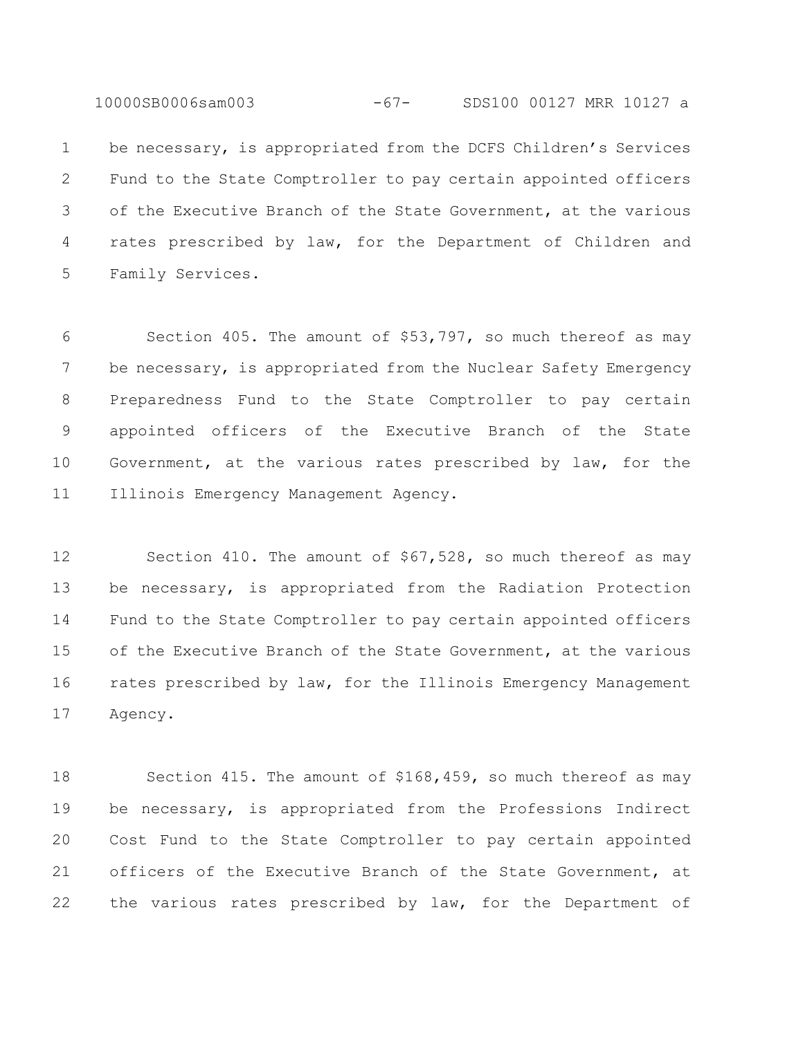be necessary, is appropriated from the DCFS Children's Services Fund to the State Comptroller to pay certain appointed officers of the Executive Branch of the State Government, at the various rates prescribed by law, for the Department of Children and Family Services.

Section 405. The amount of $53,797, so much thereof as may be necessary, is appropriated from the Nuclear Safety Emergency Preparedness Fund to the State Comptroller to pay certain appointed officers of the Executive Branch of the State Government, at the various rates prescribed by law, for the Illinois Emergency Management Agency.

Section 410. The amount of $67,528, so much thereof as may be necessary, is appropriated from the Radiation Protection Fund to the State Comptroller to pay certain appointed officers of the Executive Branch of the State Government, at the various rates prescribed by law, for the Illinois Emergency Management Agency.

Section 415. The amount of $168,459, so much thereof as may be necessary, is appropriated from the Professions Indirect Cost Fund to the State Comptroller to pay certain appointed officers of the Executive Branch of the State Government, at the various rates prescribed by law, for the Department of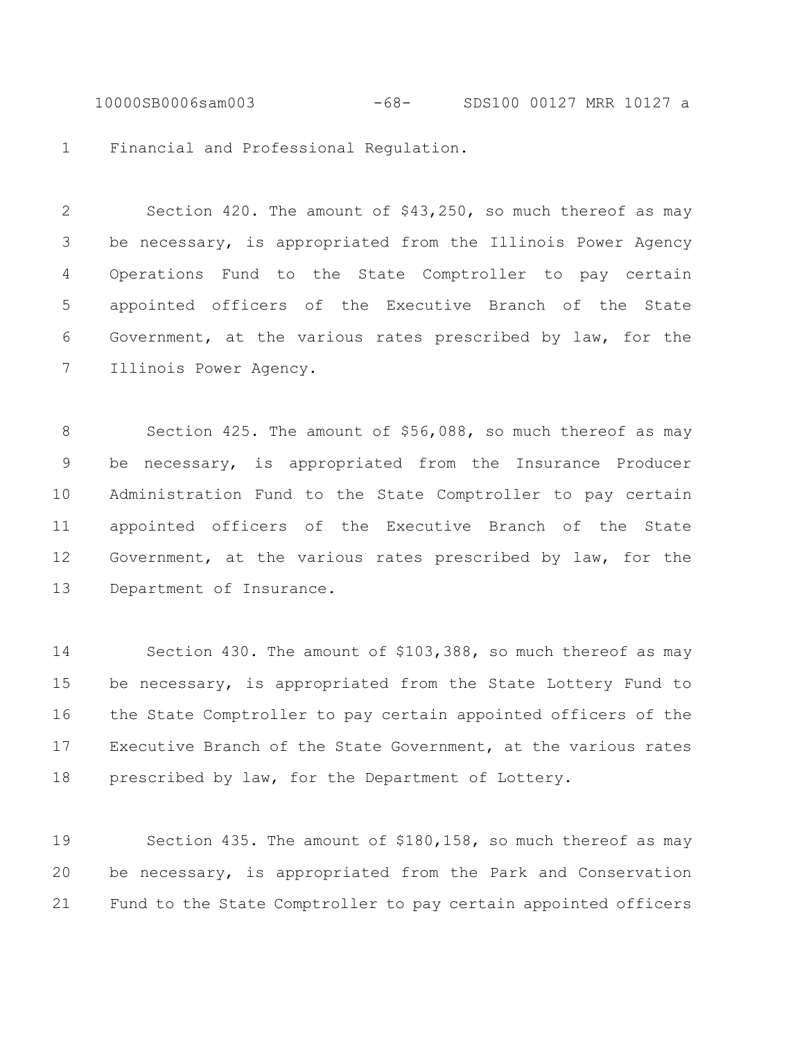Financial and Professional Regulation.

Section 420. The amount of $43,250, so much thereof as may be necessary, is appropriated from the Illinois Power Agency Operations Fund to the State Comptroller to pay certain appointed officers of the Executive Branch of the State Government, at the various rates prescribed by law, for the Illinois Power Agency.

Section 425. The amount of $56,088, so much thereof as may be necessary, is appropriated from the Insurance Producer Administration Fund to the State Comptroller to pay certain appointed officers of the Executive Branch of the State Government, at the various rates prescribed by law, for the Department of Insurance.

Section 430. The amount of $103,388, so much thereof as may be necessary, is appropriated from the State Lottery Fund to the State Comptroller to pay certain appointed officers of the Executive Branch of the State Government, at the various rates prescribed by law, for the Department of Lottery.

Section 435. The amount of $180,158, so much thereof as may be necessary, is appropriated from the Park and Conservation Fund to the State Comptroller to pay certain appointed officers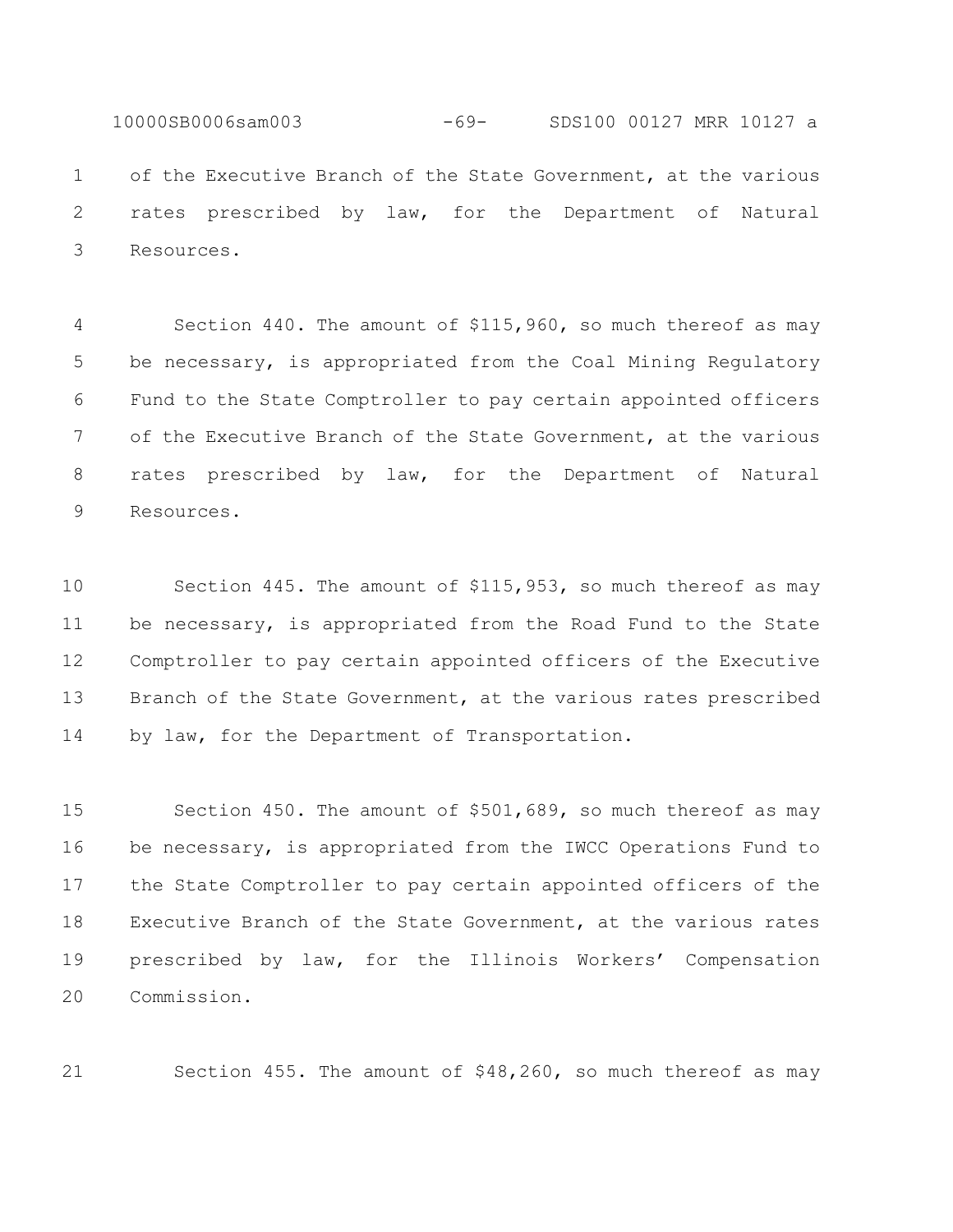of the Executive Branch of the State Government, at the various rates prescribed by law, for the Department of Natural Resources.

Section 440. The amount of $115,960, so much thereof as may be necessary, is appropriated from the Coal Mining Regulatory Fund to the State Comptroller to pay certain appointed officers of the Executive Branch of the State Government, at the various rates prescribed by law, for the Department of Natural Resources.

Section 445. The amount of $115,953, so much thereof as may be necessary, is appropriated from the Road Fund to the State Comptroller to pay certain appointed officers of the Executive Branch of the State Government, at the various rates prescribed by law, for the Department of Transportation.

Section 450. The amount of $501,689, so much thereof as may be necessary, is appropriated from the IWCC Operations Fund to the State Comptroller to pay certain appointed officers of the Executive Branch of the State Government, at the various rates prescribed by law, for the Illinois Workers' Compensation Commission.

Section 455. The amount of $48,260, so much thereof as may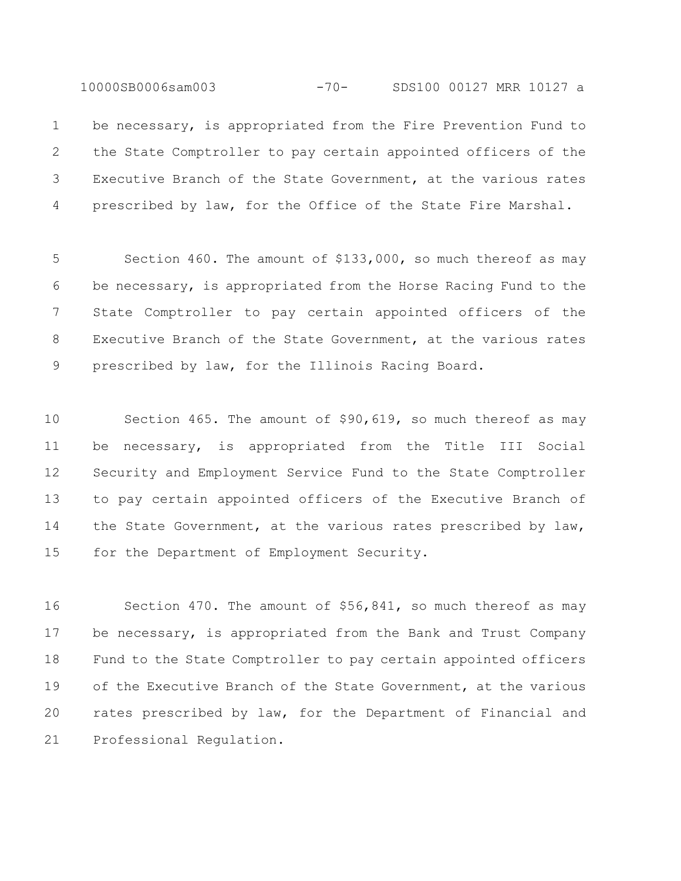be necessary, is appropriated from the Fire Prevention Fund to the State Comptroller to pay certain appointed officers of the Executive Branch of the State Government, at the various rates prescribed by law, for the Office of the State Fire Marshal.

Section 460. The amount of $133,000, so much thereof as may be necessary, is appropriated from the Horse Racing Fund to the State Comptroller to pay certain appointed officers of the Executive Branch of the State Government, at the various rates prescribed by law, for the Illinois Racing Board.

Section 465. The amount of $90,619, so much thereof as may be necessary, is appropriated from the Title III Social Security and Employment Service Fund to the State Comptroller to pay certain appointed officers of the Executive Branch of the State Government, at the various rates prescribed by law, for the Department of Employment Security.

Section 470. The amount of $56,841, so much thereof as may be necessary, is appropriated from the Bank and Trust Company Fund to the State Comptroller to pay certain appointed officers of the Executive Branch of the State Government, at the various rates prescribed by law, for the Department of Financial and Professional Regulation.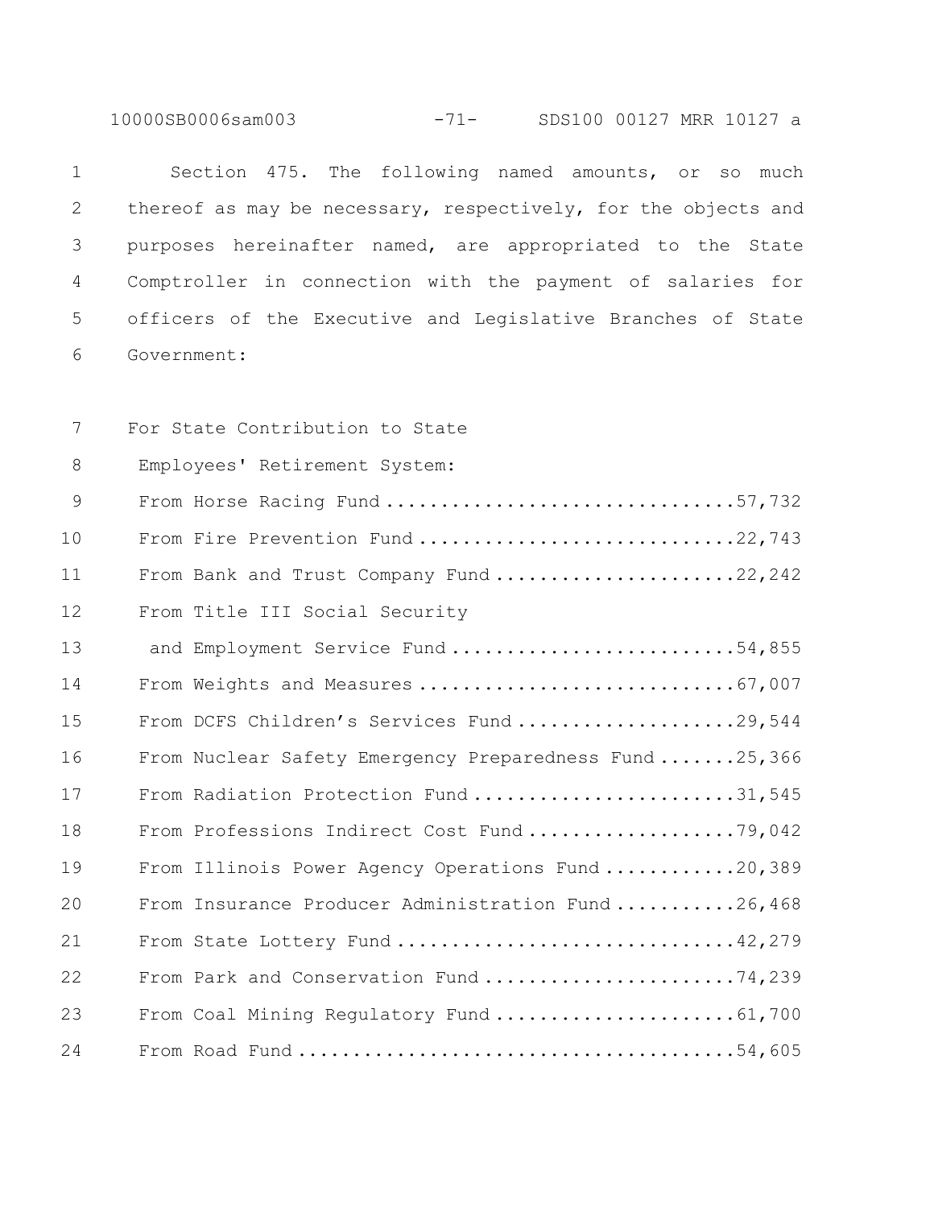Section 475. The following named amounts, or so much thereof as may be necessary, respectively, for the objects and purposes hereinafter named, are appropriated to the State Comptroller in connection with the payment of salaries for officers of the Executive and Legislative Branches of State Government:

For State Contribution to State Employees' Retirement System:

| | |
|---|---|
| From Horse Racing Fund | 57,732 |
| From Fire Prevention Fund | 22,743 |
| From Bank and Trust Company Fund | 22,242 |
| From Title III Social Security and Employment Service Fund | 54,855 |
| From Weights and Measures | 67,007 |
| From DCFS Children's Services Fund | 29,544 |
| From Nuclear Safety Emergency Preparedness Fund | 25,366 |
| From Radiation Protection Fund | 31,545 |
| From Professions Indirect Cost Fund | 79,042 |
| From Illinois Power Agency Operations Fund | 20,389 |
| From Insurance Producer Administration Fund | 26,468 |
| From State Lottery Fund | 42,279 |
| From Park and Conservation Fund | 74,239 |
| From Coal Mining Regulatory Fund | 61,700 |
| From Road Fund | 54,605 |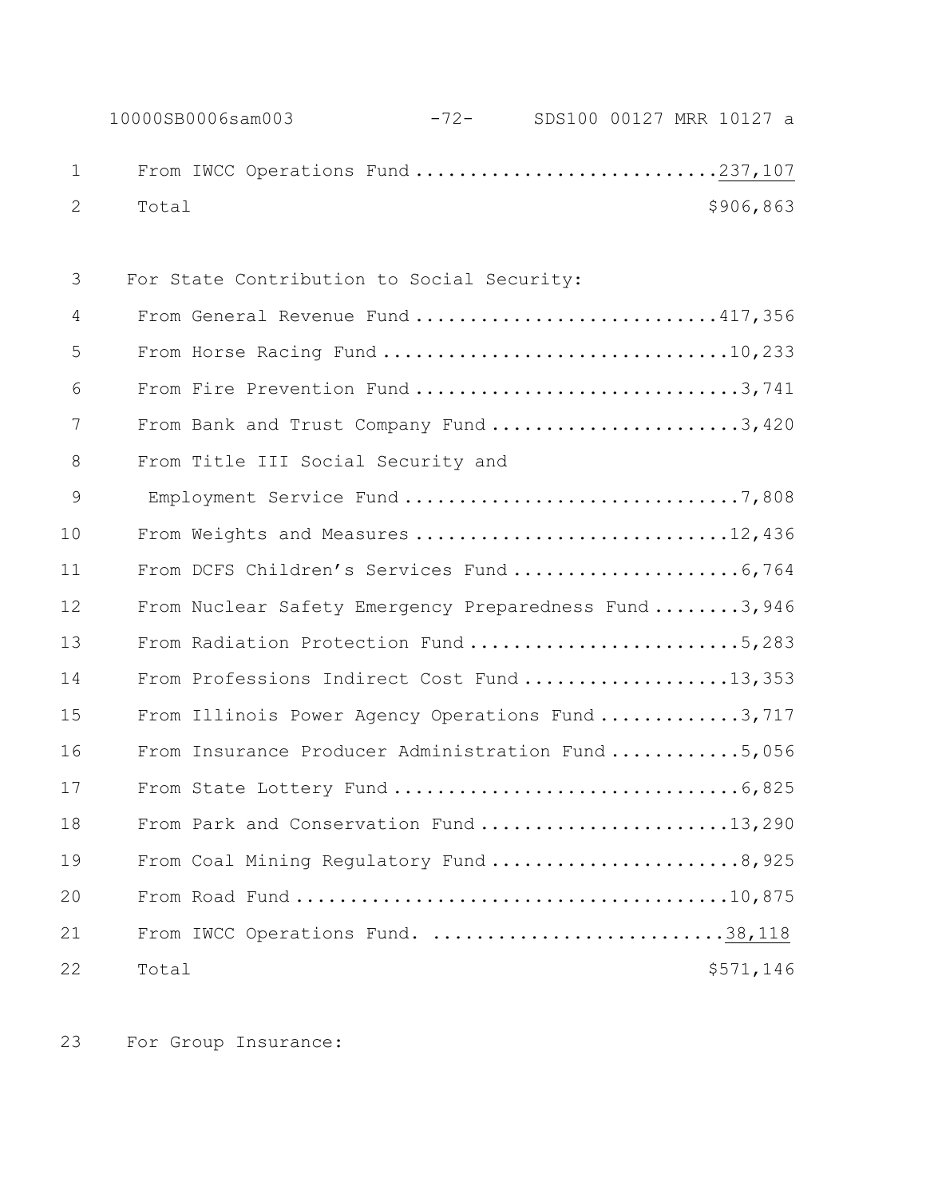From IWCC Operations Fund ............................237,107

Total $906,863

For State Contribution to Social Security:

From General Revenue Fund ............................417,356

From Horse Racing Fund ................................10,233

From Fire Prevention Fund ..............................3,741

From Bank and Trust Company Fund .......................3,420

From Title III Social Security and

Employment Service Fund ...............................7,808

From Weights and Measures .............................12,436

From DCFS Children's Services Fund .....................6,764

From Nuclear Safety Emergency Preparedness Fund ........3,946

From Radiation Protection Fund .........................5,283

From Professions Indirect Cost Fund ...................13,353

From Illinois Power Agency Operations Fund .............3,717

From Insurance Producer Administration Fund ............5,056

From State Lottery Fund ................................6,825

From Park and Conservation Fund .......................13,290

From Coal Mining Regulatory Fund .......................8,925

From Road Fund ........................................10,875

From IWCC Operations Fund. ...........................38,118

Total $571,146

For Group Insurance: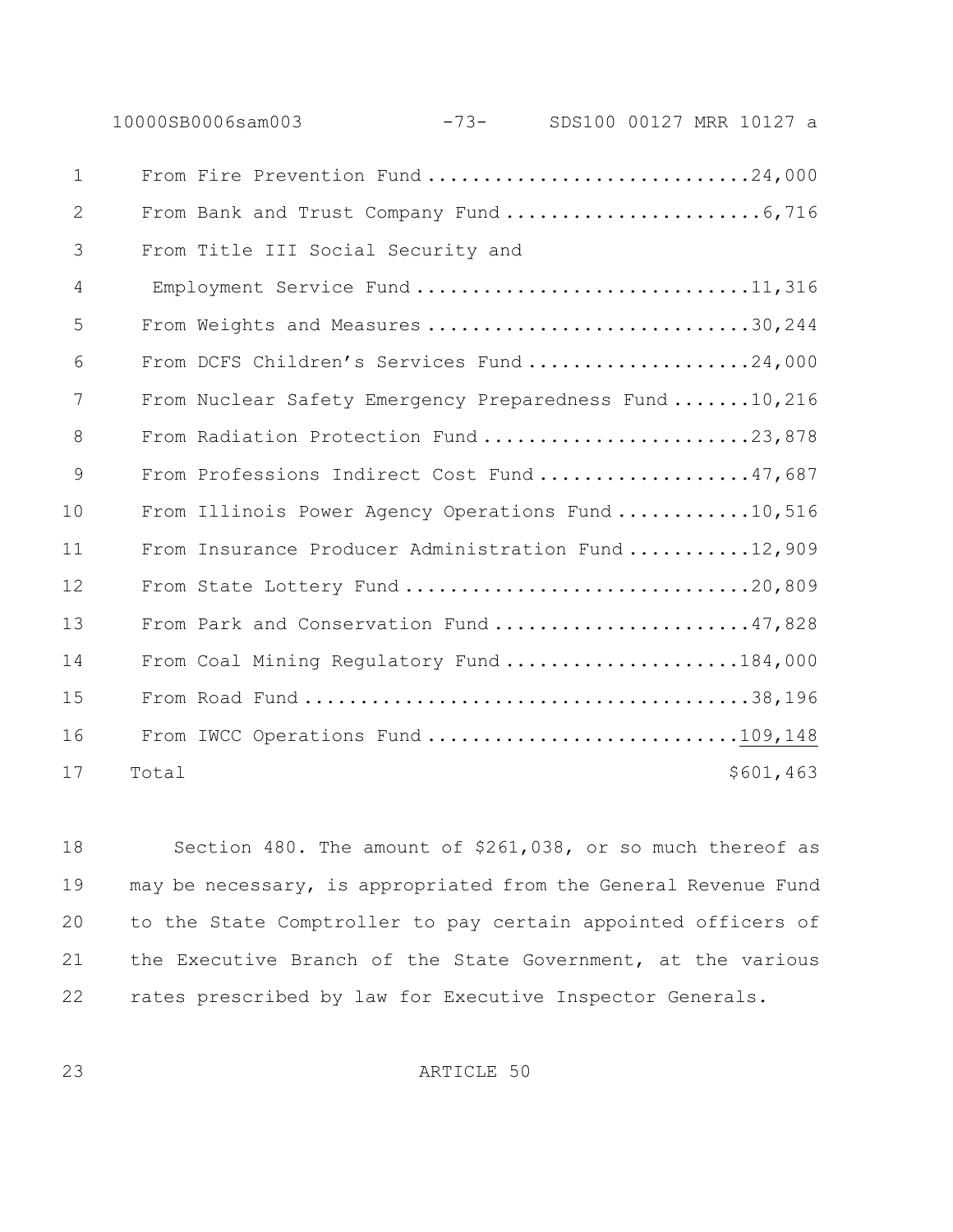| | |
|---|---:|
| From Fire Prevention Fund | 24,000 |
| From Bank and Trust Company Fund | 6,716 |
| From Title III Social Security and Employment Service Fund | 11,316 |
| From Weights and Measures | 30,244 |
| From DCFS Children's Services Fund | 24,000 |
| From Nuclear Safety Emergency Preparedness Fund | 10,216 |
| From Radiation Protection Fund | 23,878 |
| From Professions Indirect Cost Fund | 47,687 |
| From Illinois Power Agency Operations Fund | 10,516 |
| From Insurance Producer Administration Fund | 12,909 |
| From State Lottery Fund | 20,809 |
| From Park and Conservation Fund | 47,828 |
| From Coal Mining Regulatory Fund | 184,000 |
| From Road Fund | 38,196 |
| From IWCC Operations Fund | 109,148 |
| Total | $601,463 |

Section 480. The amount of $261,038, or so much thereof as may be necessary, is appropriated from the General Revenue Fund to the State Comptroller to pay certain appointed officers of the Executive Branch of the State Government, at the various rates prescribed by law for Executive Inspector Generals.

ARTICLE 50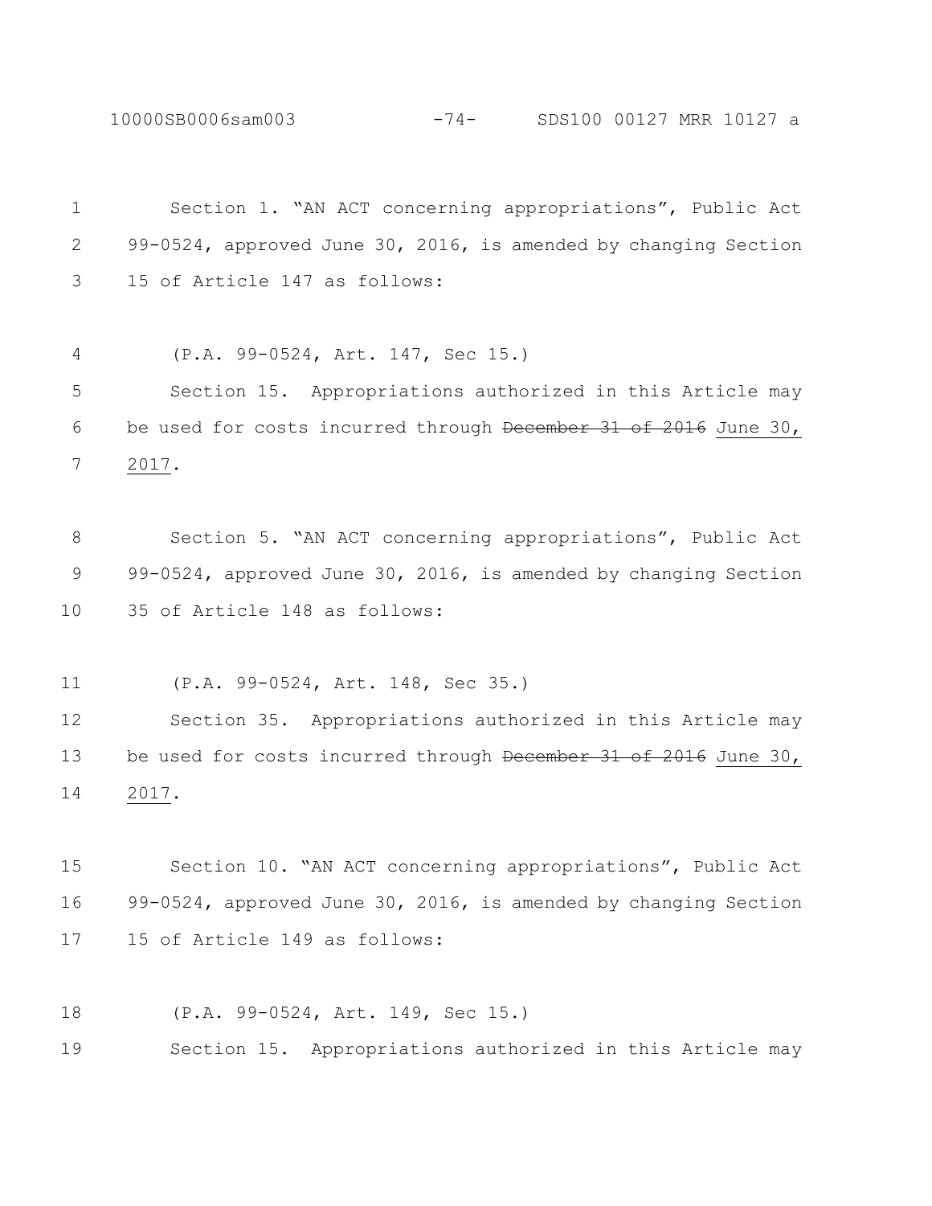Section 1. "AN ACT concerning appropriations", Public Act 99-0524, approved June 30, 2016, is amended by changing Section 15 of Article 147 as follows:

(P.A. 99-0524, Art. 147, Sec 15.)

Section 15. Appropriations authorized in this Article may be used for costs incurred through ~~December 31 of 2016~~ June 30, 2017.

Section 5. "AN ACT concerning appropriations", Public Act 99-0524, approved June 30, 2016, is amended by changing Section 35 of Article 148 as follows:

(P.A. 99-0524, Art. 148, Sec 35.)

Section 35. Appropriations authorized in this Article may be used for costs incurred through ~~December 31 of 2016~~ June 30, 2017.

Section 10. "AN ACT concerning appropriations", Public Act 99-0524, approved June 30, 2016, is amended by changing Section 15 of Article 149 as follows:

(P.A. 99-0524, Art. 149, Sec 15.)

Section 15. Appropriations authorized in this Article may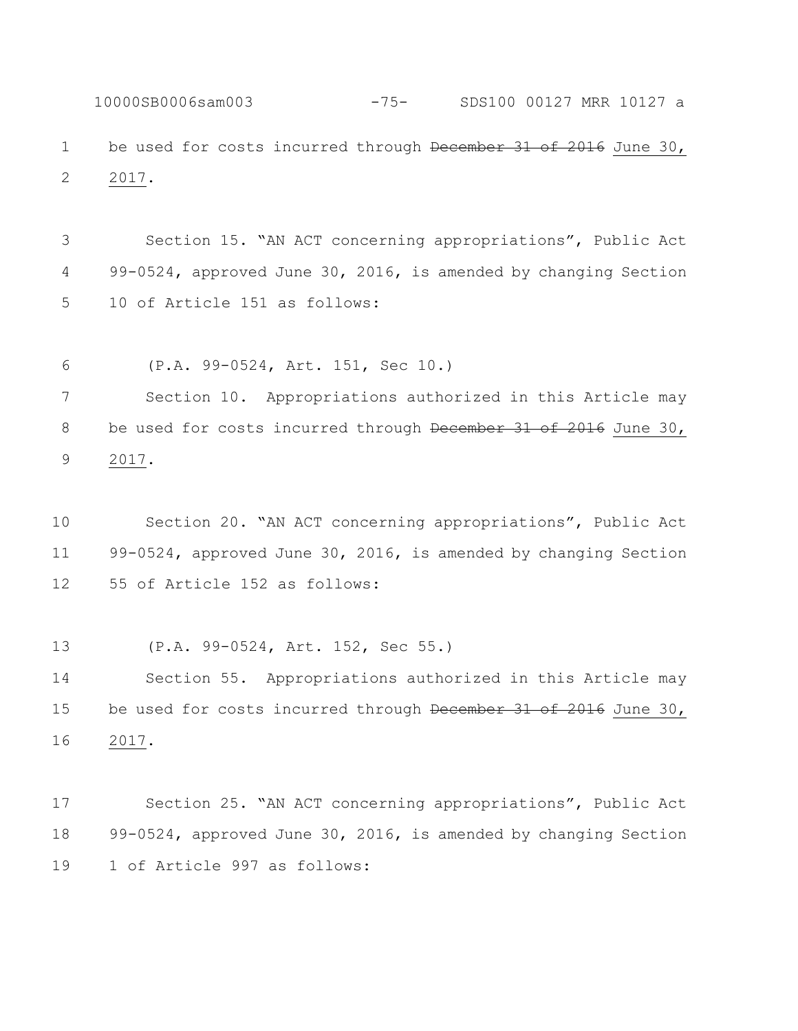be used for costs incurred through ~~December 31 of 2016~~ June 30, 2017.

Section 15. "AN ACT concerning appropriations", Public Act 99-0524, approved June 30, 2016, is amended by changing Section 10 of Article 151 as follows:

(P.A. 99-0524, Art. 151, Sec 10.)

Section 10. Appropriations authorized in this Article may be used for costs incurred through ~~December 31 of 2016~~ June 30, 2017.

Section 20. "AN ACT concerning appropriations", Public Act 99-0524, approved June 30, 2016, is amended by changing Section 55 of Article 152 as follows:

(P.A. 99-0524, Art. 152, Sec 55.)

Section 55. Appropriations authorized in this Article may be used for costs incurred through ~~December 31 of 2016~~ June 30, 2017.

Section 25. "AN ACT concerning appropriations", Public Act 99-0524, approved June 30, 2016, is amended by changing Section 1 of Article 997 as follows: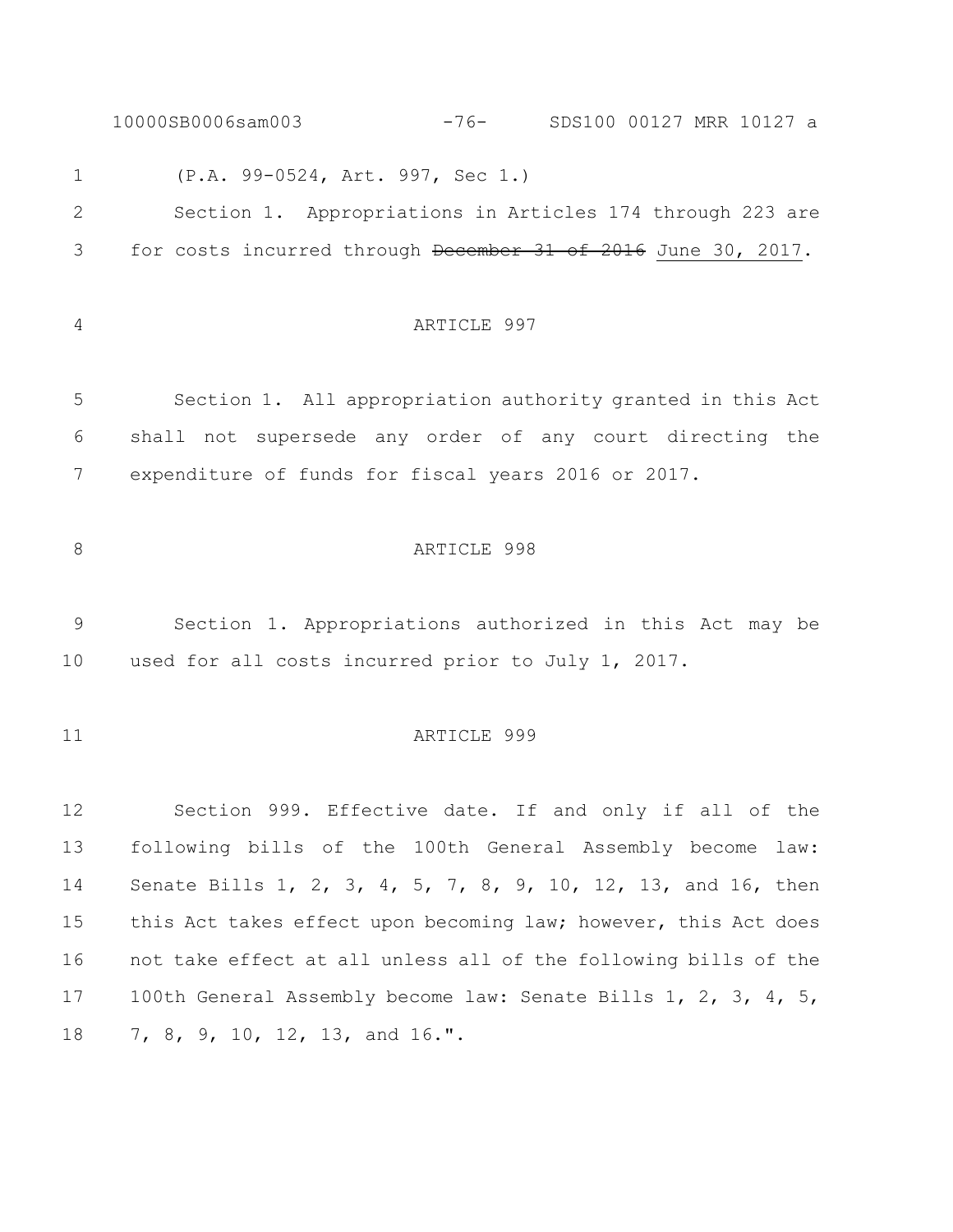(P.A. 99-0524, Art. 997, Sec 1.)

Section 1. Appropriations in Articles 174 through 223 are for costs incurred through ~~December 31 of 2016~~ June 30, 2017.

ARTICLE 997

Section 1. All appropriation authority granted in this Act shall not supersede any order of any court directing the expenditure of funds for fiscal years 2016 or 2017.

ARTICLE 998

Section 1. Appropriations authorized in this Act may be used for all costs incurred prior to July 1, 2017.

ARTICLE 999

Section 999. Effective date. If and only if all of the following bills of the 100th General Assembly become law: Senate Bills 1, 2, 3, 4, 5, 7, 8, 9, 10, 12, 13, and 16, then this Act takes effect upon becoming law; however, this Act does not take effect at all unless all of the following bills of the 100th General Assembly become law: Senate Bills 1, 2, 3, 4, 5, 7, 8, 9, 10, 12, 13, and 16.".